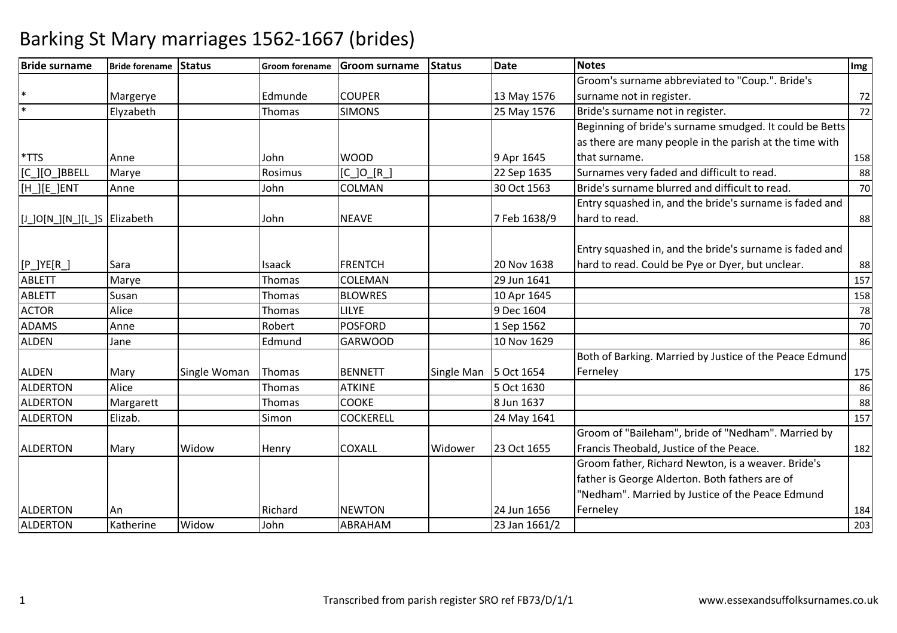# Barking St Mary marriages 1562-1667 (brides)

| Bride surname | Bride forename | Status | Groom forename | Groom surname | Status | Date | Notes | Img |
|---|---|---|---|---|---|---|---|---|
| * | Margerye | | Edmunde | COUPER | | 13 May 1576 | Groom's surname abbreviated to "Coup.". Bride's surname not in register. | 72 |
| * | Elyzabeth | | Thomas | SIMONS | | 25 May 1576 | Bride's surname not in register. | 72 |
| *TTS | Anne | | John | WOOD | | 9 Apr 1645 | Beginning of bride's surname smudged. It could be Betts as there are many people in the parish at the time with that surname. | 158 |
| [C_][O_]BBELL | Marye | | Rosimus | [C_]O_[R_] | | 22 Sep 1635 | Surnames very faded and difficult to read. | 88 |
| [H_][E_]ENT | Anne | | John | COLMAN | | 30 Oct 1563 | Bride's surname blurred and difficult to read. | 70 |
| [J_]O[N_][N_][L_]S | Elizabeth | | John | NEAVE | | 7 Feb 1638/9 | Entry squashed in, and the bride's surname is faded and hard to read. | 88 |
| [P_]YE[R_] | Sara | | Isaack | FRENTCH | | 20 Nov 1638 | Entry squashed in, and the bride's surname is faded and hard to read. Could be Pye or Dyer, but unclear. | 88 |
| ABLETT | Marye | | Thomas | COLEMAN | | 29 Jun 1641 | | 157 |
| ABLETT | Susan | | Thomas | BLOWRES | | 10 Apr 1645 | | 158 |
| ACTOR | Alice | | Thomas | LILYE | | 9 Dec 1604 | | 78 |
| ADAMS | Anne | | Robert | POSFORD | | 1 Sep 1562 | | 70 |
| ALDEN | Jane | | Edmund | GARWOOD | | 10 Nov 1629 | | 86 |
| ALDEN | Mary | Single Woman | Thomas | BENNETT | Single Man | 5 Oct 1654 | Both of Barking. Married by Justice of the Peace Edmund Ferneley | 175 |
| ALDERTON | Alice | | Thomas | ATKINE | | 5 Oct 1630 | | 86 |
| ALDERTON | Margarett | | Thomas | COOKE | | 8 Jun 1637 | | 88 |
| ALDERTON | Elizab. | | Simon | COCKERELL | | 24 May 1641 | | 157 |
| ALDERTON | Mary | Widow | Henry | COXALL | Widower | 23 Oct 1655 | Groom of "Baileham", bride of "Nedham". Married by Francis Theobald, Justice of the Peace. | 182 |
| ALDERTON | An | | Richard | NEWTON | | 24 Jun 1656 | Groom father, Richard Newton, is a weaver. Bride's father is George Alderton. Both fathers are of "Nedham". Married by Justice of the Peace Edmund Ferneley | 184 |
| ALDERTON | Katherine | Widow | John | ABRAHAM | | 23 Jan 1661/2 | | 203 |

Transcribed from parish register SRO ref FB73/D/1/1 www.essexandsuffolksurnames.co.uk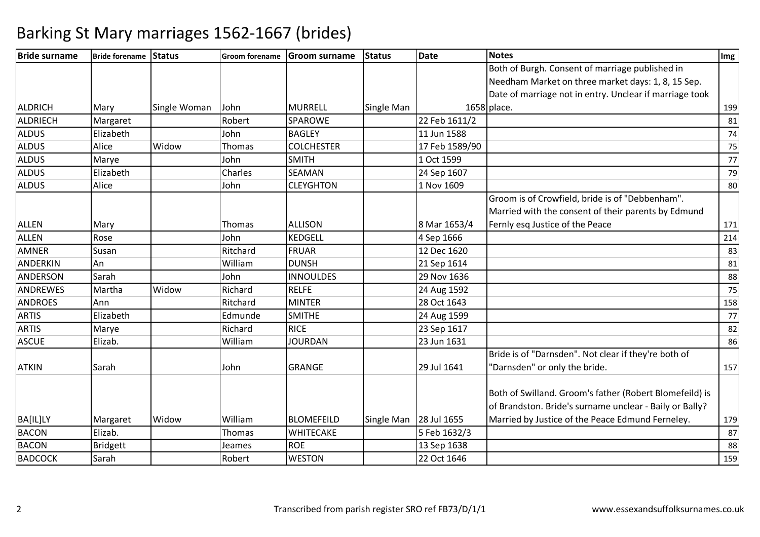# Barking St Mary marriages 1562-1667 (brides)

| Bride surname | Bride forename | Status | Groom forename | Groom surname | Status | Date | Notes | Img |
|---|---|---|---|---|---|---|---|---|
| ALDRICH | Mary | Single Woman | John | MURRELL | Single Man | 1658 | Both of Burgh. Consent of marriage published in Needham Market on three market days: 1, 8, 15 Sep. Date of marriage not in entry. Unclear if marriage took place. | 199 |
| ALDRIECH | Margaret | | Robert | SPAROWE | | 22 Feb 1611/2 | | 81 |
| ALDUS | Elizabeth | | John | BAGLEY | | 11 Jun 1588 | | 74 |
| ALDUS | Alice | Widow | Thomas | COLCHESTER | | 17 Feb 1589/90 | | 75 |
| ALDUS | Marye | | John | SMITH | | 1 Oct 1599 | | 77 |
| ALDUS | Elizabeth | | Charles | SEAMAN | | 24 Sep 1607 | | 79 |
| ALDUS | Alice | | John | CLEYGHTON | | 1 Nov 1609 | | 80 |
| ALLEN | Mary | | Thomas | ALLISON | | 8 Mar 1653/4 | Groom is of Crowfield, bride is of "Debbenham". Married with the consent of their parents by Edmund Fernly esq Justice of the Peace | 171 |
| ALLEN | Rose | | John | KEDGELL | | 4 Sep 1666 | | 214 |
| AMNER | Susan | | Ritchard | FRUAR | | 12 Dec 1620 | | 83 |
| ANDERKIN | An | | William | DUNSH | | 21 Sep 1614 | | 81 |
| ANDERSON | Sarah | | John | INNOULDES | | 29 Nov 1636 | | 88 |
| ANDREWES | Martha | Widow | Richard | RELFE | | 24 Aug 1592 | | 75 |
| ANDROES | Ann | | Ritchard | MINTER | | 28 Oct 1643 | | 158 |
| ARTIS | Elizabeth | | Edmunde | SMITHE | | 24 Aug 1599 | | 77 |
| ARTIS | Marye | | Richard | RICE | | 23 Sep 1617 | | 82 |
| ASCUE | Elizab. | | William | JOURDAN | | 23 Jun 1631 | | 86 |
| ATKIN | Sarah | | John | GRANGE | | 29 Jul 1641 | Bride is of "Darnsden". Not clear if they're both of "Darnsden" or only the bride. | 157 |
| BA[IL]LY | Margaret | Widow | William | BLOMEFEILD | Single Man | 28 Jul 1655 | Both of Swilland. Groom's father (Robert Blomefeild) is of Brandston. Bride's surname unclear - Baily or Bally? Married by Justice of the Peace Edmund Ferneley. | 179 |
| BACON | Elizab. | | Thomas | WHITECAKE | | 5 Feb 1632/3 | | 87 |
| BACON | Bridgett | | Jeames | ROE | | 13 Sep 1638 | | 88 |
| BADCOCK | Sarah | | Robert | WESTON | | 22 Oct 1646 | | 159 |

Transcribed from parish register SRO ref FB73/D/1/1 www.essexandsuffolksurnames.co.uk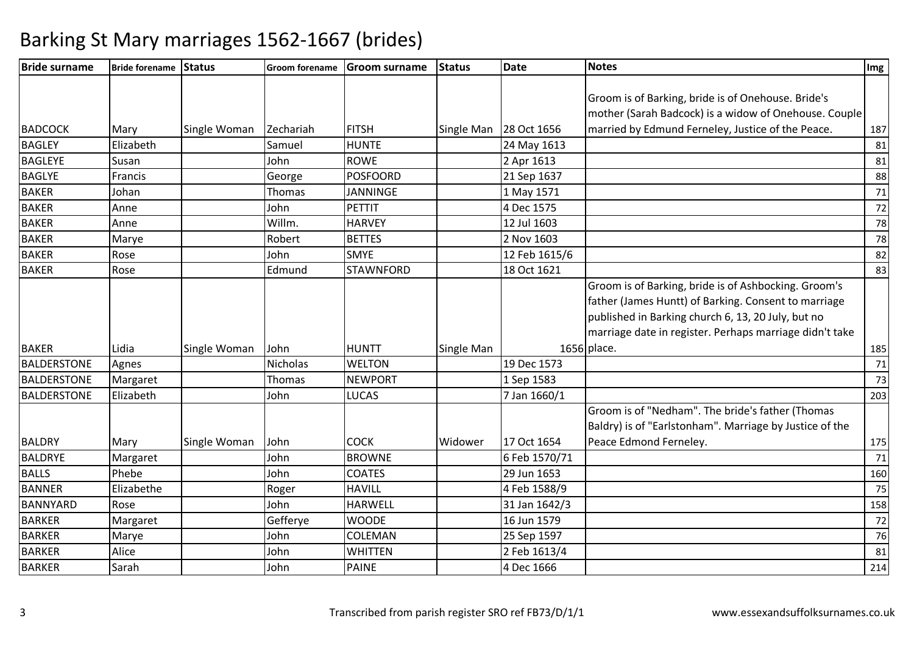# Barking St Mary marriages 1562-1667 (brides)

| Bride surname | Bride forename | Status | Groom forename | Groom surname | Status | Date | Notes | Img |
|---|---|---|---|---|---|---|---|---|
| BADCOCK | Mary | Single Woman | Zechariah | FITSH | Single Man | 28 Oct 1656 | Groom is of Barking, bride is of Onehouse. Bride's mother (Sarah Badcock) is a widow of Onehouse. Couple married by Edmund Ferneley, Justice of the Peace. | 187 |
| BAGLEY | Elizabeth | | Samuel | HUNTE | | 24 May 1613 | | 81 |
| BAGLEYE | Susan | | John | ROWE | | 2 Apr 1613 | | 81 |
| BAGLYE | Francis | | George | POSFOORD | | 21 Sep 1637 | | 88 |
| BAKER | Johan | | Thomas | JANNINGE | | 1 May 1571 | | 71 |
| BAKER | Anne | | John | PETTIT | | 4 Dec 1575 | | 72 |
| BAKER | Anne | | Willm. | HARVEY | | 12 Jul 1603 | | 78 |
| BAKER | Marye | | Robert | BETTES | | 2 Nov 1603 | | 78 |
| BAKER | Rose | | John | SMYE | | 12 Feb 1615/6 | | 82 |
| BAKER | Rose | | Edmund | STAWNFORD | | 18 Oct 1621 | | 83 |
| BAKER | Lidia | Single Woman | John | HUNTT | Single Man | 1656 | Groom is of Barking, bride is of Ashbocking. Groom's father (James Huntt) of Barking. Consent to marriage published in Barking church 6, 13, 20 July, but no marriage date in register. Perhaps marriage didn't take place. | 185 |
| BALDERSTONE | Agnes | | Nicholas | WELTON | | 19 Dec 1573 | | 71 |
| BALDERSTONE | Margaret | | Thomas | NEWPORT | | 1 Sep 1583 | | 73 |
| BALDERSTONE | Elizabeth | | John | LUCAS | | 7 Jan 1660/1 | | 203 |
| BALDRY | Mary | Single Woman | John | COCK | Widower | 17 Oct 1654 | Groom is of "Nedham". The bride's father (Thomas Baldry) is of "Earlstonham". Marriage by Justice of the Peace Edmond Ferneley. | 175 |
| BALDRYE | Margaret | | John | BROWNE | | 6 Feb 1570/71 | | 71 |
| BALLS | Phebe | | John | COATES | | 29 Jun 1653 | | 160 |
| BANNER | Elizabethe | | Roger | HAVILL | | 4 Feb 1588/9 | | 75 |
| BANNYARD | Rose | | John | HARWELL | | 31 Jan 1642/3 | | 158 |
| BARKER | Margaret | | Gefferye | WOODE | | 16 Jun 1579 | | 72 |
| BARKER | Marye | | John | COLEMAN | | 25 Sep 1597 | | 76 |
| BARKER | Alice | | John | WHITTEN | | 2 Feb 1613/4 | | 81 |
| BARKER | Sarah | | John | PAINE | | 4 Dec 1666 | | 214 |

Transcribed from parish register SRO ref FB73/D/1/1

www.essexandsuffolksurnames.co.uk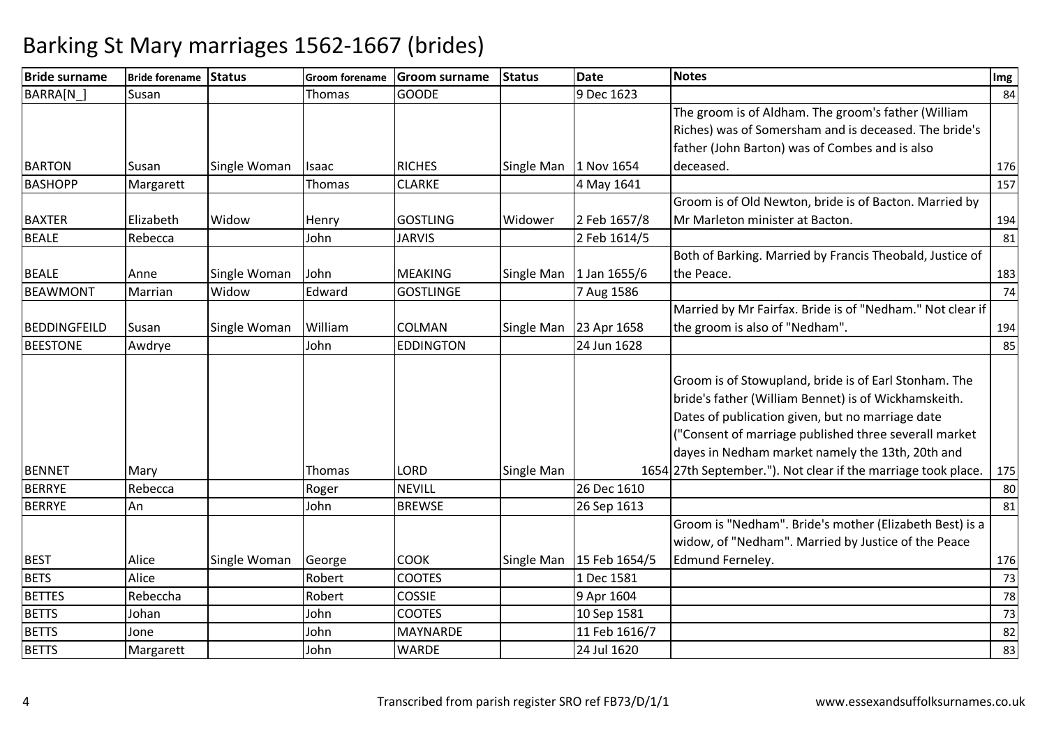# Barking St Mary marriages 1562-1667 (brides)

| Bride surname | Bride forename | Status | Groom forename | Groom surname | Status | Date | Notes | Img |
|---|---|---|---|---|---|---|---|---|
| BARRA[N_] | Susan | | Thomas | GOODE | | 9 Dec 1623 | | 84 |
| BARTON | Susan | Single Woman | Isaac | RICHES | Single Man | 1 Nov 1654 | The groom is of Aldham. The groom's father (William Riches) was of Somersham and is deceased. The bride's father (John Barton) was of Combes and is also deceased. | 176 |
| BASHOPP | Margarett | | Thomas | CLARKE | | 4 May 1641 | | 157 |
| BAXTER | Elizabeth | Widow | Henry | GOSTLING | Widower | 2 Feb 1657/8 | Groom is of Old Newton, bride is of Bacton. Married by Mr Marleton minister at Bacton. | 194 |
| BEALE | Rebecca | | John | JARVIS | | 2 Feb 1614/5 | | 81 |
| BEALE | Anne | Single Woman | John | MEAKING | Single Man | 1 Jan 1655/6 | Both of Barking. Married by Francis Theobald, Justice of the Peace. | 183 |
| BEAWMONT | Marrian | Widow | Edward | GOSTLINGE | | 7 Aug 1586 | | 74 |
| BEDDINGFEILD | Susan | Single Woman | William | COLMAN | Single Man | 23 Apr 1658 | Married by Mr Fairfax. Bride is of "Nedham." Not clear if the groom is also of "Nedham". | 194 |
| BEESTONE | Awdrye | | John | EDDINGTON | | 24 Jun 1628 | | 85 |
| BENNET | Mary | | Thomas | LORD | Single Man | 1654 | Groom is of Stowupland, bride is of Earl Stonham. The bride's father (William Bennet) is of Wickhamskeith. Dates of publication given, but no marriage date ("Consent of marriage published three severall market dayes in Nedham market namely the 13th, 20th and 27th September."). Not clear if the marriage took place. | 175 |
| BERRYE | Rebecca | | Roger | NEVILL | | 26 Dec 1610 | | 80 |
| BERRYE | An | | John | BREWSE | | 26 Sep 1613 | | 81 |
| BEST | Alice | Single Woman | George | COOK | Single Man | 15 Feb 1654/5 | Groom is "Nedham". Bride's mother (Elizabeth Best) is a widow, of "Nedham". Married by Justice of the Peace Edmund Ferneley. | 176 |
| BETS | Alice | | Robert | COOTES | | 1 Dec 1581 | | 73 |
| BETTES | Rebeccha | | Robert | COSSIE | | 9 Apr 1604 | | 78 |
| BETTS | Johan | | John | COOTES | | 10 Sep 1581 | | 73 |
| BETTS | Jone | | John | MAYNARDE | | 11 Feb 1616/7 | | 82 |
| BETTS | Margarett | | John | WARDE | | 24 Jul 1620 | | 83 |

Transcribed from parish register SRO ref FB73/D/1/1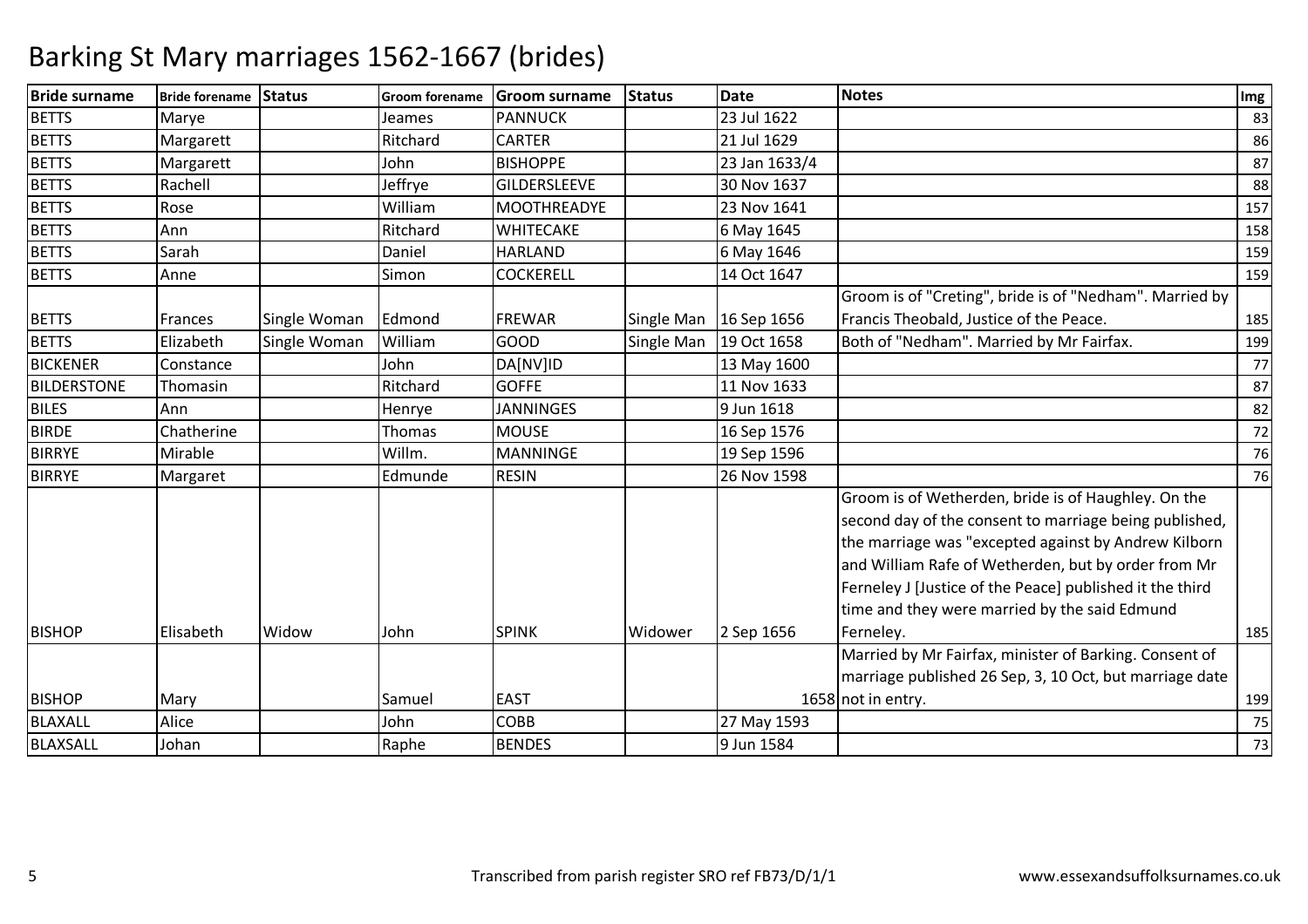# Barking St Mary marriages 1562-1667 (brides)

| Bride surname | Bride forename | Status | Groom forename | Groom surname | Status | Date | Notes | Img |
|---|---|---|---|---|---|---|---|---|
| BETTS | Marye | | Jeames | PANNUCK | | 23 Jul 1622 | | 83 |
| BETTS | Margarett | | Ritchard | CARTER | | 21 Jul 1629 | | 86 |
| BETTS | Margarett | | John | BISHOPPE | | 23 Jan 1633/4 | | 87 |
| BETTS | Rachell | | Jeffrye | GILDERSLEEVE | | 30 Nov 1637 | | 88 |
| BETTS | Rose | | William | MOOTHREADYE | | 23 Nov 1641 | | 157 |
| BETTS | Ann | | Ritchard | WHITECAKE | | 6 May 1645 | | 158 |
| BETTS | Sarah | | Daniel | HARLAND | | 6 May 1646 | | 159 |
| BETTS | Anne | | Simon | COCKERELL | | 14 Oct 1647 | | 159 |
| BETTS | Frances | Single Woman | Edmond | FREWAR | Single Man | 16 Sep 1656 | Groom is of "Creting", bride is of "Nedham". Married by Francis Theobald, Justice of the Peace. | 185 |
| BETTS | Elizabeth | Single Woman | William | GOOD | Single Man | 19 Oct 1658 | Both of "Nedham". Married by Mr Fairfax. | 199 |
| BICKENER | Constance | | John | DA[NV]ID | | 13 May 1600 | | 77 |
| BILDERSTONE | Thomasin | | Ritchard | GOFFE | | 11 Nov 1633 | | 87 |
| BILES | Ann | | Henrye | JANNINGES | | 9 Jun 1618 | | 82 |
| BIRDE | Chatherine | | Thomas | MOUSE | | 16 Sep 1576 | | 72 |
| BIRRYE | Mirable | | Willm. | MANNINGE | | 19 Sep 1596 | | 76 |
| BIRRYE | Margaret | | Edmunde | RESIN | | 26 Nov 1598 | | 76 |
| BISHOP | Elisabeth | Widow | John | SPINK | Widower | 2 Sep 1656 | Groom is of Wetherden, bride is of Haughley. On the second day of the consent to marriage being published, the marriage was "excepted against by Andrew Kilborn and William Rafe of Wetherden, but by order from Mr Ferneley J [Justice of the Peace] published it the third time and they were married by the said Edmund Ferneley. | 185 |
| BISHOP | Mary | | Samuel | EAST | | 1658 | Married by Mr Fairfax, minister of Barking. Consent of marriage published 26 Sep, 3, 10 Oct, but marriage date not in entry. | 199 |
| BLAXALL | Alice | | John | COBB | | 27 May 1593 | | 75 |
| BLAXSALL | Johan | | Raphe | BENDES | | 9 Jun 1584 | | 73 |

Transcribed from parish register SRO ref FB73/D/1/1

www.essexandsuffolksurnames.co.uk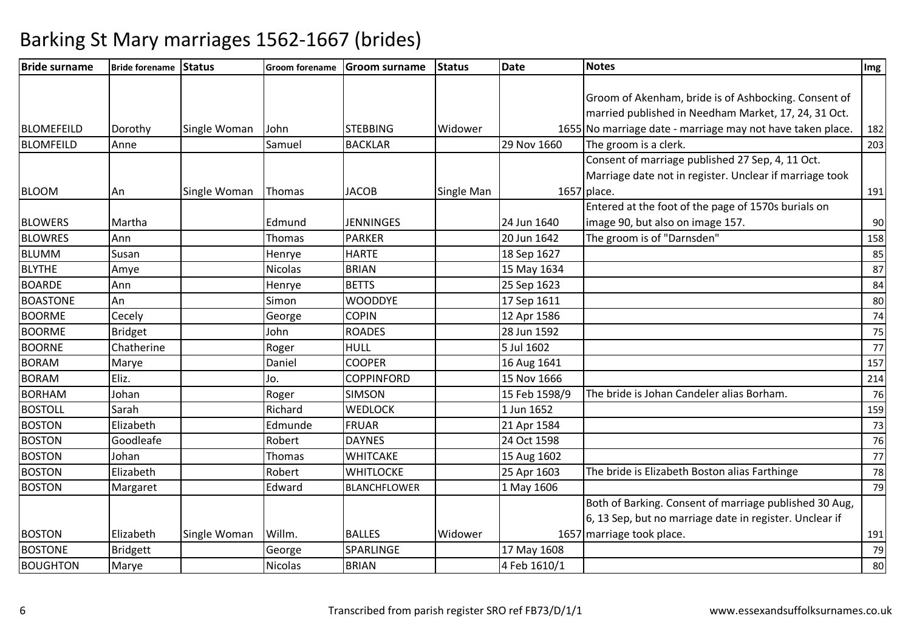# Barking St Mary marriages 1562-1667 (brides)

| Bride surname | Bride forename | Status | Groom forename | Groom surname | Status | Date | Notes | Img |
|---|---|---|---|---|---|---|---|---|
| BLOMEFEILD | Dorothy | Single Woman | John | STEBBING | Widower | 1655 | Groom of Akenham, bride is of Ashbocking. Consent of married published in Needham Market, 17, 24, 31 Oct. No marriage date - marriage may not have taken place. | 182 |
| BLOMFEILD | Anne | | Samuel | BACKLAR | | 29 Nov 1660 | The groom is a clerk. | 203 |
| BLOOM | An | Single Woman | Thomas | JACOB | Single Man | 1657 | Consent of marriage published 27 Sep, 4, 11 Oct. Marriage date not in register. Unclear if marriage took place. | 191 |
| BLOWERS | Martha | | Edmund | JENNINGES | | 24 Jun 1640 | Entered at the foot of the page of 1570s burials on image 90, but also on image 157. | 90 |
| BLOWRES | Ann | | Thomas | PARKER | | 20 Jun 1642 | The groom is of "Darnsden" | 158 |
| BLUMM | Susan | | Henrye | HARTE | | 18 Sep 1627 | | 85 |
| BLYTHE | Amye | | Nicolas | BRIAN | | 15 May 1634 | | 87 |
| BOARDE | Ann | | Henrye | BETTS | | 25 Sep 1623 | | 84 |
| BOASTONE | An | | Simon | WOODDYE | | 17 Sep 1611 | | 80 |
| BOORME | Cecely | | George | COPIN | | 12 Apr 1586 | | 74 |
| BOORME | Bridget | | John | ROADES | | 28 Jun 1592 | | 75 |
| BOORNE | Chatherine | | Roger | HULL | | 5 Jul 1602 | | 77 |
| BORAM | Marye | | Daniel | COOPER | | 16 Aug 1641 | | 157 |
| BORAM | Eliz. | | Jo. | COPPINFORD | | 15 Nov 1666 | | 214 |
| BORHAM | Johan | | Roger | SIMSON | | 15 Feb 1598/9 | The bride is Johan Candeler alias Borham. | 76 |
| BOSTOLL | Sarah | | Richard | WEDLOCK | | 1 Jun 1652 | | 159 |
| BOSTON | Elizabeth | | Edmunde | FRUAR | | 21 Apr 1584 | | 73 |
| BOSTON | Goodleafe | | Robert | DAYNES | | 24 Oct 1598 | | 76 |
| BOSTON | Johan | | Thomas | WHITCAKE | | 15 Aug 1602 | | 77 |
| BOSTON | Elizabeth | | Robert | WHITLOCKE | | 25 Apr 1603 | The bride is Elizabeth Boston alias Farthinge | 78 |
| BOSTON | Margaret | | Edward | BLANCHFLOWER | | 1 May 1606 | | 79 |
| BOSTON | Elizabeth | Single Woman | Willm. | BALLES | Widower | 1657 | Both of Barking. Consent of marriage published 30 Aug, 6, 13 Sep, but no marriage date in register. Unclear if marriage took place. | 191 |
| BOSTONE | Bridgett | | George | SPARLINGE | | 17 May 1608 | | 79 |
| BOUGHTON | Marye | | Nicolas | BRIAN | | 4 Feb 1610/1 | | 80 |

Transcribed from parish register SRO ref FB73/D/1/1

www.essexandsuffolksurnames.co.uk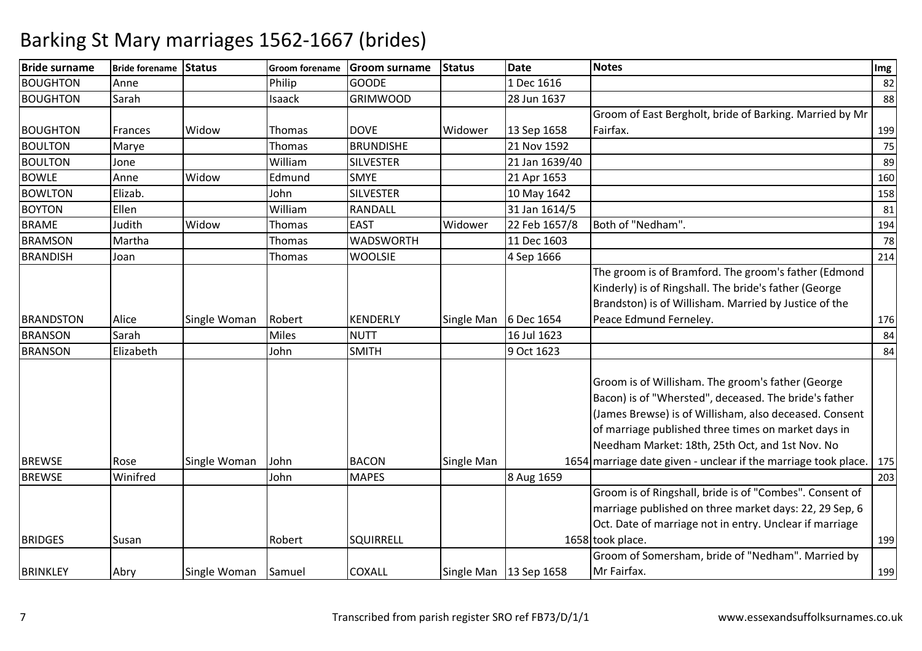# Barking St Mary marriages 1562-1667 (brides)

| Bride surname | Bride forename | Status | Groom forename | Groom surname | Status | Date | Notes | Img |
|---|---|---|---|---|---|---|---|---|
| BOUGHTON | Anne | | Philip | GOODE | | 1 Dec 1616 | | 82 |
| BOUGHTON | Sarah | | Isaack | GRIMWOOD | | 28 Jun 1637 | | 88 |
| BOUGHTON | Frances | Widow | Thomas | DOVE | Widower | 13 Sep 1658 | Groom of East Bergholt, bride of Barking. Married by Mr Fairfax. | 199 |
| BOULTON | Marye | | Thomas | BRUNDISHE | | 21 Nov 1592 | | 75 |
| BOULTON | Jone | | William | SILVESTER | | 21 Jan 1639/40 | | 89 |
| BOWLE | Anne | Widow | Edmund | SMYE | | 21 Apr 1653 | | 160 |
| BOWLTON | Elizab. | | John | SILVESTER | | 10 May 1642 | | 158 |
| BOYTON | Ellen | | William | RANDALL | | 31 Jan 1614/5 | | 81 |
| BRAME | Judith | Widow | Thomas | EAST | Widower | 22 Feb 1657/8 | Both of "Nedham". | 194 |
| BRAMSON | Martha | | Thomas | WADSWORTH | | 11 Dec 1603 | | 78 |
| BRANDISH | Joan | | Thomas | WOOLSIE | | 4 Sep 1666 | | 214 |
| BRANDSTON | Alice | Single Woman | Robert | KENDERLY | Single Man | 6 Dec 1654 | The groom is of Bramford. The groom's father (Edmond Kinderly) is of Ringshall. The bride's father (George Brandston) is of Willisham. Married by Justice of the Peace Edmund Ferneley. | 176 |
| BRANSON | Sarah | | Miles | NUTT | | 16 Jul 1623 | | 84 |
| BRANSON | Elizabeth | | John | SMITH | | 9 Oct 1623 | | 84 |
| BREWSE | Rose | Single Woman | John | BACON | Single Man | 1654 | Groom is of Willisham. The groom's father (George Bacon) is of "Whersted", deceased. The bride's father (James Brewse) is of Willisham, also deceased. Consent of marriage published three times on market days in Needham Market: 18th, 25th Oct, and 1st Nov. No marriage date given - unclear if the marriage took place. | 175 |
| BREWSE | Winifred | | John | MAPES | | 8 Aug 1659 | | 203 |
| BRIDGES | Susan | | Robert | SQUIRRELL | | 1658 | Groom is of Ringshall, bride is of "Combes". Consent of marriage published on three market days: 22, 29 Sep, 6 Oct. Date of marriage not in entry. Unclear if marriage took place. | 199 |
| BRINKLEY | Abry | Single Woman | Samuel | COXALL | Single Man | 13 Sep 1658 | Groom of Somersham, bride of "Nedham". Married by Mr Fairfax. | 199 |

Transcribed from parish register SRO ref FB73/D/1/1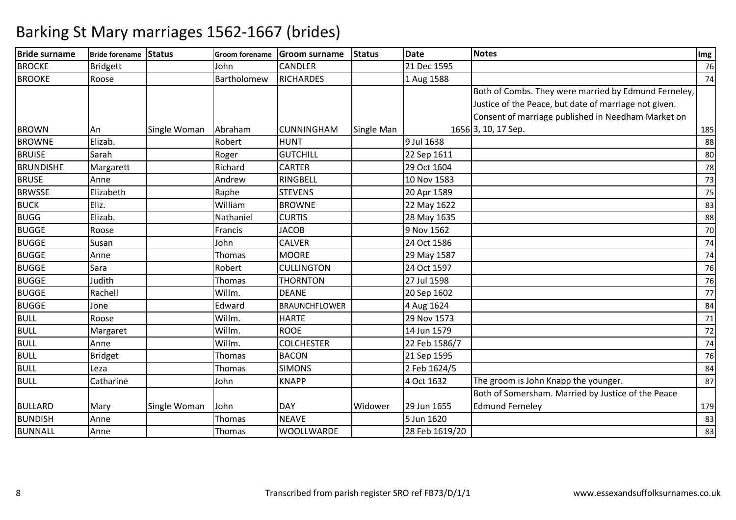# Barking St Mary marriages 1562-1667 (brides)

| Bride surname | Bride forename | Status | Groom forename | Groom surname | Status | Date | Notes | Img |
|---|---|---|---|---|---|---|---|---|
| BROCKE | Bridgett | | John | CANDLER | | 21 Dec 1595 | | 76 |
| BROOKE | Roose | | Bartholomew | RICHARDES | | 1 Aug 1588 | | 74 |
| BROWN | An | Single Woman | Abraham | CUNNINGHAM | Single Man | 1656 | Both of Combs. They were married by Edmund Ferneley, Justice of the Peace, but date of marriage not given. Consent of marriage published in Needham Market on 3, 10, 17 Sep. | 185 |
| BROWNE | Elizab. | | Robert | HUNT | | 9 Jul 1638 | | 88 |
| BRUISE | Sarah | | Roger | GUTCHILL | | 22 Sep 1611 | | 80 |
| BRUNDISHE | Margarett | | Richard | CARTER | | 29 Oct 1604 | | 78 |
| BRUSE | Anne | | Andrew | RINGBELL | | 10 Nov 1583 | | 73 |
| BRWSSE | Elizabeth | | Raphe | STEVENS | | 20 Apr 1589 | | 75 |
| BUCK | Eliz. | | William | BROWNE | | 22 May 1622 | | 83 |
| BUGG | Elizab. | | Nathaniel | CURTIS | | 28 May 1635 | | 88 |
| BUGGE | Roose | | Francis | JACOB | | 9 Nov 1562 | | 70 |
| BUGGE | Susan | | John | CALVER | | 24 Oct 1586 | | 74 |
| BUGGE | Anne | | Thomas | MOORE | | 29 May 1587 | | 74 |
| BUGGE | Sara | | Robert | CULLINGTON | | 24 Oct 1597 | | 76 |
| BUGGE | Judith | | Thomas | THORNTON | | 27 Jul 1598 | | 76 |
| BUGGE | Rachell | | Willm. | DEANE | | 20 Sep 1602 | | 77 |
| BUGGE | Jone | | Edward | BRAUNCHFLOWER | | 4 Aug 1624 | | 84 |
| BULL | Roose | | Willm. | HARTE | | 29 Nov 1573 | | 71 |
| BULL | Margaret | | Willm. | ROOE | | 14 Jun 1579 | | 72 |
| BULL | Anne | | Willm. | COLCHESTER | | 22 Feb 1586/7 | | 74 |
| BULL | Bridget | | Thomas | BACON | | 21 Sep 1595 | | 76 |
| BULL | Leza | | Thomas | SIMONS | | 2 Feb 1624/5 | | 84 |
| BULL | Catharine | | John | KNAPP | | 4 Oct 1632 | The groom is John Knapp the younger. | 87 |
| BULLARD | Mary | Single Woman | John | DAY | Widower | 29 Jun 1655 | Both of Somersham. Married by Justice of the Peace Edmund Ferneley | 179 |
| BUNDISH | Anne | | Thomas | NEAVE | | 5 Jun 1620 | | 83 |
| BUNNALL | Anne | | Thomas | WOOLLWARDE | | 28 Feb 1619/20 | | 83 |

Transcribed from parish register SRO ref FB73/D/1/1

www.essexandsuffolksurnames.co.uk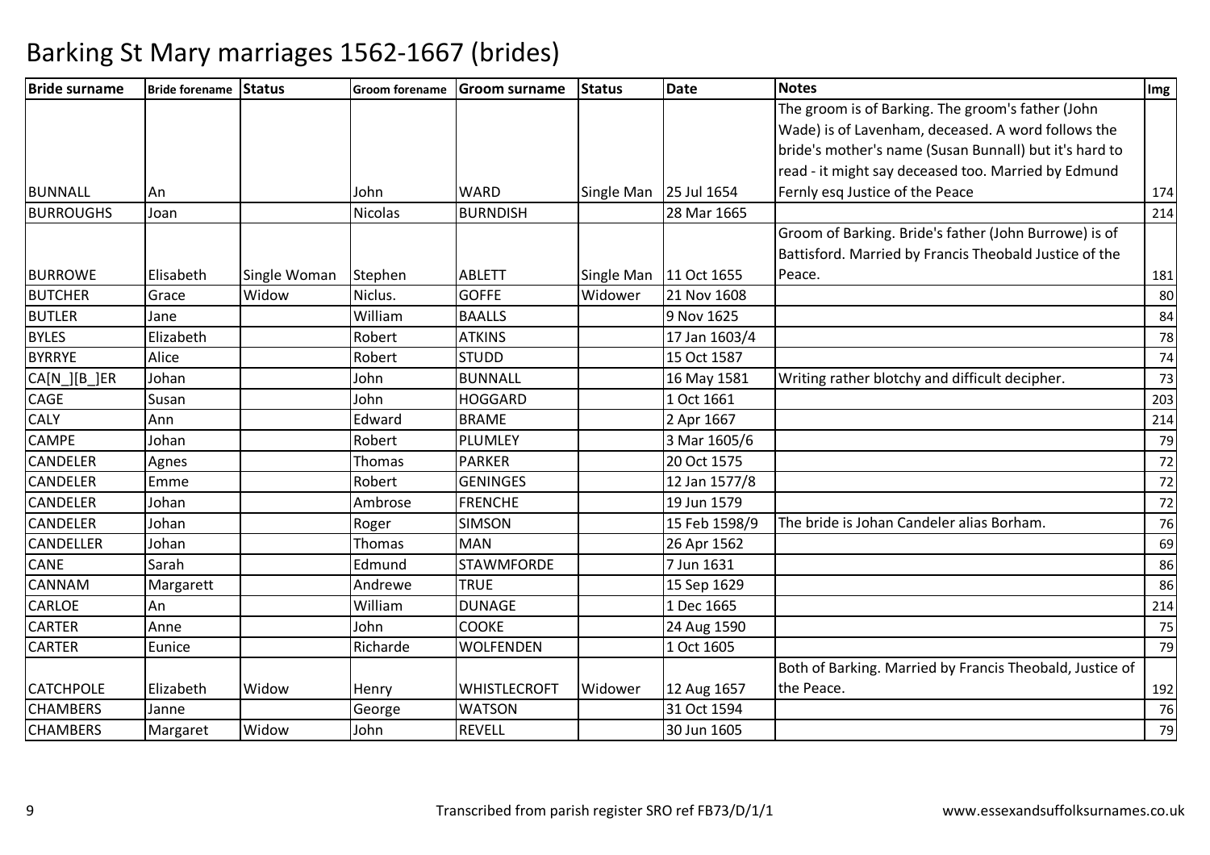# Barking St Mary marriages 1562-1667 (brides)

| Bride surname | Bride forename | Status | Groom forename | Groom surname | Status | Date | Notes | Img |
|---|---|---|---|---|---|---|---|---|
| BUNNALL | An | | John | WARD | Single Man | 25 Jul 1654 | The groom is of Barking. The groom's father (John Wade) is of Lavenham, deceased. A word follows the bride's mother's name (Susan Bunnall) but it's hard to read - it might say deceased too. Married by Edmund Fernly esq Justice of the Peace | 174 |
| BURROUGHS | Joan | | Nicolas | BURNDISH | | 28 Mar 1665 | | 214 |
| BURROWE | Elisabeth | Single Woman | Stephen | ABLETT | Single Man | 11 Oct 1655 | Groom of Barking. Bride's father (John Burrowe) is of Battisford. Married by Francis Theobald Justice of the Peace. | 181 |
| BUTCHER | Grace | Widow | Niclus. | GOFFE | Widower | 21 Nov 1608 | | 80 |
| BUTLER | Jane | | William | BAALLS | | 9 Nov 1625 | | 84 |
| BYLES | Elizabeth | | Robert | ATKINS | | 17 Jan 1603/4 | | 78 |
| BYRRYE | Alice | | Robert | STUDD | | 15 Oct 1587 | | 74 |
| CA[N_][B_]ER | Johan | | John | BUNNALL | | 16 May 1581 | Writing rather blotchy and difficult decipher. | 73 |
| CAGE | Susan | | John | HOGGARD | | 1 Oct 1661 | | 203 |
| CALY | Ann | | Edward | BRAME | | 2 Apr 1667 | | 214 |
| CAMPE | Johan | | Robert | PLUMLEY | | 3 Mar 1605/6 | | 79 |
| CANDELER | Agnes | | Thomas | PARKER | | 20 Oct 1575 | | 72 |
| CANDELER | Emme | | Robert | GENINGES | | 12 Jan 1577/8 | | 72 |
| CANDELER | Johan | | Ambrose | FRENCHE | | 19 Jun 1579 | | 72 |
| CANDELER | Johan | | Roger | SIMSON | | 15 Feb 1598/9 | The bride is Johan Candeler alias Borham. | 76 |
| CANDELLER | Johan | | Thomas | MAN | | 26 Apr 1562 | | 69 |
| CANE | Sarah | | Edmund | STAWMFORDE | | 7 Jun 1631 | | 86 |
| CANNAM | Margarett | | Andrewe | TRUE | | 15 Sep 1629 | | 86 |
| CARLOE | An | | William | DUNAGE | | 1 Dec 1665 | | 214 |
| CARTER | Anne | | John | COOKE | | 24 Aug 1590 | | 75 |
| CARTER | Eunice | | Richarde | WOLFENDEN | | 1 Oct 1605 | | 79 |
| CATCHPOLE | Elizabeth | Widow | Henry | WHISTLECROFT | Widower | 12 Aug 1657 | Both of Barking. Married by Francis Theobald, Justice of the Peace. | 192 |
| CHAMBERS | Janne | | George | WATSON | | 31 Oct 1594 | | 76 |
| CHAMBERS | Margaret | Widow | John | REVELL | | 30 Jun 1605 | | 79 |

Transcribed from parish register SRO ref FB73/D/1/1

www.essexandsuffolksurnames.co.uk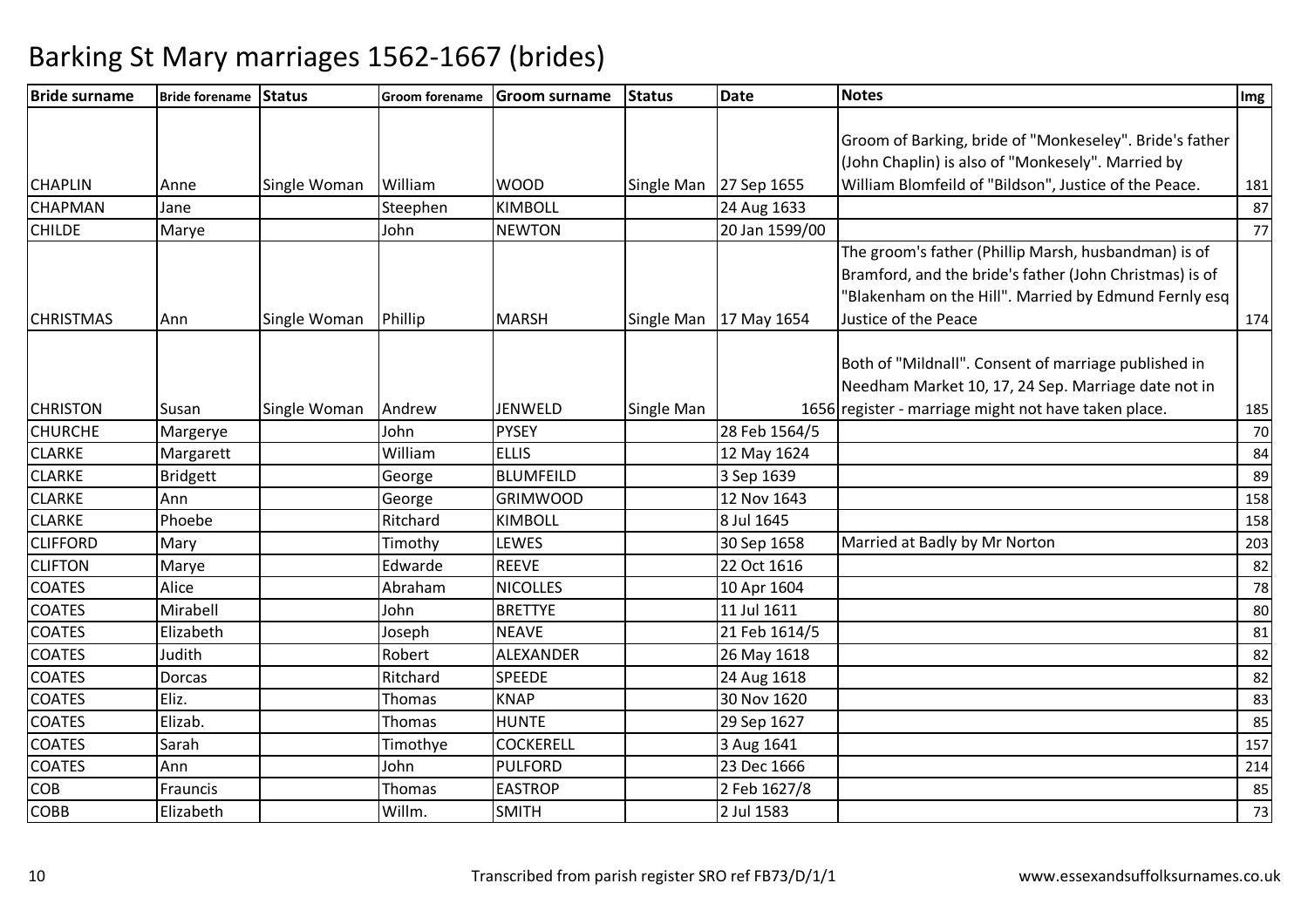# Barking St Mary marriages 1562-1667 (brides)

| Bride surname | Bride forename | Status | Groom forename | Groom surname | Status | Date | Notes | Img |
|---|---|---|---|---|---|---|---|---|
| CHAPLIN | Anne | Single Woman | William | WOOD | Single Man | 27 Sep 1655 | Groom of Barking, bride of "Monkeseley". Bride's father (John Chaplin) is also of "Monkesely". Married by William Blomfeild of "Bildson", Justice of the Peace. | 181 |
| CHAPMAN | Jane | | Steephen | KIMBOLL | | 24 Aug 1633 | | 87 |
| CHILDE | Marye | | John | NEWTON | | 20 Jan 1599/00 | | 77 |
| CHRISTMAS | Ann | Single Woman | Phillip | MARSH | Single Man | 17 May 1654 | The groom's father (Phillip Marsh, husbandman) is of Bramford, and the bride's father (John Christmas) is of "Blakenham on the Hill". Married by Edmund Fernly esq Justice of the Peace | 174 |
| CHRISTON | Susan | Single Woman | Andrew | JENWELD | Single Man | 1656 | Both of "Mildnall". Consent of marriage published in Needham Market 10, 17, 24 Sep. Marriage date not in register - marriage might not have taken place. | 185 |
| CHURCHE | Margerye | | John | PYSEY | | 28 Feb 1564/5 | | 70 |
| CLARKE | Margarett | | William | ELLIS | | 12 May 1624 | | 84 |
| CLARKE | Bridgett | | George | BLUMFEILD | | 3 Sep 1639 | | 89 |
| CLARKE | Ann | | George | GRIMWOOD | | 12 Nov 1643 | | 158 |
| CLARKE | Phoebe | | Ritchard | KIMBOLL | | 8 Jul 1645 | | 158 |
| CLIFFORD | Mary | | Timothy | LEWES | | 30 Sep 1658 | Married at Badly by Mr Norton | 203 |
| CLIFTON | Marye | | Edwarde | REEVE | | 22 Oct 1616 | | 82 |
| COATES | Alice | | Abraham | NICOLLES | | 10 Apr 1604 | | 78 |
| COATES | Mirabell | | John | BRETTYE | | 11 Jul 1611 | | 80 |
| COATES | Elizabeth | | Joseph | NEAVE | | 21 Feb 1614/5 | | 81 |
| COATES | Judith | | Robert | ALEXANDER | | 26 May 1618 | | 82 |
| COATES | Dorcas | | Ritchard | SPEEDE | | 24 Aug 1618 | | 82 |
| COATES | Eliz. | | Thomas | KNAP | | 30 Nov 1620 | | 83 |
| COATES | Elizab. | | Thomas | HUNTE | | 29 Sep 1627 | | 85 |
| COATES | Sarah | | Timothye | COCKERELL | | 3 Aug 1641 | | 157 |
| COATES | Ann | | John | PULFORD | | 23 Dec 1666 | | 214 |
| COB | Frauncis | | Thomas | EASTROP | | 2 Feb 1627/8 | | 85 |
| COBB | Elizabeth | | Willm. | SMITH | | 2 Jul 1583 | | 73 |

Transcribed from parish register SRO ref FB73/D/1/1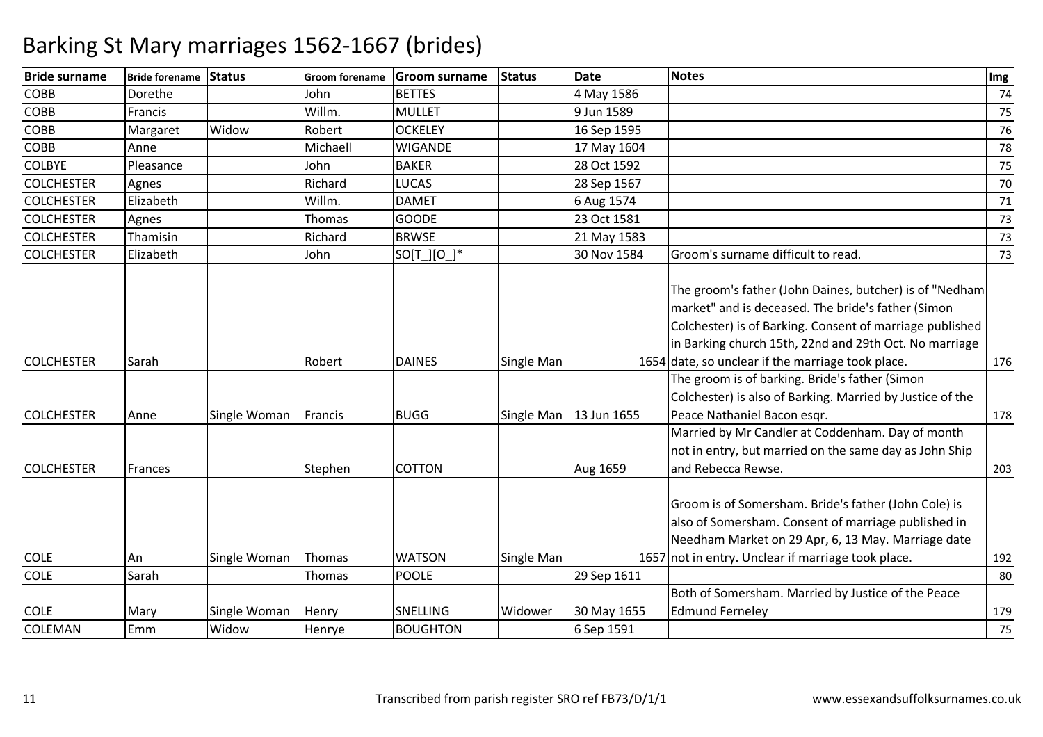# Barking St Mary marriages 1562-1667 (brides)

| Bride surname | Bride forename | Status | Groom forename | Groom surname | Status | Date | Notes | Img |
|---|---|---|---|---|---|---|---|---|
| COBB | Dorethe | | John | BETTES | | 4 May 1586 | | 74 |
| COBB | Francis | | Willm. | MULLET | | 9 Jun 1589 | | 75 |
| COBB | Margaret | Widow | Robert | OCKELEY | | 16 Sep 1595 | | 76 |
| COBB | Anne | | Michaell | WIGANDE | | 17 May 1604 | | 78 |
| COLBYE | Pleasance | | John | BAKER | | 28 Oct 1592 | | 75 |
| COLCHESTER | Agnes | | Richard | LUCAS | | 28 Sep 1567 | | 70 |
| COLCHESTER | Elizabeth | | Willm. | DAMET | | 6 Aug 1574 | | 71 |
| COLCHESTER | Agnes | | Thomas | GOODE | | 23 Oct 1581 | | 73 |
| COLCHESTER | Thamisin | | Richard | BRWSE | | 21 May 1583 | | 73 |
| COLCHESTER | Elizabeth | | John | SO[T_][O_]* | | 30 Nov 1584 | Groom's surname difficult to read. | 73 |
| COLCHESTER | Sarah | | Robert | DAINES | Single Man | 1654 | The groom's father (John Daines, butcher) is of "Nedham market" and is deceased. The bride's father (Simon Colchester) is of Barking. Consent of marriage published in Barking church 15th, 22nd and 29th Oct. No marriage date, so unclear if the marriage took place. | 176 |
| COLCHESTER | Anne | Single Woman | Francis | BUGG | Single Man | 13 Jun 1655 | The groom is of barking. Bride's father (Simon Colchester) is also of Barking. Married by Justice of the Peace Nathaniel Bacon esqr. | 178 |
| COLCHESTER | Frances | | Stephen | COTTON | | Aug 1659 | Married by Mr Candler at Coddenham. Day of month not in entry, but married on the same day as John Ship and Rebecca Rewse. | 203 |
| COLE | An | Single Woman | Thomas | WATSON | Single Man | 1657 | Groom is of Somersham. Bride's father (John Cole) is also of Somersham. Consent of marriage published in Needham Market on 29 Apr, 6, 13 May. Marriage date not in entry. Unclear if marriage took place. | 192 |
| COLE | Sarah | | Thomas | POOLE | | 29 Sep 1611 | | 80 |
| COLE | Mary | Single Woman | Henry | SNELLING | Widower | 30 May 1655 | Both of Somersham. Married by Justice of the Peace Edmund Ferneley | 179 |
| COLEMAN | Emm | Widow | Henrye | BOUGHTON | | 6 Sep 1591 | | 75 |

Transcribed from parish register SRO ref FB73/D/1/1

www.essexandsuffolksurnames.co.uk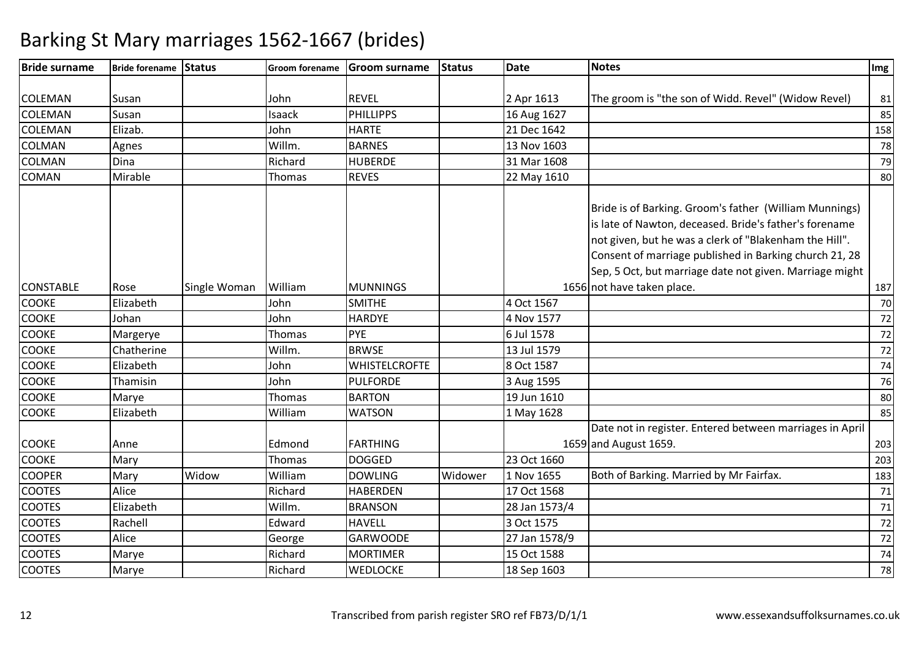# Barking St Mary marriages 1562-1667 (brides)

| Bride surname | Bride forename | Status | Groom forename | Groom surname | Status | Date | Notes | Img |
|---|---|---|---|---|---|---|---|---|
| COLEMAN | Susan | | John | REVEL | | 2 Apr 1613 | The groom is "the son of Widd. Revel" (Widow Revel) | 81 |
| COLEMAN | Susan | | Isaack | PHILLIPPS | | 16 Aug 1627 | | 85 |
| COLEMAN | Elizab. | | John | HARTE | | 21 Dec 1642 | | 158 |
| COLMAN | Agnes | | Willm. | BARNES | | 13 Nov 1603 | | 78 |
| COLMAN | Dina | | Richard | HUBERDE | | 31 Mar 1608 | | 79 |
| COMAN | Mirable | | Thomas | REVES | | 22 May 1610 | | 80 |
| CONSTABLE | Rose | Single Woman | William | MUNNINGS | | 1656 | Bride is of Barking. Groom's father (William Munnings) is late of Nawton, deceased. Bride's father's forename not given, but he was a clerk of "Blakenham the Hill". Consent of marriage published in Barking church 21, 28 Sep, 5 Oct, but marriage date not given. Marriage might not have taken place. | 187 |
| COOKE | Elizabeth | | John | SMITHE | | 4 Oct 1567 | | 70 |
| COOKE | Johan | | John | HARDYE | | 4 Nov 1577 | | 72 |
| COOKE | Margerye | | Thomas | PYE | | 6 Jul 1578 | | 72 |
| COOKE | Chatherine | | Willm. | BRWSE | | 13 Jul 1579 | | 72 |
| COOKE | Elizabeth | | John | WHISTELCROFTE | | 8 Oct 1587 | | 74 |
| COOKE | Thamisin | | John | PULFORDE | | 3 Aug 1595 | | 76 |
| COOKE | Marye | | Thomas | BARTON | | 19 Jun 1610 | | 80 |
| COOKE | Elizabeth | | William | WATSON | | 1 May 1628 | | 85 |
| COOKE | Anne | | Edmond | FARTHING | | 1659 | Date not in register. Entered between marriages in April and August 1659. | 203 |
| COOKE | Mary | | Thomas | DOGGED | | 23 Oct 1660 | | 203 |
| COOPER | Mary | Widow | William | DOWLING | Widower | 1 Nov 1655 | Both of Barking. Married by Mr Fairfax. | 183 |
| COOTES | Alice | | Richard | HABERDEN | | 17 Oct 1568 | | 71 |
| COOTES | Elizabeth | | Willm. | BRANSON | | 28 Jan 1573/4 | | 71 |
| COOTES | Rachell | | Edward | HAVELL | | 3 Oct 1575 | | 72 |
| COOTES | Alice | | George | GARWOODE | | 27 Jan 1578/9 | | 72 |
| COOTES | Marye | | Richard | MORTIMER | | 15 Oct 1588 | | 74 |
| COOTES | Marye | | Richard | WEDLOCKE | | 18 Sep 1603 | | 78 |

Transcribed from parish register SRO ref FB73/D/1/1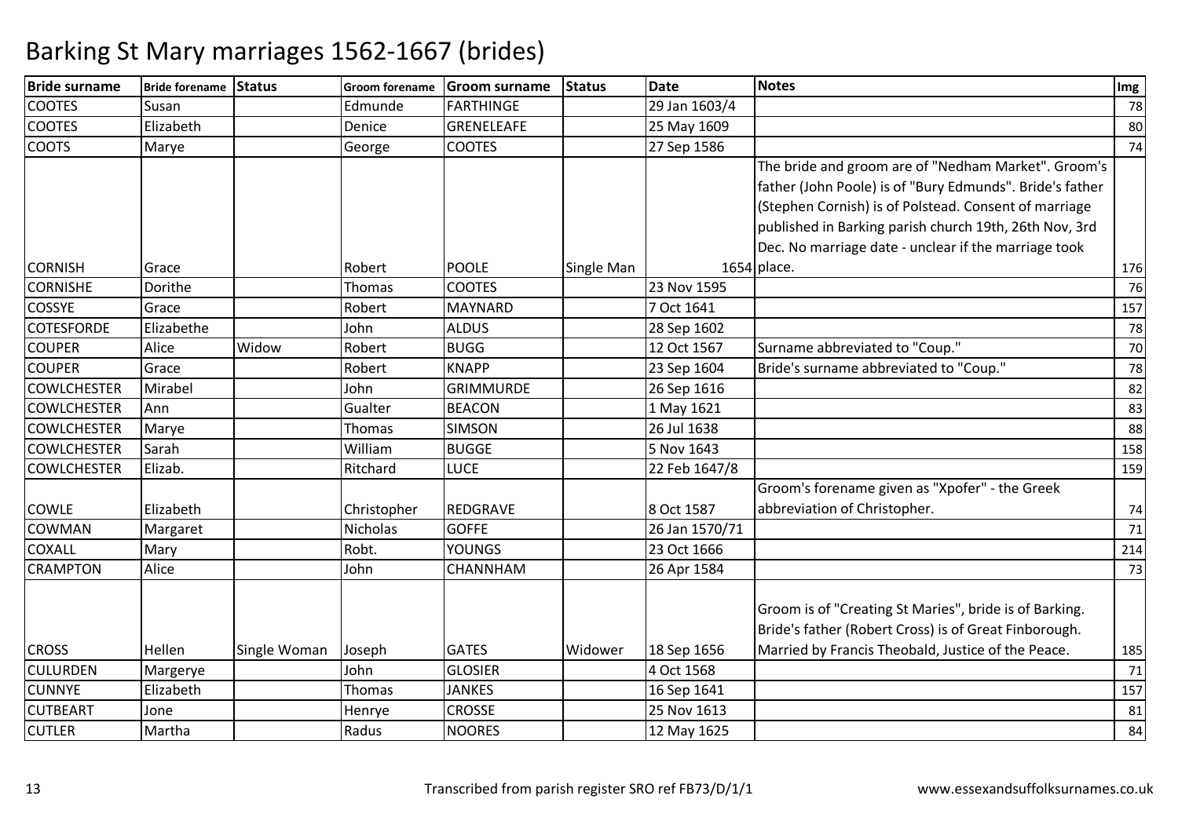# Barking St Mary marriages 1562-1667 (brides)

| Bride surname | Bride forename | Status | Groom forename | Groom surname | Status | Date | Notes | Img |
|---|---|---|---|---|---|---|---|---|
| COOTES | Susan | | Edmunde | FARTHINGE | | 29 Jan 1603/4 | | 78 |
| COOTES | Elizabeth | | Denice | GRENELEAFE | | 25 May 1609 | | 80 |
| COOTS | Marye | | George | COOTES | | 27 Sep 1586 | | 74 |
| CORNISH | Grace | | Robert | POOLE | Single Man | 1654 | The bride and groom are of "Nedham Market". Groom's father (John Poole) is of "Bury Edmunds". Bride's father (Stephen Cornish) is of Polstead. Consent of marriage published in Barking parish church 19th, 26th Nov, 3rd Dec. No marriage date - unclear if the marriage took place. | 176 |
| CORNISHE | Dorithe | | Thomas | COOTES | | 23 Nov 1595 | | 76 |
| COSSYE | Grace | | Robert | MAYNARD | | 7 Oct 1641 | | 157 |
| COTESFORDE | Elizabethe | | John | ALDUS | | 28 Sep 1602 | | 78 |
| COUPER | Alice | Widow | Robert | BUGG | | 12 Oct 1567 | Surname abbreviated to "Coup." | 70 |
| COUPER | Grace | | Robert | KNAPP | | 23 Sep 1604 | Bride's surname abbreviated to "Coup." | 78 |
| COWLCHESTER | Mirabel | | John | GRIMMURDE | | 26 Sep 1616 | | 82 |
| COWLCHESTER | Ann | | Gualter | BEACON | | 1 May 1621 | | 83 |
| COWLCHESTER | Marye | | Thomas | SIMSON | | 26 Jul 1638 | | 88 |
| COWLCHESTER | Sarah | | William | BUGGE | | 5 Nov 1643 | | 158 |
| COWLCHESTER | Elizab. | | Ritchard | LUCE | | 22 Feb 1647/8 | | 159 |
| COWLE | Elizabeth | | Christopher | REDGRAVE | | 8 Oct 1587 | Groom's forename given as "Xpofer" - the Greek abbreviation of Christopher. | 74 |
| COWMAN | Margaret | | Nicholas | GOFFE | | 26 Jan 1570/71 | | 71 |
| COXALL | Mary | | Robt. | YOUNGS | | 23 Oct 1666 | | 214 |
| CRAMPTON | Alice | | John | CHANNHAM | | 26 Apr 1584 | | 73 |
| CROSS | Hellen | Single Woman | Joseph | GATES | Widower | 18 Sep 1656 | Groom is of "Creating St Maries", bride is of Barking. Bride's father (Robert Cross) is of Great Finborough. Married by Francis Theobald, Justice of the Peace. | 185 |
| CULURDEN | Margerye | | John | GLOSIER | | 4 Oct 1568 | | 71 |
| CUNNYE | Elizabeth | | Thomas | JANKES | | 16 Sep 1641 | | 157 |
| CUTBEART | Jone | | Henrye | CROSSE | | 25 Nov 1613 | | 81 |
| CUTLER | Martha | | Radus | NOORES | | 12 May 1625 | | 84 |

Transcribed from parish register SRO ref FB73/D/1/1

www.essexandsuffolksurnames.co.uk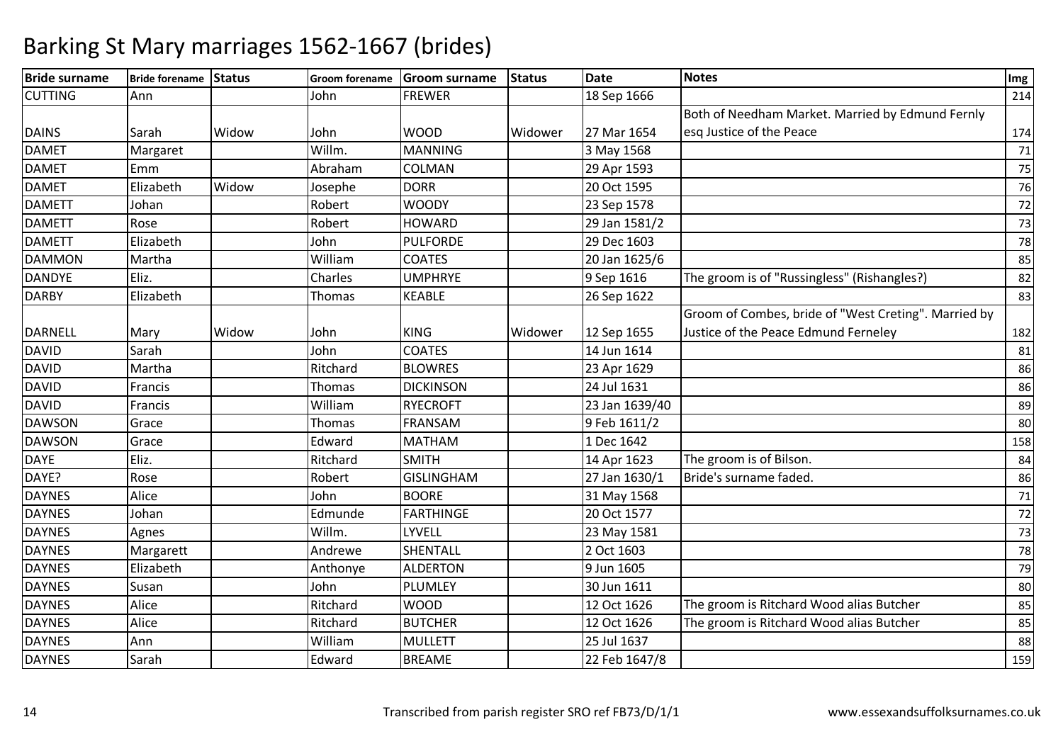# Barking St Mary marriages 1562-1667 (brides)

| Bride surname | Bride forename | Status | Groom forename | Groom surname | Status | Date | Notes | Img |
|---|---|---|---|---|---|---|---|---|
| CUTTING | Ann | | John | FREWER | | 18 Sep 1666 | | 214 |
| DAINS | Sarah | Widow | John | WOOD | Widower | 27 Mar 1654 | Both of Needham Market. Married by Edmund Fernly esq Justice of the Peace | 174 |
| DAMET | Margaret | | Willm. | MANNING | | 3 May 1568 | | 71 |
| DAMET | Emm | | Abraham | COLMAN | | 29 Apr 1593 | | 75 |
| DAMET | Elizabeth | Widow | Josephe | DORR | | 20 Oct 1595 | | 76 |
| DAMETT | Johan | | Robert | WOODY | | 23 Sep 1578 | | 72 |
| DAMETT | Rose | | Robert | HOWARD | | 29 Jan 1581/2 | | 73 |
| DAMETT | Elizabeth | | John | PULFORDE | | 29 Dec 1603 | | 78 |
| DAMMON | Martha | | William | COATES | | 20 Jan 1625/6 | | 85 |
| DANDYE | Eliz. | | Charles | UMPHRYE | | 9 Sep 1616 | The groom is of "Russingless" (Rishangles?) | 82 |
| DARBY | Elizabeth | | Thomas | KEABLE | | 26 Sep 1622 | | 83 |
| DARNELL | Mary | Widow | John | KING | Widower | 12 Sep 1655 | Groom of Combes, bride of "West Creting". Married by Justice of the Peace Edmund Ferneley | 182 |
| DAVID | Sarah | | John | COATES | | 14 Jun 1614 | | 81 |
| DAVID | Martha | | Ritchard | BLOWRES | | 23 Apr 1629 | | 86 |
| DAVID | Francis | | Thomas | DICKINSON | | 24 Jul 1631 | | 86 |
| DAVID | Francis | | William | RYECROFT | | 23 Jan 1639/40 | | 89 |
| DAWSON | Grace | | Thomas | FRANSAM | | 9 Feb 1611/2 | | 80 |
| DAWSON | Grace | | Edward | MATHAM | | 1 Dec 1642 | | 158 |
| DAYE | Eliz. | | Ritchard | SMITH | | 14 Apr 1623 | The groom is of Bilson. | 84 |
| DAYE? | Rose | | Robert | GISLINGHAM | | 27 Jan 1630/1 | Bride's surname faded. | 86 |
| DAYNES | Alice | | John | BOORE | | 31 May 1568 | | 71 |
| DAYNES | Johan | | Edmunde | FARTHINGE | | 20 Oct 1577 | | 72 |
| DAYNES | Agnes | | Willm. | LYVELL | | 23 May 1581 | | 73 |
| DAYNES | Margarett | | Andrewe | SHENTALL | | 2 Oct 1603 | | 78 |
| DAYNES | Elizabeth | | Anthonye | ALDERTON | | 9 Jun 1605 | | 79 |
| DAYNES | Susan | | John | PLUMLEY | | 30 Jun 1611 | | 80 |
| DAYNES | Alice | | Ritchard | WOOD | | 12 Oct 1626 | The groom is Ritchard Wood alias Butcher | 85 |
| DAYNES | Alice | | Ritchard | BUTCHER | | 12 Oct 1626 | The groom is Ritchard Wood alias Butcher | 85 |
| DAYNES | Ann | | William | MULLETT | | 25 Jul 1637 | | 88 |
| DAYNES | Sarah | | Edward | BREAME | | 22 Feb 1647/8 | | 159 |

Transcribed from parish register SRO ref FB73/D/1/1

www.essexandsuffolksurnames.co.uk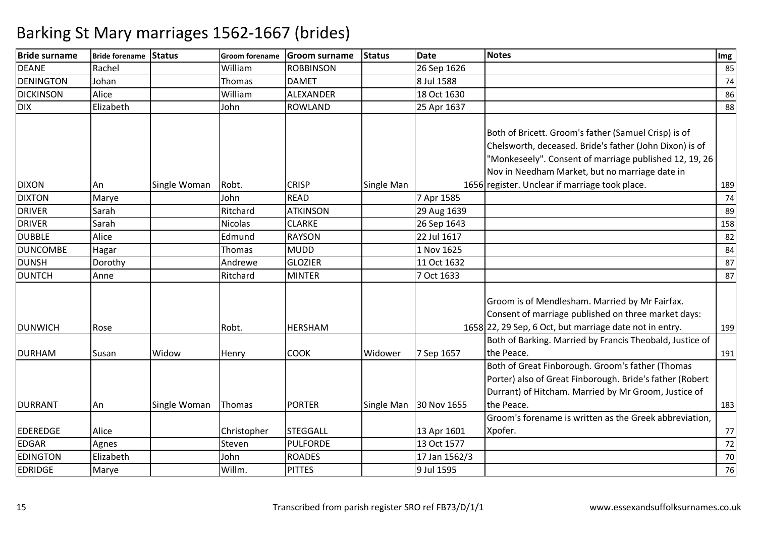# Barking St Mary marriages 1562-1667 (brides)

| Bride surname | Bride forename | Status | Groom forename | Groom surname | Status | Date | Notes | Img |
|---|---|---|---|---|---|---|---|---|
| DEANE | Rachel | | William | ROBBINSON | | 26 Sep 1626 | | 85 |
| DENINGTON | Johan | | Thomas | DAMET | | 8 Jul 1588 | | 74 |
| DICKINSON | Alice | | William | ALEXANDER | | 18 Oct 1630 | | 86 |
| DIX | Elizabeth | | John | ROWLAND | | 25 Apr 1637 | | 88 |
| DIXON | An | Single Woman | Robt. | CRISP | Single Man | 1656 | Both of Bricett. Groom's father (Samuel Crisp) is of Chelsworth, deceased. Bride's father (John Dixon) is of "Monkeseely". Consent of marriage published 12, 19, 26 Nov in Needham Market, but no marriage date in register. Unclear if marriage took place. | 189 |
| DIXTON | Marye | | John | READ | | 7 Apr 1585 | | 74 |
| DRIVER | Sarah | | Ritchard | ATKINSON | | 29 Aug 1639 | | 89 |
| DRIVER | Sarah | | Nicolas | CLARKE | | 26 Sep 1643 | | 158 |
| DUBBLE | Alice | | Edmund | RAYSON | | 22 Jul 1617 | | 82 |
| DUNCOMBE | Hagar | | Thomas | MUDD | | 1 Nov 1625 | | 84 |
| DUNSH | Dorothy | | Andrewe | GLOZIER | | 11 Oct 1632 | | 87 |
| DUNTCH | Anne | | Ritchard | MINTER | | 7 Oct 1633 | | 87 |
| DUNWICH | Rose | | Robt. | HERSHAM | | 1658 | Groom is of Mendlesham. Married by Mr Fairfax. Consent of marriage published on three market days: 22, 29 Sep, 6 Oct, but marriage date not in entry. | 199 |
| DURHAM | Susan | Widow | Henry | COOK | Widower | 7 Sep 1657 | Both of Barking. Married by Francis Theobald, Justice of the Peace. | 191 |
| DURRANT | An | Single Woman | Thomas | PORTER | Single Man | 30 Nov 1655 | Both of Great Finborough. Groom's father (Thomas Porter) also of Great Finborough. Bride's father (Robert Durrant) of Hitcham. Married by Mr Groom, Justice of the Peace. | 183 |
| EDEREDGE | Alice | | Christopher | STEGGALL | | 13 Apr 1601 | Groom's forename is written as the Greek abbreviation, Xpofer. | 77 |
| EDGAR | Agnes | | Steven | PULFORDE | | 13 Oct 1577 | | 72 |
| EDINGTON | Elizabeth | | John | ROADES | | 17 Jan 1562/3 | | 70 |
| EDRIDGE | Marye | | Willm. | PITTES | | 9 Jul 1595 | | 76 |

Transcribed from parish register SRO ref FB73/D/1/1 www.essexandsuffolksurnames.co.uk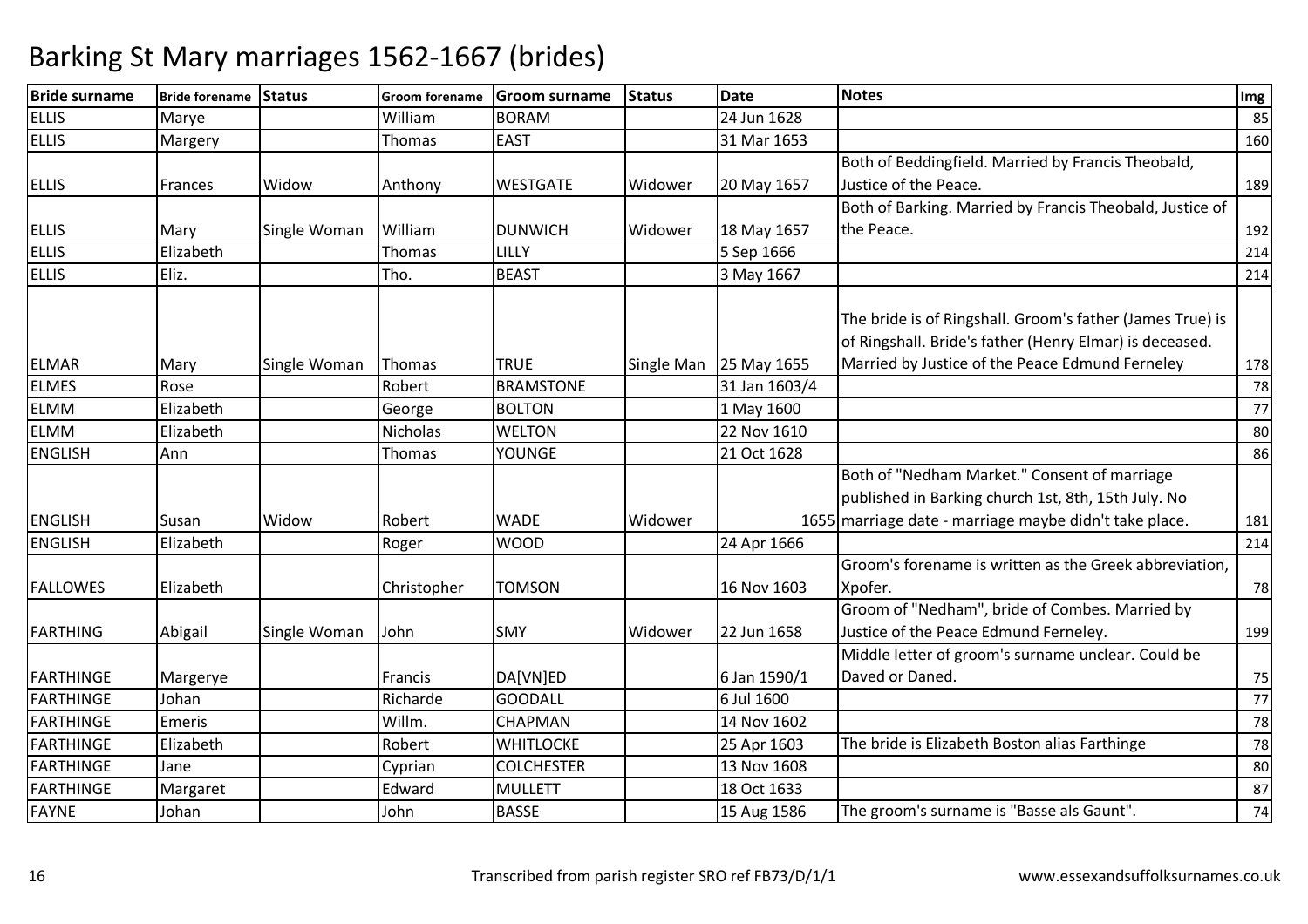# Barking St Mary marriages 1562-1667 (brides)

| Bride surname | Bride forename | Status | Groom forename | Groom surname | Status | Date | Notes | Img |
|---|---|---|---|---|---|---|---|---|
| ELLIS | Marye | | William | BORAM | | 24 Jun 1628 | | 85 |
| ELLIS | Margery | | Thomas | EAST | | 31 Mar 1653 | | 160 |
| ELLIS | Frances | Widow | Anthony | WESTGATE | Widower | 20 May 1657 | Both of Beddingfield. Married by Francis Theobald, Justice of the Peace. | 189 |
| ELLIS | Mary | Single Woman | William | DUNWICH | Widower | 18 May 1657 | Both of Barking. Married by Francis Theobald, Justice of the Peace. | 192 |
| ELLIS | Elizabeth | | Thomas | LILLY | | 5 Sep 1666 | | 214 |
| ELLIS | Eliz. | | Tho. | BEAST | | 3 May 1667 | | 214 |
| ELMAR | Mary | Single Woman | Thomas | TRUE | Single Man | 25 May 1655 | The bride is of Ringshall. Groom's father (James True) is of Ringshall. Bride's father (Henry Elmar) is deceased. Married by Justice of the Peace Edmund Ferneley | 178 |
| ELMES | Rose | | Robert | BRAMSTONE | | 31 Jan 1603/4 | | 78 |
| ELMM | Elizabeth | | George | BOLTON | | 1 May 1600 | | 77 |
| ELMM | Elizabeth | | Nicholas | WELTON | | 22 Nov 1610 | | 80 |
| ENGLISH | Ann | | Thomas | YOUNGE | | 21 Oct 1628 | | 86 |
| ENGLISH | Susan | Widow | Robert | WADE | Widower | 1655 | Both of "Nedham Market." Consent of marriage published in Barking church 1st, 8th, 15th July. No marriage date - marriage maybe didn't take place. | 181 |
| ENGLISH | Elizabeth | | Roger | WOOD | | 24 Apr 1666 | | 214 |
| FALLOWES | Elizabeth | | Christopher | TOMSON | | 16 Nov 1603 | Groom's forename is written as the Greek abbreviation, Xpofer. | 78 |
| FARTHING | Abigail | Single Woman | John | SMY | Widower | 22 Jun 1658 | Groom of "Nedham", bride of Combes. Married by Justice of the Peace Edmund Ferneley. | 199 |
| FARTHINGE | Margerye | | Francis | DA[VN]ED | | 6 Jan 1590/1 | Middle letter of groom's surname unclear. Could be Daved or Daned. | 75 |
| FARTHINGE | Johan | | Richarde | GOODALL | | 6 Jul 1600 | | 77 |
| FARTHINGE | Emeris | | Willm. | CHAPMAN | | 14 Nov 1602 | | 78 |
| FARTHINGE | Elizabeth | | Robert | WHITLOCKE | | 25 Apr 1603 | The bride is Elizabeth Boston alias Farthinge | 78 |
| FARTHINGE | Jane | | Cyprian | COLCHESTER | | 13 Nov 1608 | | 80 |
| FARTHINGE | Margaret | | Edward | MULLETT | | 18 Oct 1633 | | 87 |
| FAYNE | Johan | | John | BASSE | | 15 Aug 1586 | The groom's surname is "Basse als Gaunt". | 74 |

Transcribed from parish register SRO ref FB73/D/1/1

www.essexandsuffolksurnames.co.uk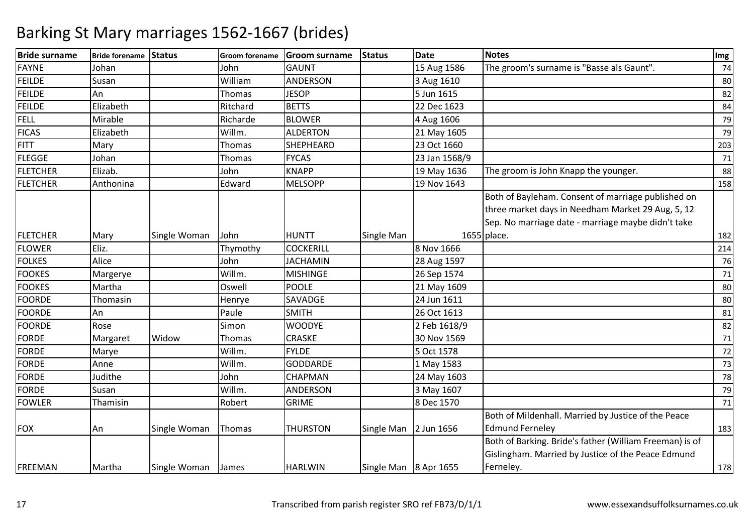# Barking St Mary marriages 1562-1667 (brides)

| Bride surname | Bride forename | Status | Groom forename | Groom surname | Status | Date | Notes | Img |
|---|---|---|---|---|---|---|---|---|
| FAYNE | Johan | | John | GAUNT | | 15 Aug 1586 | The groom's surname is "Basse als Gaunt". | 74 |
| FEILDE | Susan | | William | ANDERSON | | 3 Aug 1610 | | 80 |
| FEILDE | An | | Thomas | JESOP | | 5 Jun 1615 | | 82 |
| FEILDE | Elizabeth | | Ritchard | BETTS | | 22 Dec 1623 | | 84 |
| FELL | Mirable | | Richarde | BLOWER | | 4 Aug 1606 | | 79 |
| FICAS | Elizabeth | | Willm. | ALDERTON | | 21 May 1605 | | 79 |
| FITT | Mary | | Thomas | SHEPHEARD | | 23 Oct 1660 | | 203 |
| FLEGGE | Johan | | Thomas | FYCAS | | 23 Jan 1568/9 | | 71 |
| FLETCHER | Elizab. | | John | KNAPP | | 19 May 1636 | The groom is John Knapp the younger. | 88 |
| FLETCHER | Anthonina | | Edward | MELSOPP | | 19 Nov 1643 | | 158 |
| FLETCHER | Mary | Single Woman | John | HUNTT | Single Man | 1655 | Both of Bayleham. Consent of marriage published on three market days in Needham Market 29 Aug, 5, 12 Sep. No marriage date - marriage maybe didn't take place. | 182 |
| FLOWER | Eliz. | | Thymothy | COCKERILL | | 8 Nov 1666 | | 214 |
| FOLKES | Alice | | John | JACHAMIN | | 28 Aug 1597 | | 76 |
| FOOKES | Margerye | | Willm. | MISHINGE | | 26 Sep 1574 | | 71 |
| FOOKES | Martha | | Oswell | POOLE | | 21 May 1609 | | 80 |
| FOORDE | Thomasin | | Henrye | SAVADGE | | 24 Jun 1611 | | 80 |
| FOORDE | An | | Paule | SMITH | | 26 Oct 1613 | | 81 |
| FOORDE | Rose | | Simon | WOODYE | | 2 Feb 1618/9 | | 82 |
| FORDE | Margaret | Widow | Thomas | CRASKE | | 30 Nov 1569 | | 71 |
| FORDE | Marye | | Willm. | FYLDE | | 5 Oct 1578 | | 72 |
| FORDE | Anne | | Willm. | GODDARDE | | 1 May 1583 | | 73 |
| FORDE | Judithe | | John | CHAPMAN | | 24 May 1603 | | 78 |
| FORDE | Susan | | Willm. | ANDERSON | | 3 May 1607 | | 79 |
| FOWLER | Thamisin | | Robert | GRIME | | 8 Dec 1570 | | 71 |
| FOX | An | Single Woman | Thomas | THURSTON | Single Man | 2 Jun 1656 | Both of Mildenhall. Married by Justice of the Peace Edmund Ferneley | 183 |
| FREEMAN | Martha | Single Woman | James | HARLWIN | Single Man | 8 Apr 1655 | Both of Barking. Bride's father (William Freeman) is of Gislingham. Married by Justice of the Peace Edmund Ferneley. | 178 |

Transcribed from parish register SRO ref FB73/D/1/1 www.essexandsuffolksurnames.co.uk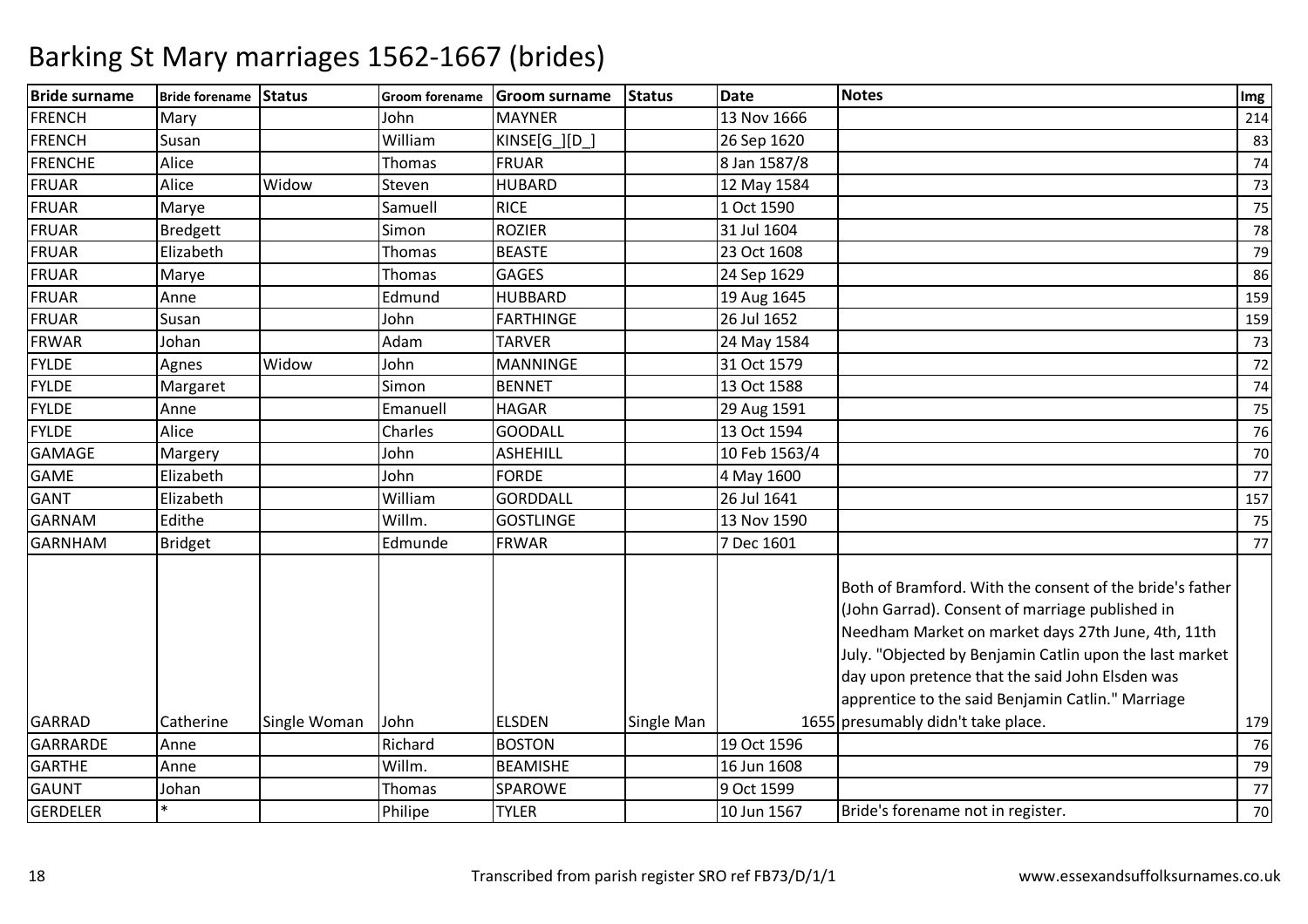# Barking St Mary marriages 1562-1667 (brides)

| Bride surname | Bride forename | Status | Groom forename | Groom surname | Status | Date | Notes | Img |
|---|---|---|---|---|---|---|---|---|
| FRENCH | Mary | | John | MAYNER | | 13 Nov 1666 | | 214 |
| FRENCH | Susan | | William | KINSE[G_][D_] | | 26 Sep 1620 | | 83 |
| FRENCHE | Alice | | Thomas | FRUAR | | 8 Jan 1587/8 | | 74 |
| FRUAR | Alice | Widow | Steven | HUBARD | | 12 May 1584 | | 73 |
| FRUAR | Marye | | Samuell | RICE | | 1 Oct 1590 | | 75 |
| FRUAR | Bredgett | | Simon | ROZIER | | 31 Jul 1604 | | 78 |
| FRUAR | Elizabeth | | Thomas | BEASTE | | 23 Oct 1608 | | 79 |
| FRUAR | Marye | | Thomas | GAGES | | 24 Sep 1629 | | 86 |
| FRUAR | Anne | | Edmund | HUBBARD | | 19 Aug 1645 | | 159 |
| FRUAR | Susan | | John | FARTHINGE | | 26 Jul 1652 | | 159 |
| FRWAR | Johan | | Adam | TARVER | | 24 May 1584 | | 73 |
| FYLDE | Agnes | Widow | John | MANNINGE | | 31 Oct 1579 | | 72 |
| FYLDE | Margaret | | Simon | BENNET | | 13 Oct 1588 | | 74 |
| FYLDE | Anne | | Emanuell | HAGAR | | 29 Aug 1591 | | 75 |
| FYLDE | Alice | | Charles | GOODALL | | 13 Oct 1594 | | 76 |
| GAMAGE | Margery | | John | ASHEHILL | | 10 Feb 1563/4 | | 70 |
| GAME | Elizabeth | | John | FORDE | | 4 May 1600 | | 77 |
| GANT | Elizabeth | | William | GORDDALL | | 26 Jul 1641 | | 157 |
| GARNAM | Edithe | | Willm. | GOSTLINGE | | 13 Nov 1590 | | 75 |
| GARNHAM | Bridget | | Edmunde | FRWAR | | 7 Dec 1601 | | 77 |
| GARRAD | Catherine | Single Woman | John | ELSDEN | Single Man | 1655 | Both of Bramford. With the consent of the bride's father (John Garrad). Consent of marriage published in Needham Market on market days 27th June, 4th, 11th July. "Objected by Benjamin Catlin upon the last market day upon pretence that the said John Elsden was apprentice to the said Benjamin Catlin." Marriage presumably didn't take place. | 179 |
| GARRARDE | Anne | | Richard | BOSTON | | 19 Oct 1596 | | 76 |
| GARTHE | Anne | | Willm. | BEAMISHE | | 16 Jun 1608 | | 79 |
| GAUNT | Johan | | Thomas | SPAROWE | | 9 Oct 1599 | | 77 |
| GERDELER | * | | Philipe | TYLER | | 10 Jun 1567 | Bride's forename not in register. | 70 |

Transcribed from parish register SRO ref FB73/D/1/1 www.essexandsuffolksurnames.co.uk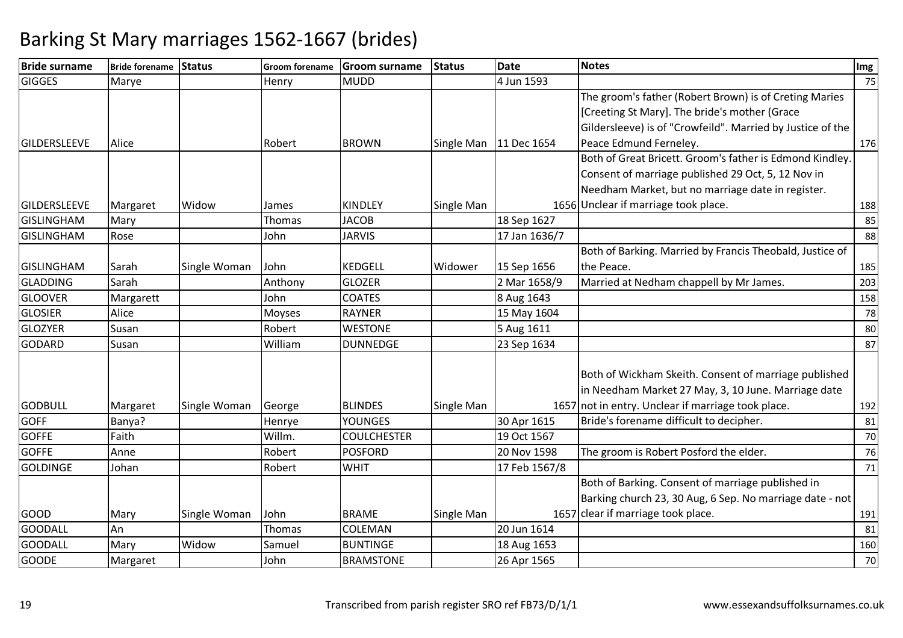# Barking St Mary marriages 1562-1667 (brides)

| Bride surname | Bride forename | Status | Groom forename | Groom surname | Status | Date | Notes | Img |
|---|---|---|---|---|---|---|---|---|
| GIGGES | Marye | | Henry | MUDD | | 4 Jun 1593 | | 75 |
| GILDERSLEEVE | Alice | | Robert | BROWN | Single Man | 11 Dec 1654 | The groom's father (Robert Brown) is of Creting Maries [Creeting St Mary]. The bride's mother (Grace Gildersleeve) is of "Crowfeild". Married by Justice of the Peace Edmund Ferneley. | 176 |
| GILDERSLEEVE | Margaret | Widow | James | KINDLEY | Single Man | 1656 | Both of Great Bricett. Groom's father is Edmond Kindley. Consent of marriage published 29 Oct, 5, 12 Nov in Needham Market, but no marriage date in register. Unclear if marriage took place. | 188 |
| GISLINGHAM | Mary | | Thomas | JACOB | | 18 Sep 1627 | | 85 |
| GISLINGHAM | Rose | | John | JARVIS | | 17 Jan 1636/7 | | 88 |
| GISLINGHAM | Sarah | Single Woman | John | KEDGELL | Widower | 15 Sep 1656 | Both of Barking. Married by Francis Theobald, Justice of the Peace. | 185 |
| GLADDING | Sarah | | Anthony | GLOZER | | 2 Mar 1658/9 | Married at Nedham chappell by Mr James. | 203 |
| GLOOVER | Margarett | | John | COATES | | 8 Aug 1643 | | 158 |
| GLOSIER | Alice | | Moyses | RAYNER | | 15 May 1604 | | 78 |
| GLOZYER | Susan | | Robert | WESTONE | | 5 Aug 1611 | | 80 |
| GODARD | Susan | | William | DUNNEDGE | | 23 Sep 1634 | | 87 |
| GODBULL | Margaret | Single Woman | George | BLINDES | Single Man | 1657 | Both of Wickham Skeith. Consent of marriage published in Needham Market 27 May, 3, 10 June. Marriage date not in entry. Unclear if marriage took place. | 192 |
| GOFF | Banya? | | Henrye | YOUNGES | | 30 Apr 1615 | Bride's forename difficult to decipher. | 81 |
| GOFFE | Faith | | Willm. | COULCHESTER | | 19 Oct 1567 | | 70 |
| GOFFE | Anne | | Robert | POSFORD | | 20 Nov 1598 | The groom is Robert Posford the elder. | 76 |
| GOLDINGE | Johan | | Robert | WHIT | | 17 Feb 1567/8 | | 71 |
| GOOD | Mary | Single Woman | John | BRAME | Single Man | 1657 | Both of Barking. Consent of marriage published in Barking church 23, 30 Aug, 6 Sep. No marriage date - not clear if marriage took place. | 191 |
| GOODALL | An | | Thomas | COLEMAN | | 20 Jun 1614 | | 81 |
| GOODALL | Mary | Widow | Samuel | BUNTINGE | | 18 Aug 1653 | | 160 |
| GOODE | Margaret | | John | BRAMSTONE | | 26 Apr 1565 | | 70 |

Transcribed from parish register SRO ref FB73/D/1/1 www.essexandsuffolksurnames.co.uk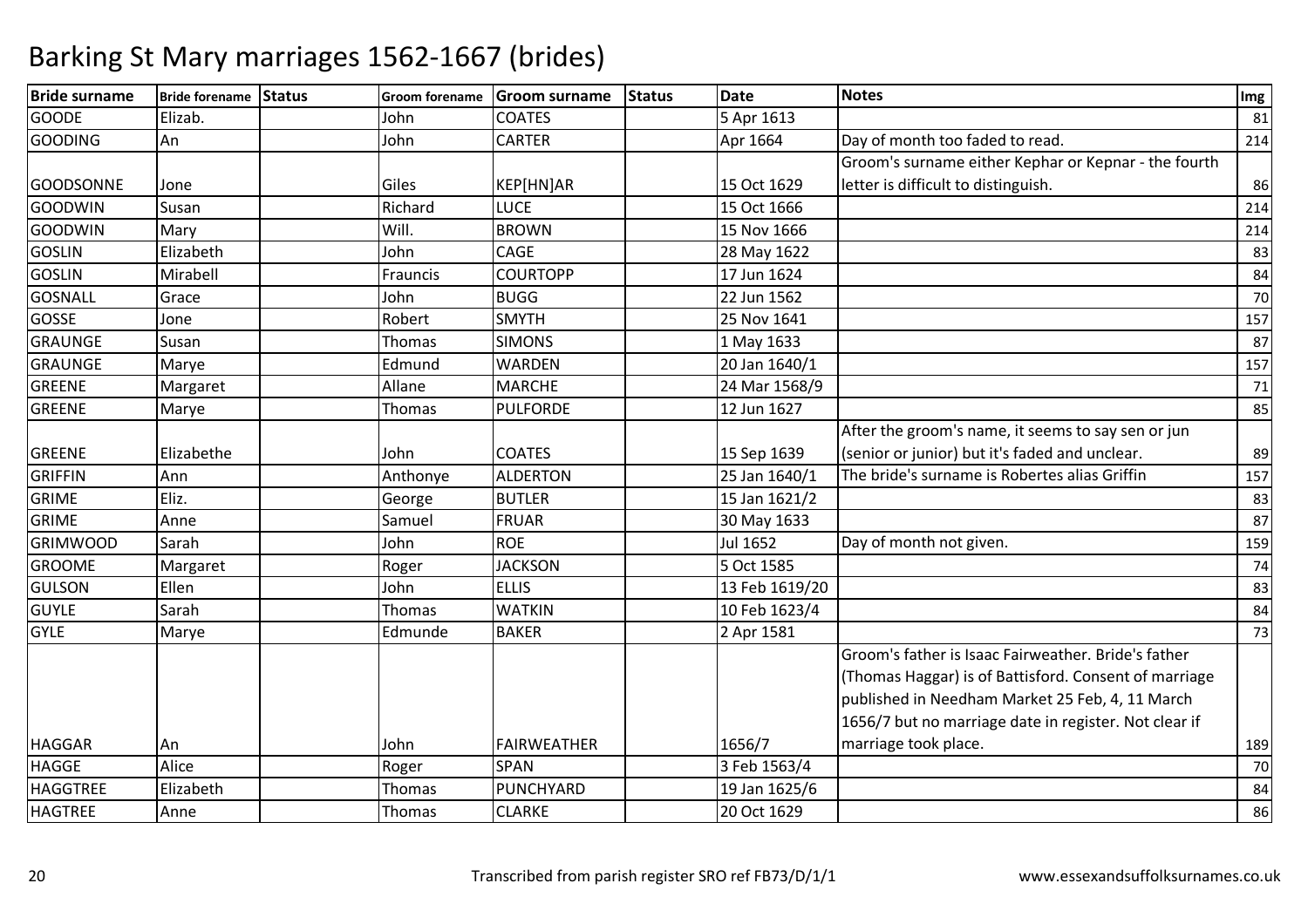# Barking St Mary marriages 1562-1667 (brides)

| Bride surname | Bride forename | Status | Groom forename | Groom surname | Status | Date | Notes | Img |
|---|---|---|---|---|---|---|---|---|
| GOODE | Elizab. | | John | COATES | | 5 Apr 1613 | | 81 |
| GOODING | An | | John | CARTER | | Apr 1664 | Day of month too faded to read. | 214 |
| GOODSONNE | Jone | | Giles | KEP[HN]AR | | 15 Oct 1629 | Groom's surname either Kephar or Kepnar - the fourth letter is difficult to distinguish. | 86 |
| GOODWIN | Susan | | Richard | LUCE | | 15 Oct 1666 | | 214 |
| GOODWIN | Mary | | Will. | BROWN | | 15 Nov 1666 | | 214 |
| GOSLIN | Elizabeth | | John | CAGE | | 28 May 1622 | | 83 |
| GOSLIN | Mirabell | | Frauncis | COURTOPP | | 17 Jun 1624 | | 84 |
| GOSNALL | Grace | | John | BUGG | | 22 Jun 1562 | | 70 |
| GOSSE | Jone | | Robert | SMYTH | | 25 Nov 1641 | | 157 |
| GRAUNGE | Susan | | Thomas | SIMONS | | 1 May 1633 | | 87 |
| GRAUNGE | Marye | | Edmund | WARDEN | | 20 Jan 1640/1 | | 157 |
| GREENE | Margaret | | Allane | MARCHE | | 24 Mar 1568/9 | | 71 |
| GREENE | Marye | | Thomas | PULFORDE | | 12 Jun 1627 | | 85 |
| GREENE | Elizabethe | | John | COATES | | 15 Sep 1639 | After the groom's name, it seems to say sen or jun (senior or junior) but it's faded and unclear. | 89 |
| GRIFFIN | Ann | | Anthonye | ALDERTON | | 25 Jan 1640/1 | The bride's surname is Robertes alias Griffin | 157 |
| GRIME | Eliz. | | George | BUTLER | | 15 Jan 1621/2 | | 83 |
| GRIME | Anne | | Samuel | FRUAR | | 30 May 1633 | | 87 |
| GRIMWOOD | Sarah | | John | ROE | | Jul 1652 | Day of month not given. | 159 |
| GROOME | Margaret | | Roger | JACKSON | | 5 Oct 1585 | | 74 |
| GULSON | Ellen | | John | ELLIS | | 13 Feb 1619/20 | | 83 |
| GUYLE | Sarah | | Thomas | WATKIN | | 10 Feb 1623/4 | | 84 |
| GYLE | Marye | | Edmunde | BAKER | | 2 Apr 1581 | | 73 |
| HAGGAR | An | | John | FAIRWEATHER | | 1656/7 | Groom's father is Isaac Fairweather. Bride's father (Thomas Haggar) is of Battisford. Consent of marriage published in Needham Market 25 Feb, 4, 11 March 1656/7 but no marriage date in register. Not clear if marriage took place. | 189 |
| HAGGE | Alice | | Roger | SPAN | | 3 Feb 1563/4 | | 70 |
| HAGGTREE | Elizabeth | | Thomas | PUNCHYARD | | 19 Jan 1625/6 | | 84 |
| HAGTREE | Anne | | Thomas | CLARKE | | 20 Oct 1629 | | 86 |

Transcribed from parish register SRO ref FB73/D/1/1

www.essexandsuffolksurnames.co.uk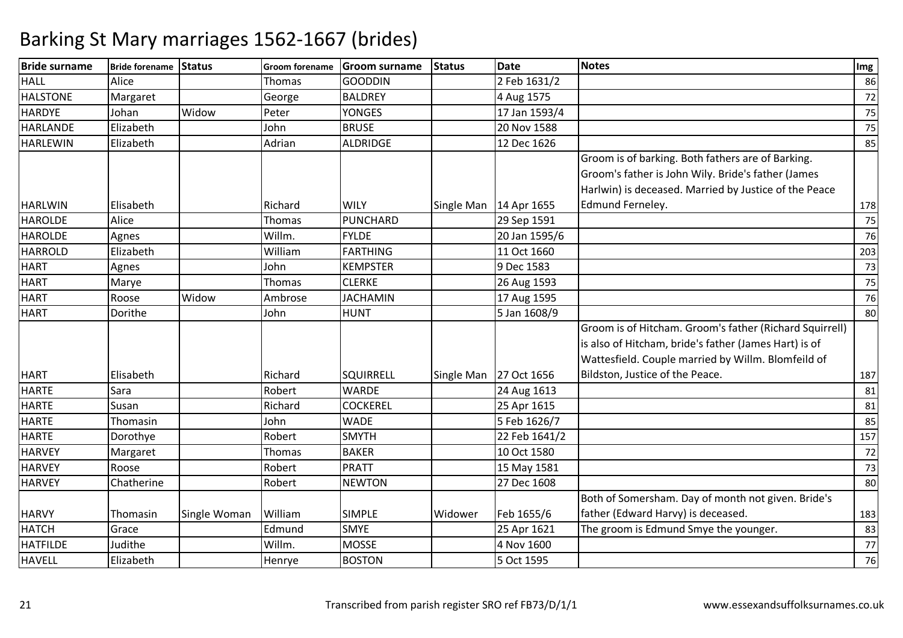# Barking St Mary marriages 1562-1667 (brides)

| Bride surname | Bride forename | Status | Groom forename | Groom surname | Status | Date | Notes | Img |
|---|---|---|---|---|---|---|---|---|
| HALL | Alice | | Thomas | GOODDIN | | 2 Feb 1631/2 | | 86 |
| HALSTONE | Margaret | | George | BALDREY | | 4 Aug 1575 | | 72 |
| HARDYE | Johan | Widow | Peter | YONGES | | 17 Jan 1593/4 | | 75 |
| HARLANDE | Elizabeth | | John | BRUSE | | 20 Nov 1588 | | 75 |
| HARLEWIN | Elizabeth | | Adrian | ALDRIDGE | | 12 Dec 1626 | | 85 |
| HARLWIN | Elisabeth | | Richard | WILY | Single Man | 14 Apr 1655 | Groom is of barking. Both fathers are of Barking. Groom's father is John Wily. Bride's father (James Harlwin) is deceased. Married by Justice of the Peace Edmund Ferneley. | 178 |
| HAROLDE | Alice | | Thomas | PUNCHARD | | 29 Sep 1591 | | 75 |
| HAROLDE | Agnes | | Willm. | FYLDE | | 20 Jan 1595/6 | | 76 |
| HARROLD | Elizabeth | | William | FARTHING | | 11 Oct 1660 | | 203 |
| HART | Agnes | | John | KEMPSTER | | 9 Dec 1583 | | 73 |
| HART | Marye | | Thomas | CLERKE | | 26 Aug 1593 | | 75 |
| HART | Roose | Widow | Ambrose | JACHAMIN | | 17 Aug 1595 | | 76 |
| HART | Dorithe | | John | HUNT | | 5 Jan 1608/9 | | 80 |
| HART | Elisabeth | | Richard | SQUIRRELL | Single Man | 27 Oct 1656 | Groom is of Hitcham. Groom's father (Richard Squirrell) is also of Hitcham, bride's father (James Hart) is of Wattesfield. Couple married by Willm. Blomfeild of Bildston, Justice of the Peace. | 187 |
| HARTE | Sara | | Robert | WARDE | | 24 Aug 1613 | | 81 |
| HARTE | Susan | | Richard | COCKEREL | | 25 Apr 1615 | | 81 |
| HARTE | Thomasin | | John | WADE | | 5 Feb 1626/7 | | 85 |
| HARTE | Dorothye | | Robert | SMYTH | | 22 Feb 1641/2 | | 157 |
| HARVEY | Margaret | | Thomas | BAKER | | 10 Oct 1580 | | 72 |
| HARVEY | Roose | | Robert | PRATT | | 15 May 1581 | | 73 |
| HARVEY | Chatherine | | Robert | NEWTON | | 27 Dec 1608 | | 80 |
| HARVY | Thomasin | Single Woman | William | SIMPLE | Widower | Feb 1655/6 | Both of Somersham. Day of month not given. Bride's father (Edward Harvy) is deceased. | 183 |
| HATCH | Grace | | Edmund | SMYE | | 25 Apr 1621 | The groom is Edmund Smye the younger. | 83 |
| HATFILDE | Judithe | | Willm. | MOSSE | | 4 Nov 1600 | | 77 |
| HAVELL | Elizabeth | | Henrye | BOSTON | | 5 Oct 1595 | | 76 |

Transcribed from parish register SRO ref FB73/D/1/1

www.essexandsuffolksurnames.co.uk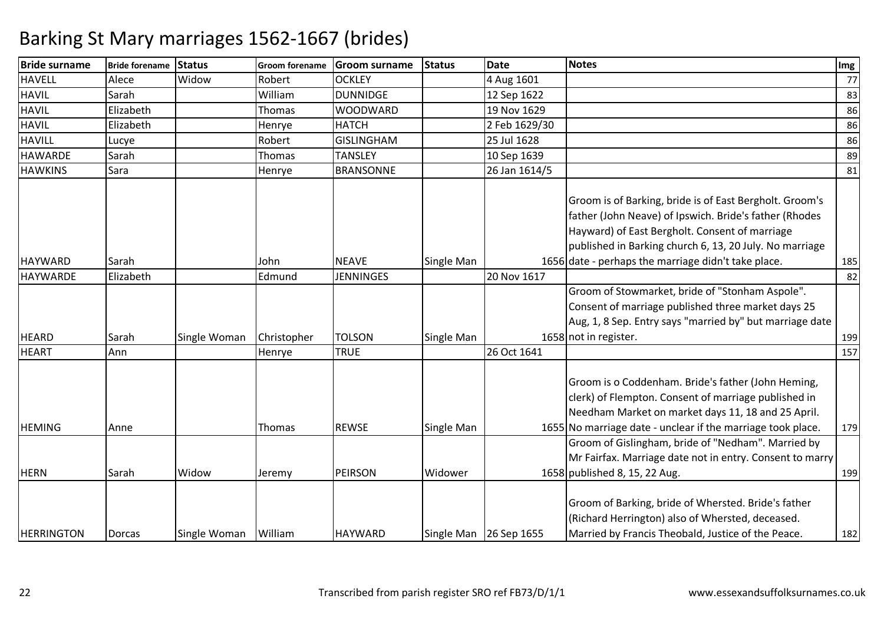# Barking St Mary marriages 1562-1667 (brides)

| Bride surname | Bride forename | Status | Groom forename | Groom surname | Status | Date | Notes | Img |
|---|---|---|---|---|---|---|---|---|
| HAVELL | Alece | Widow | Robert | OCKLEY | | 4 Aug 1601 | | 77 |
| HAVIL | Sarah | | William | DUNNIDGE | | 12 Sep 1622 | | 83 |
| HAVIL | Elizabeth | | Thomas | WOODWARD | | 19 Nov 1629 | | 86 |
| HAVIL | Elizabeth | | Henrye | HATCH | | 2 Feb 1629/30 | | 86 |
| HAVILL | Lucye | | Robert | GISLINGHAM | | 25 Jul 1628 | | 86 |
| HAWARDE | Sarah | | Thomas | TANSLEY | | 10 Sep 1639 | | 89 |
| HAWKINS | Sara | | Henrye | BRANSONNE | | 26 Jan 1614/5 | | 81 |
| HAYWARD | Sarah | | John | NEAVE | Single Man | 1656 | Groom is of Barking, bride is of East Bergholt. Groom's father (John Neave) of Ipswich. Bride's father (Rhodes Hayward) of East Bergholt. Consent of marriage published in Barking church 6, 13, 20 July. No marriage date - perhaps the marriage didn't take place. | 185 |
| HAYWARDE | Elizabeth | | Edmund | JENNINGES | | 20 Nov 1617 | | 82 |
| HEARD | Sarah | Single Woman | Christopher | TOLSON | Single Man | 1658 | Groom of Stowmarket, bride of "Stonham Aspole". Consent of marriage published three market days 25 Aug, 1, 8 Sep. Entry says "married by" but marriage date not in register. | 199 |
| HEART | Ann | | Henrye | TRUE | | 26 Oct 1641 | | 157 |
| HEMING | Anne | | Thomas | REWSE | Single Man | 1655 | Groom is o Coddenham. Bride's father (John Heming, clerk) of Flempton. Consent of marriage published in Needham Market on market days 11, 18 and 25 April. No marriage date - unclear if the marriage took place. | 179 |
| HERN | Sarah | Widow | Jeremy | PEIRSON | Widower | 1658 | Groom of Gislingham, bride of "Nedham". Married by Mr Fairfax. Marriage date not in entry. Consent to marry published 8, 15, 22 Aug. | 199 |
| HERRINGTON | Dorcas | Single Woman | William | HAYWARD | Single Man | 26 Sep 1655 | Groom of Barking, bride of Whersted. Bride's father (Richard Herrington) also of Whersted, deceased. Married by Francis Theobald, Justice of the Peace. | 182 |

Transcribed from parish register SRO ref FB73/D/1/1

www.essexandsuffolksurnames.co.uk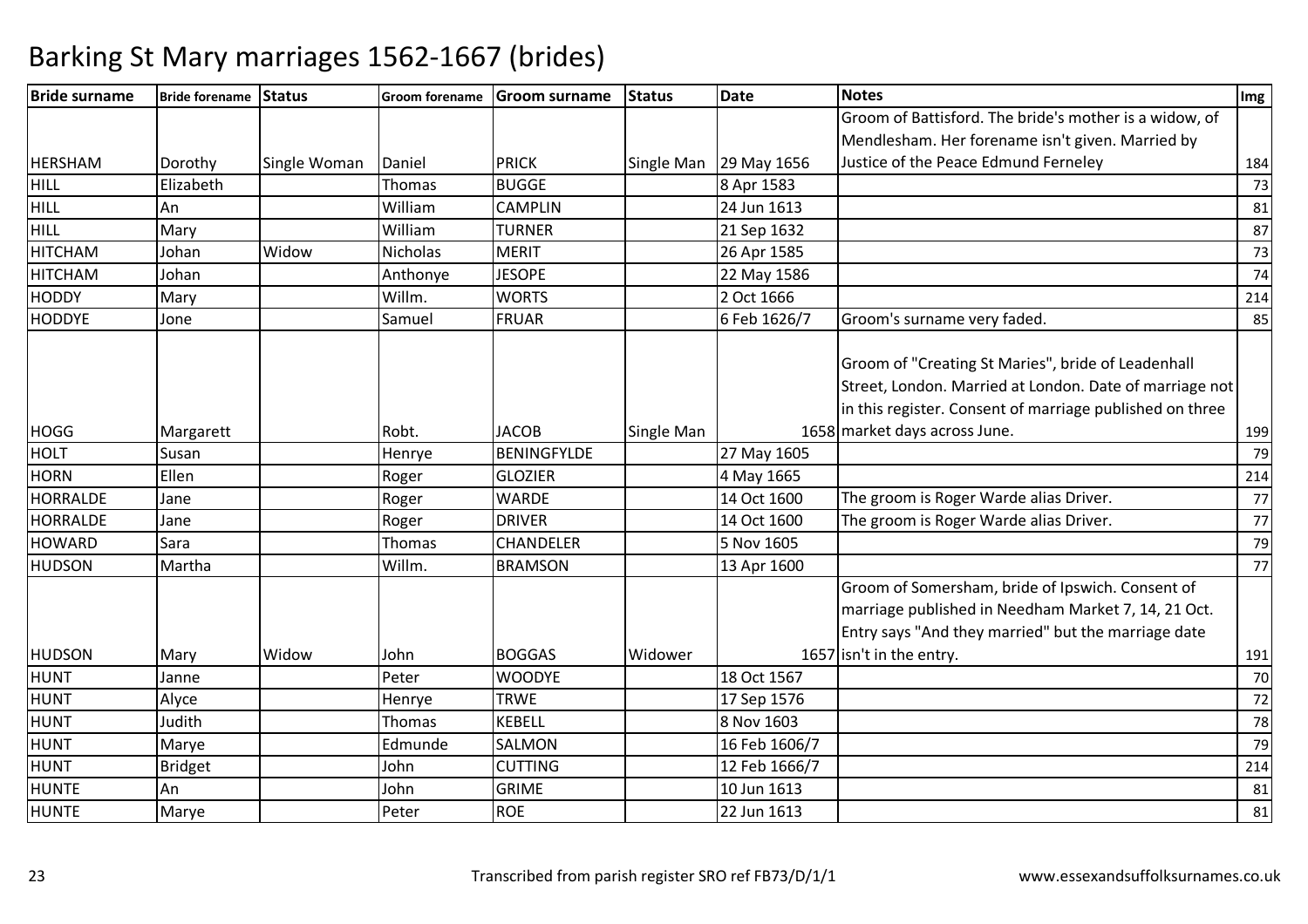# Barking St Mary marriages 1562-1667 (brides)

| Bride surname | Bride forename | Status | Groom forename | Groom surname | Status | Date | Notes | Img |
|---|---|---|---|---|---|---|---|---|
| HERSHAM | Dorothy | Single Woman | Daniel | PRICK | Single Man | 29 May 1656 | Groom of Battisford. The bride's mother is a widow, of Mendlesham. Her forename isn't given. Married by Justice of the Peace Edmund Ferneley | 184 |
| HILL | Elizabeth | | Thomas | BUGGE | | 8 Apr 1583 | | 73 |
| HILL | An | | William | CAMPLIN | | 24 Jun 1613 | | 81 |
| HILL | Mary | | William | TURNER | | 21 Sep 1632 | | 87 |
| HITCHAM | Johan | Widow | Nicholas | MERIT | | 26 Apr 1585 | | 73 |
| HITCHAM | Johan | | Anthonye | JESOPE | | 22 May 1586 | | 74 |
| HODDY | Mary | | Willm. | WORTS | | 2 Oct 1666 | | 214 |
| HODDYE | Jone | | Samuel | FRUAR | | 6 Feb 1626/7 | Groom's surname very faded. | 85 |
| HOGG | Margarett | | Robt. | JACOB | Single Man | 1658 | Groom of "Creating St Maries", bride of Leadenhall Street, London. Married at London. Date of marriage not in this register. Consent of marriage published on three market days across June. | 199 |
| HOLT | Susan | | Henrye | BENINGFYLDE | | 27 May 1605 | | 79 |
| HORN | Ellen | | Roger | GLOZIER | | 4 May 1665 | | 214 |
| HORRALDE | Jane | | Roger | WARDE | | 14 Oct 1600 | The groom is Roger Warde alias Driver. | 77 |
| HORRALDE | Jane | | Roger | DRIVER | | 14 Oct 1600 | The groom is Roger Warde alias Driver. | 77 |
| HOWARD | Sara | | Thomas | CHANDELER | | 5 Nov 1605 | | 79 |
| HUDSON | Martha | | Willm. | BRAMSON | | 13 Apr 1600 | | 77 |
| HUDSON | Mary | Widow | John | BOGGAS | Widower | 1657 | Groom of Somersham, bride of Ipswich. Consent of marriage published in Needham Market 7, 14, 21 Oct. Entry says "And they married" but the marriage date isn't in the entry. | 191 |
| HUNT | Janne | | Peter | WOODYE | | 18 Oct 1567 | | 70 |
| HUNT | Alyce | | Henrye | TRWE | | 17 Sep 1576 | | 72 |
| HUNT | Judith | | Thomas | KEBELL | | 8 Nov 1603 | | 78 |
| HUNT | Marye | | Edmunde | SALMON | | 16 Feb 1606/7 | | 79 |
| HUNT | Bridget | | John | CUTTING | | 12 Feb 1666/7 | | 214 |
| HUNTE | An | | John | GRIME | | 10 Jun 1613 | | 81 |
| HUNTE | Marye | | Peter | ROE | | 22 Jun 1613 | | 81 |

Transcribed from parish register SRO ref FB73/D/1/1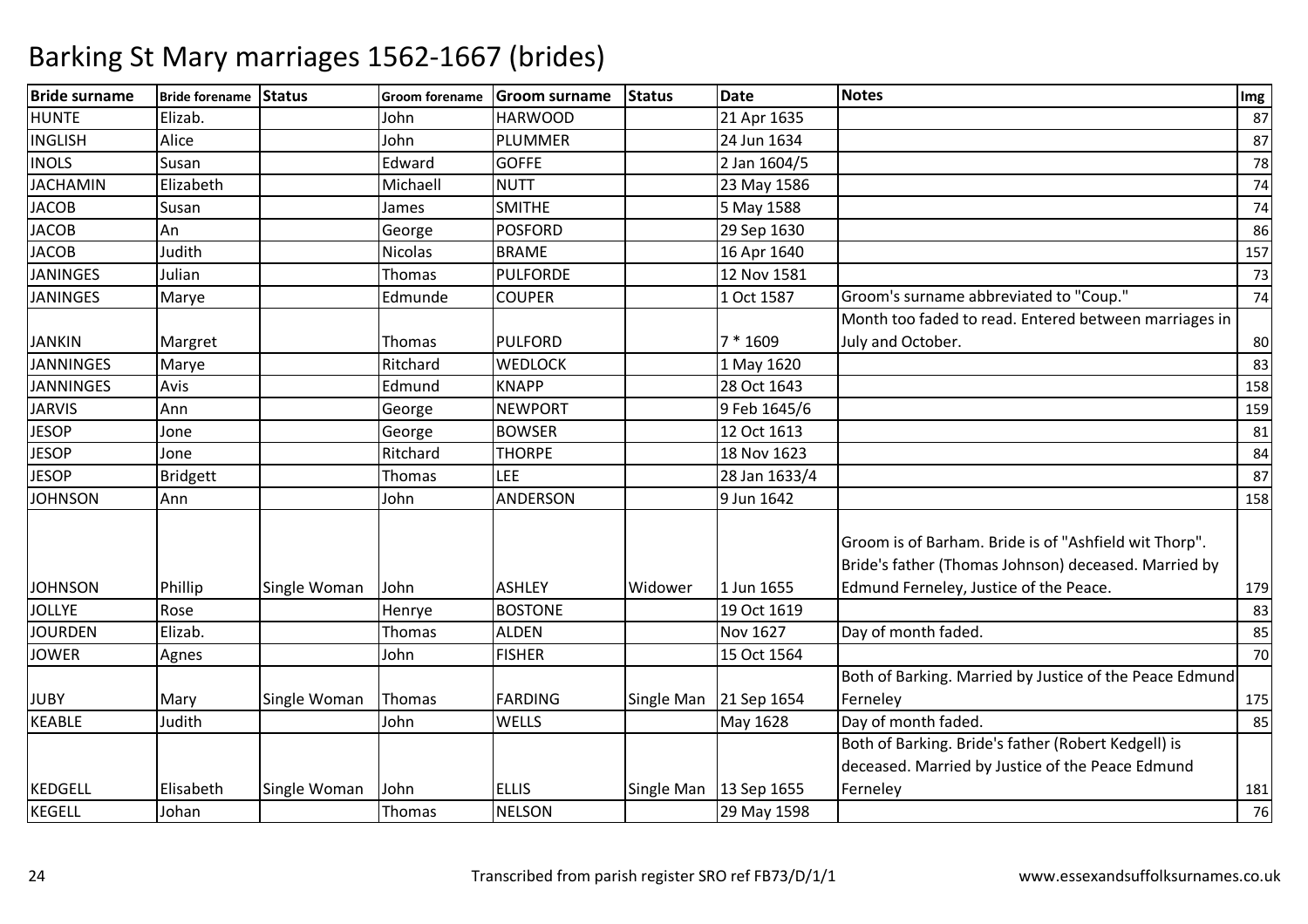# Barking St Mary marriages 1562-1667 (brides)

| Bride surname | Bride forename | Status | Groom forename | Groom surname | Status | Date | Notes | Img |
|---|---|---|---|---|---|---|---|---|
| HUNTE | Elizab. | | John | HARWOOD | | 21 Apr 1635 | | 87 |
| INGLISH | Alice | | John | PLUMMER | | 24 Jun 1634 | | 87 |
| INOLS | Susan | | Edward | GOFFE | | 2 Jan 1604/5 | | 78 |
| JACHAMIN | Elizabeth | | Michaell | NUTT | | 23 May 1586 | | 74 |
| JACOB | Susan | | James | SMITHE | | 5 May 1588 | | 74 |
| JACOB | An | | George | POSFORD | | 29 Sep 1630 | | 86 |
| JACOB | Judith | | Nicolas | BRAME | | 16 Apr 1640 | | 157 |
| JANINGES | Julian | | Thomas | PULFORDE | | 12 Nov 1581 | | 73 |
| JANINGES | Marye | | Edmunde | COUPER | | 1 Oct 1587 | Groom's surname abbreviated to "Coup." | 74 |
| JANKIN | Margret | | Thomas | PULFORD | | 7 * 1609 | Month too faded to read. Entered between marriages in July and October. | 80 |
| JANNINGES | Marye | | Ritchard | WEDLOCK | | 1 May 1620 | | 83 |
| JANNINGES | Avis | | Edmund | KNAPP | | 28 Oct 1643 | | 158 |
| JARVIS | Ann | | George | NEWPORT | | 9 Feb 1645/6 | | 159 |
| JESOP | Jone | | George | BOWSER | | 12 Oct 1613 | | 81 |
| JESOP | Jone | | Ritchard | THORPE | | 18 Nov 1623 | | 84 |
| JESOP | Bridgett | | Thomas | LEE | | 28 Jan 1633/4 | | 87 |
| JOHNSON | Ann | | John | ANDERSON | | 9 Jun 1642 | | 158 |
| JOHNSON | Phillip | Single Woman | John | ASHLEY | Widower | 1 Jun 1655 | Groom is of Barham. Bride is of "Ashfield wit Thorp". Bride's father (Thomas Johnson) deceased. Married by Edmund Ferneley, Justice of the Peace. | 179 |
| JOLLYE | Rose | | Henrye | BOSTONE | | 19 Oct 1619 | | 83 |
| JOURDEN | Elizab. | | Thomas | ALDEN | | Nov 1627 | Day of month faded. | 85 |
| JOWER | Agnes | | John | FISHER | | 15 Oct 1564 | | 70 |
| JUBY | Mary | Single Woman | Thomas | FARDING | Single Man | 21 Sep 1654 | Both of Barking. Married by Justice of the Peace Edmund Ferneley | 175 |
| KEABLE | Judith | | John | WELLS | | May 1628 | Day of month faded. | 85 |
| KEDGELL | Elisabeth | Single Woman | John | ELLIS | Single Man | 13 Sep 1655 | Both of Barking. Bride's father (Robert Kedgell) is deceased. Married by Justice of the Peace Edmund Ferneley | 181 |
| KEGELL | Johan | | Thomas | NELSON | | 29 May 1598 | | 76 |

Transcribed from parish register SRO ref FB73/D/1/1

www.essexandsuffolksurnames.co.uk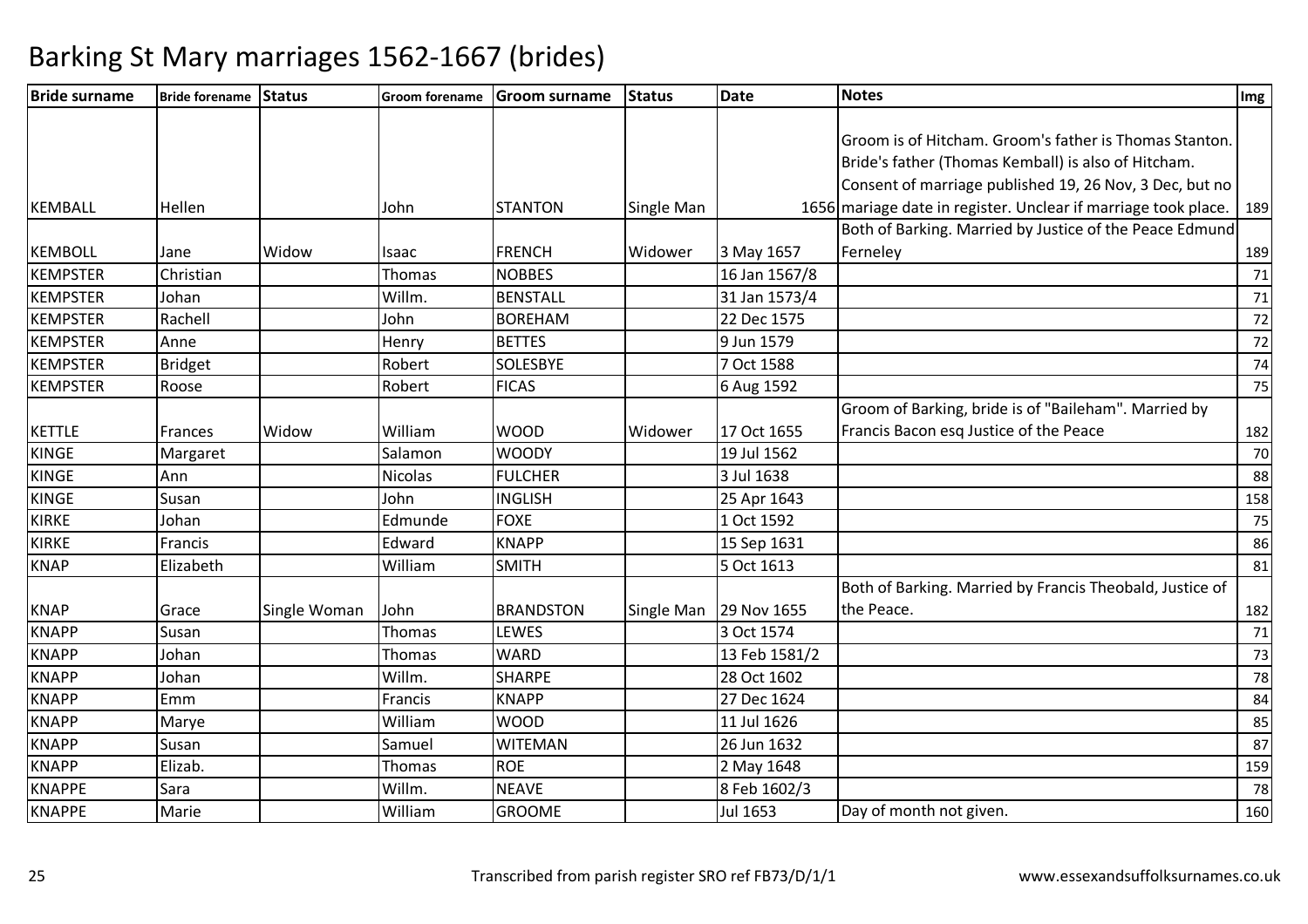# Barking St Mary marriages 1562-1667 (brides)

| Bride surname | Bride forename | Status | Groom forename | Groom surname | Status | Date | Notes | Img |
|---|---|---|---|---|---|---|---|---|
| KEMBALL | Hellen | | John | STANTON | Single Man | 1656 | Groom is of Hitcham. Groom's father is Thomas Stanton. Bride's father (Thomas Kemball) is also of Hitcham. Consent of marriage published 19, 26 Nov, 3 Dec, but no mariage date in register. Unclear if marriage took place. | 189 |
| KEMBOLL | Jane | Widow | Isaac | FRENCH | Widower | 3 May 1657 | Both of Barking. Married by Justice of the Peace Edmund Ferneley | 189 |
| KEMPSTER | Christian | | Thomas | NOBBES | | 16 Jan 1567/8 | | 71 |
| KEMPSTER | Johan | | Willm. | BENSTALL | | 31 Jan 1573/4 | | 71 |
| KEMPSTER | Rachell | | John | BOREHAM | | 22 Dec 1575 | | 72 |
| KEMPSTER | Anne | | Henry | BETTES | | 9 Jun 1579 | | 72 |
| KEMPSTER | Bridget | | Robert | SOLESBYE | | 7 Oct 1588 | | 74 |
| KEMPSTER | Roose | | Robert | FICAS | | 6 Aug 1592 | | 75 |
| KETTLE | Frances | Widow | William | WOOD | Widower | 17 Oct 1655 | Groom of Barking, bride is of "Baileham". Married by Francis Bacon esq Justice of the Peace | 182 |
| KINGE | Margaret | | Salamon | WOODY | | 19 Jul 1562 | | 70 |
| KINGE | Ann | | Nicolas | FULCHER | | 3 Jul 1638 | | 88 |
| KINGE | Susan | | John | INGLISH | | 25 Apr 1643 | | 158 |
| KIRKE | Johan | | Edmunde | FOXE | | 1 Oct 1592 | | 75 |
| KIRKE | Francis | | Edward | KNAPP | | 15 Sep 1631 | | 86 |
| KNAP | Elizabeth | | William | SMITH | | 5 Oct 1613 | | 81 |
| KNAP | Grace | Single Woman | John | BRANDSTON | Single Man | 29 Nov 1655 | Both of Barking. Married by Francis Theobald, Justice of the Peace. | 182 |
| KNAPP | Susan | | Thomas | LEWES | | 3 Oct 1574 | | 71 |
| KNAPP | Johan | | Thomas | WARD | | 13 Feb 1581/2 | | 73 |
| KNAPP | Johan | | Willm. | SHARPE | | 28 Oct 1602 | | 78 |
| KNAPP | Emm | | Francis | KNAPP | | 27 Dec 1624 | | 84 |
| KNAPP | Marye | | William | WOOD | | 11 Jul 1626 | | 85 |
| KNAPP | Susan | | Samuel | WITEMAN | | 26 Jun 1632 | | 87 |
| KNAPP | Elizab. | | Thomas | ROE | | 2 May 1648 | | 159 |
| KNAPPE | Sara | | Willm. | NEAVE | | 8 Feb 1602/3 | | 78 |
| KNAPPE | Marie | | William | GROOME | | Jul 1653 | Day of month not given. | 160 |

Transcribed from parish register SRO ref FB73/D/1/1

www.essexandsuffolksurnames.co.uk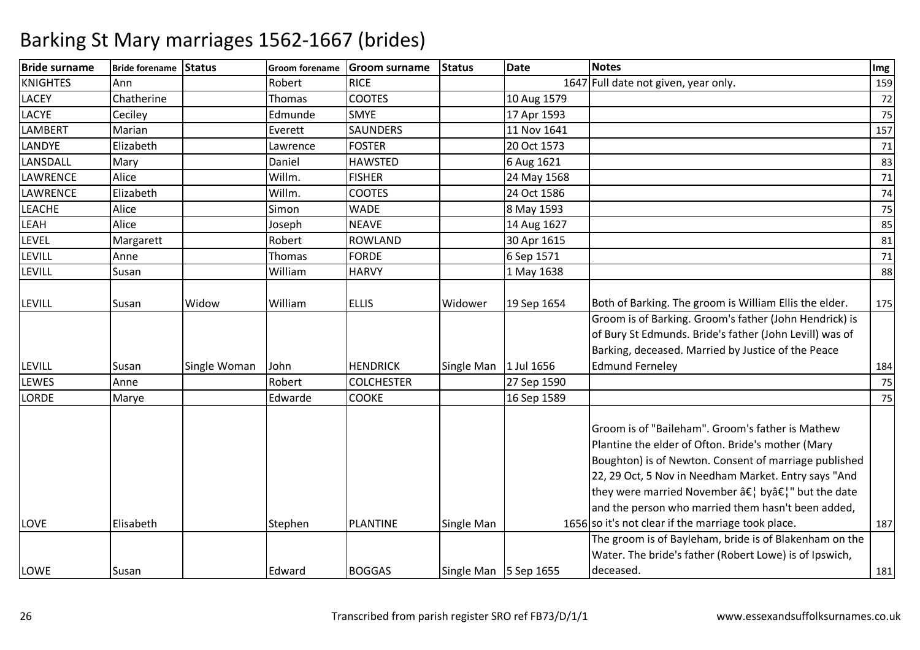# Barking St Mary marriages 1562-1667 (brides)

| Bride surname | Bride forename | Status | Groom forename | Groom surname | Status | Date | Notes | Img |
|---|---|---|---|---|---|---|---|---|
| KNIGHTES | Ann | | Robert | RICE | | 1647 | Full date not given, year only. | 159 |
| LACEY | Chatherine | | Thomas | COOTES | | 10 Aug 1579 | | 72 |
| LACYE | Ceciley | | Edmunde | SMYE | | 17 Apr 1593 | | 75 |
| LAMBERT | Marian | | Everett | SAUNDERS | | 11 Nov 1641 | | 157 |
| LANDYE | Elizabeth | | Lawrence | FOSTER | | 20 Oct 1573 | | 71 |
| LANSDALL | Mary | | Daniel | HAWSTED | | 6 Aug 1621 | | 83 |
| LAWRENCE | Alice | | Willm. | FISHER | | 24 May 1568 | | 71 |
| LAWRENCE | Elizabeth | | Willm. | COOTES | | 24 Oct 1586 | | 74 |
| LEACHE | Alice | | Simon | WADE | | 8 May 1593 | | 75 |
| LEAH | Alice | | Joseph | NEAVE | | 14 Aug 1627 | | 85 |
| LEVEL | Margarett | | Robert | ROWLAND | | 30 Apr 1615 | | 81 |
| LEVILL | Anne | | Thomas | FORDE | | 6 Sep 1571 | | 71 |
| LEVILL | Susan | | William | HARVY | | 1 May 1638 | | 88 |
| LEVILL | Susan | Widow | William | ELLIS | Widower | 19 Sep 1654 | Both of Barking. The groom is William Ellis the elder. | 175 |
| LEVILL | Susan | Single Woman | John | HENDRICK | Single Man | 1 Jul 1656 | Groom is of Barking. Groom's father (John Hendrick) is of Bury St Edmunds. Bride's father (John Levill) was of Barking, deceased. Married by Justice of the Peace Edmund Ferneley | 184 |
| LEWES | Anne | | Robert | COLCHESTER | | 27 Sep 1590 | | 75 |
| LORDE | Marye | | Edwarde | COOKE | | 16 Sep 1589 | | 75 |
| LOVE | Elisabeth | | Stephen | PLANTINE | Single Man | 1656 | Groom is of "Baileham". Groom's father is Mathew Plantine the elder of Ofton. Bride's mother (Mary Boughton) is of Newton. Consent of marriage published 22, 29 Oct, 5 Nov in Needham Market. Entry says "And they were married November â€¦ byâ€¦" but the date and the person who married them hasn't been added, so it's not clear if the marriage took place. | 187 |
| LOWE | Susan | | Edward | BOGGAS | Single Man | 5 Sep 1655 | The groom is of Bayleham, bride is of Blakenham on the Water. The bride's father (Robert Lowe) is of Ipswich, deceased. | 181 |

Transcribed from parish register SRO ref FB73/D/1/1 www.essexandsuffolksurnames.co.uk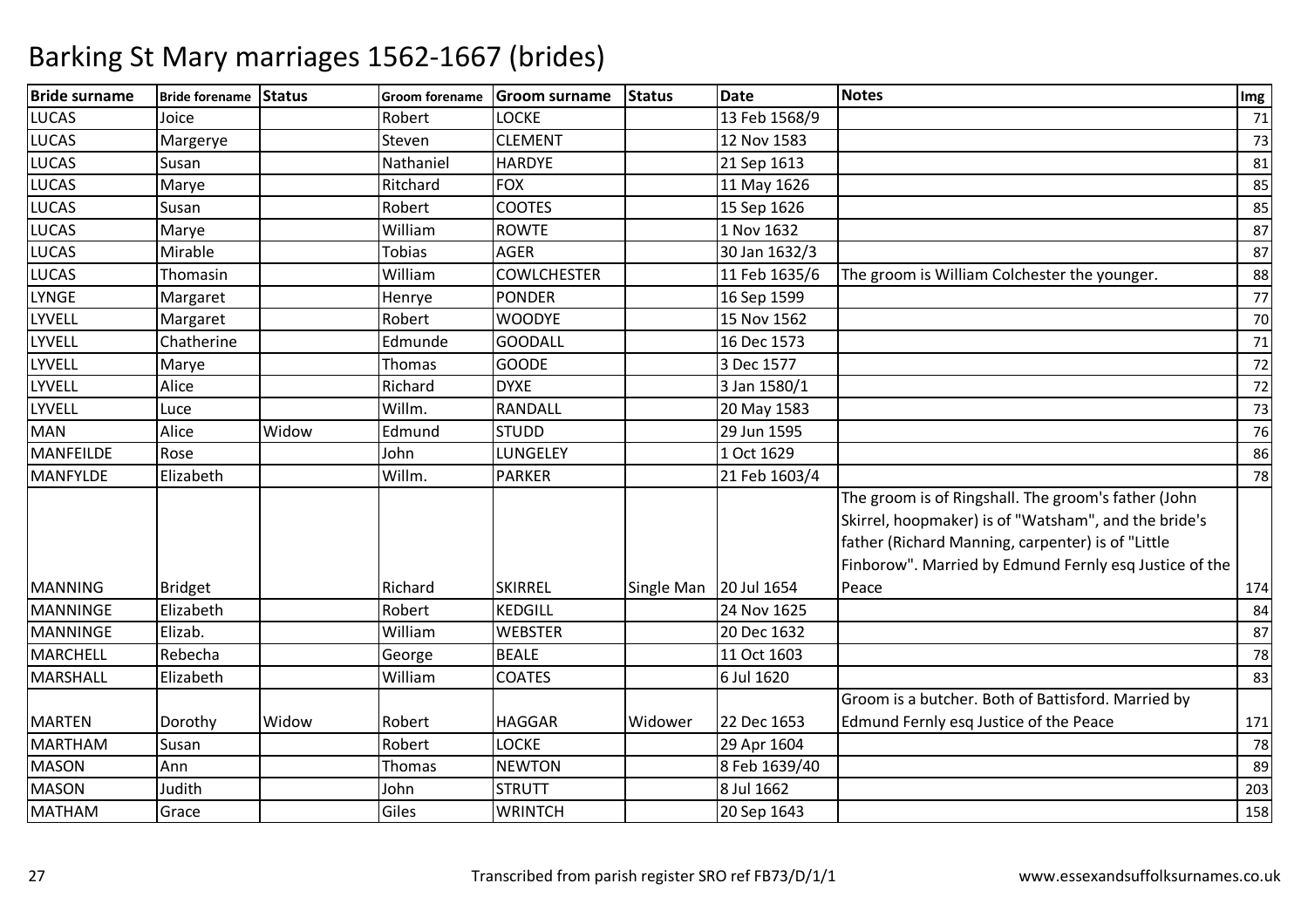# Barking St Mary marriages 1562-1667 (brides)

| Bride surname | Bride forename | Status | Groom forename | Groom surname | Status | Date | Notes | Img |
|---|---|---|---|---|---|---|---|---|
| LUCAS | Joice | | Robert | LOCKE | | 13 Feb 1568/9 | | 71 |
| LUCAS | Margerye | | Steven | CLEMENT | | 12 Nov 1583 | | 73 |
| LUCAS | Susan | | Nathaniel | HARDYE | | 21 Sep 1613 | | 81 |
| LUCAS | Marye | | Ritchard | FOX | | 11 May 1626 | | 85 |
| LUCAS | Susan | | Robert | COOTES | | 15 Sep 1626 | | 85 |
| LUCAS | Marye | | William | ROWTE | | 1 Nov 1632 | | 87 |
| LUCAS | Mirable | | Tobias | AGER | | 30 Jan 1632/3 | | 87 |
| LUCAS | Thomasin | | William | COWLCHESTER | | 11 Feb 1635/6 | The groom is William Colchester the younger. | 88 |
| LYNGE | Margaret | | Henrye | PONDER | | 16 Sep 1599 | | 77 |
| LYVELL | Margaret | | Robert | WOODYE | | 15 Nov 1562 | | 70 |
| LYVELL | Chatherine | | Edmunde | GOODALL | | 16 Dec 1573 | | 71 |
| LYVELL | Marye | | Thomas | GOODE | | 3 Dec 1577 | | 72 |
| LYVELL | Alice | | Richard | DYXE | | 3 Jan 1580/1 | | 72 |
| LYVELL | Luce | | Willm. | RANDALL | | 20 May 1583 | | 73 |
| MAN | Alice | Widow | Edmund | STUDD | | 29 Jun 1595 | | 76 |
| MANFEILDE | Rose | | John | LUNGELEY | | 1 Oct 1629 | | 86 |
| MANFYLDE | Elizabeth | | Willm. | PARKER | | 21 Feb 1603/4 | | 78 |
| MANNING | Bridget | | Richard | SKIRREL | Single Man | 20 Jul 1654 | The groom is of Ringshall. The groom's father (John Skirrel, hoopmaker) is of "Watsham", and the bride's father (Richard Manning, carpenter) is of "Little Finborow". Married by Edmund Fernly esq Justice of the Peace | 174 |
| MANNINGE | Elizabeth | | Robert | KEDGILL | | 24 Nov 1625 | | 84 |
| MANNINGE | Elizab. | | William | WEBSTER | | 20 Dec 1632 | | 87 |
| MARCHELL | Rebecha | | George | BEALE | | 11 Oct 1603 | | 78 |
| MARSHALL | Elizabeth | | William | COATES | | 6 Jul 1620 | | 83 |
| MARTEN | Dorothy | Widow | Robert | HAGGAR | Widower | 22 Dec 1653 | Groom is a butcher. Both of Battisford. Married by Edmund Fernly esq Justice of the Peace | 171 |
| MARTHAM | Susan | | Robert | LOCKE | | 29 Apr 1604 | | 78 |
| MASON | Ann | | Thomas | NEWTON | | 8 Feb 1639/40 | | 89 |
| MASON | Judith | | John | STRUTT | | 8 Jul 1662 | | 203 |
| MATHAM | Grace | | Giles | WRINTCH | | 20 Sep 1643 | | 158 |

Transcribed from parish register SRO ref FB73/D/1/1

www.essexandsuffolksurnames.co.uk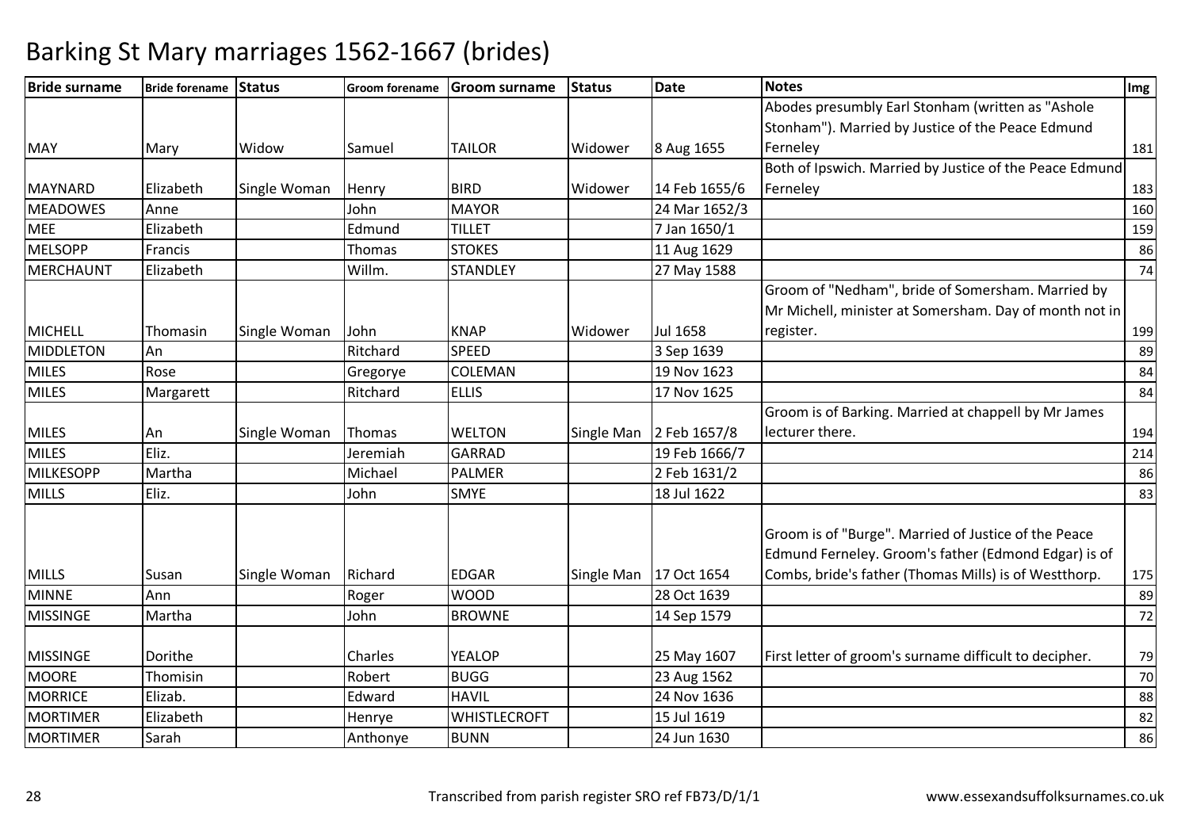# Barking St Mary marriages 1562-1667 (brides)

| Bride surname | Bride forename | Status | Groom forename | Groom surname | Status | Date | Notes | Img |
|---|---|---|---|---|---|---|---|---|
| MAY | Mary | Widow | Samuel | TAILOR | Widower | 8 Aug 1655 | Abodes presumbly Earl Stonham (written as "Ashole Stonham"). Married by Justice of the Peace Edmund Ferneley | 181 |
| MAYNARD | Elizabeth | Single Woman | Henry | BIRD | Widower | 14 Feb 1655/6 | Both of Ipswich. Married by Justice of the Peace Edmund Ferneley | 183 |
| MEADOWES | Anne | | John | MAYOR | | 24 Mar 1652/3 | | 160 |
| MEE | Elizabeth | | Edmund | TILLET | | 7 Jan 1650/1 | | 159 |
| MELSOPP | Francis | | Thomas | STOKES | | 11 Aug 1629 | | 86 |
| MERCHAUNT | Elizabeth | | Willm. | STANDLEY | | 27 May 1588 | | 74 |
| MICHELL | Thomasin | Single Woman | John | KNAP | Widower | Jul 1658 | Groom of "Nedham", bride of Somersham. Married by Mr Michell, minister at Somersham. Day of month not in register. | 199 |
| MIDDLETON | An | | Ritchard | SPEED | | 3 Sep 1639 | | 89 |
| MILES | Rose | | Gregorye | COLEMAN | | 19 Nov 1623 | | 84 |
| MILES | Margarett | | Ritchard | ELLIS | | 17 Nov 1625 | | 84 |
| MILES | An | Single Woman | Thomas | WELTON | Single Man | 2 Feb 1657/8 | Groom is of Barking. Married at chappell by Mr James lecturer there. | 194 |
| MILES | Eliz. | | Jeremiah | GARRAD | | 19 Feb 1666/7 | | 214 |
| MILKESOPP | Martha | | Michael | PALMER | | 2 Feb 1631/2 | | 86 |
| MILLS | Eliz. | | John | SMYE | | 18 Jul 1622 | | 83 |
| MILLS | Susan | Single Woman | Richard | EDGAR | Single Man | 17 Oct 1654 | Groom is of "Burge". Married of Justice of the Peace Edmund Ferneley. Groom's father (Edmond Edgar) is of Combs, bride's father (Thomas Mills) is of Westthorp. | 175 |
| MINNE | Ann | | Roger | WOOD | | 28 Oct 1639 | | 89 |
| MISSINGE | Martha | | John | BROWNE | | 14 Sep 1579 | | 72 |
| MISSINGE | Dorithe | | Charles | YEALOP | | 25 May 1607 | First letter of groom's surname difficult to decipher. | 79 |
| MOORE | Thomisin | | Robert | BUGG | | 23 Aug 1562 | | 70 |
| MORRICE | Elizab. | | Edward | HAVIL | | 24 Nov 1636 | | 88 |
| MORTIMER | Elizabeth | | Henrye | WHISTLECROFT | | 15 Jul 1619 | | 82 |
| MORTIMER | Sarah | | Anthonye | BUNN | | 24 Jun 1630 | | 86 |

Transcribed from parish register SRO ref FB73/D/1/1 www.essexandsuffolksurnames.co.uk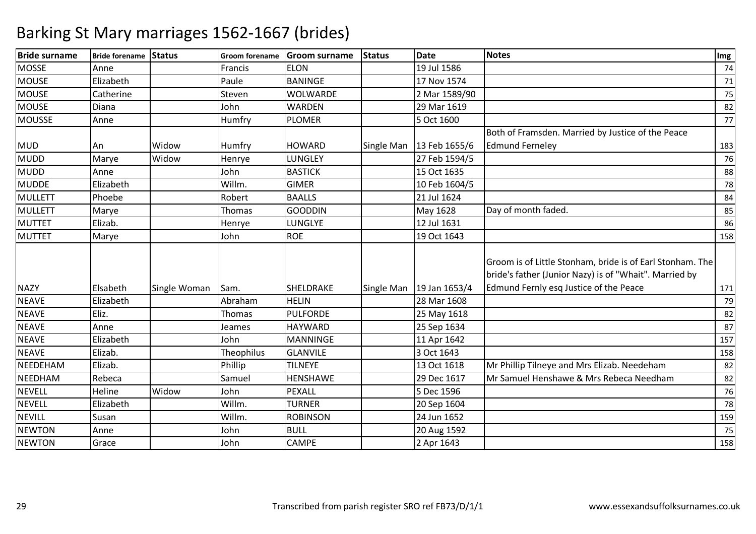# Barking St Mary marriages 1562-1667 (brides)

| Bride surname | Bride forename | Status | Groom forename | Groom surname | Status | Date | Notes | Img |
|---|---|---|---|---|---|---|---|---|
| MOSSE | Anne | | Francis | ELON | | 19 Jul 1586 | | 74 |
| MOUSE | Elizabeth | | Paule | BANINGE | | 17 Nov 1574 | | 71 |
| MOUSE | Catherine | | Steven | WOLWARDE | | 2 Mar 1589/90 | | 75 |
| MOUSE | Diana | | John | WARDEN | | 29 Mar 1619 | | 82 |
| MOUSSE | Anne | | Humfry | PLOMER | | 5 Oct 1600 | | 77 |
| MUD | An | Widow | Humfry | HOWARD | Single Man | 13 Feb 1655/6 | Both of Framsden. Married by Justice of the Peace Edmund Ferneley | 183 |
| MUDD | Marye | Widow | Henrye | LUNGLEY | | 27 Feb 1594/5 | | 76 |
| MUDD | Anne | | John | BASTICK | | 15 Oct 1635 | | 88 |
| MUDDE | Elizabeth | | Willm. | GIMER | | 10 Feb 1604/5 | | 78 |
| MULLETT | Phoebe | | Robert | BAALLS | | 21 Jul 1624 | | 84 |
| MULLETT | Marye | | Thomas | GOODDIN | | May 1628 | Day of month faded. | 85 |
| MUTTET | Elizab. | | Henrye | LUNGLYE | | 12 Jul 1631 | | 86 |
| MUTTET | Marye | | John | ROE | | 19 Oct 1643 | | 158 |
| NAZY | Elsabeth | Single Woman | Sam. | SHELDRAKE | Single Man | 19 Jan 1653/4 | Groom is of Little Stonham, bride is of Earl Stonham. The bride's father (Junior Nazy) is of "Whait". Married by Edmund Fernly esq Justice of the Peace | 171 |
| NEAVE | Elizabeth | | Abraham | HELIN | | 28 Mar 1608 | | 79 |
| NEAVE | Eliz. | | Thomas | PULFORDE | | 25 May 1618 | | 82 |
| NEAVE | Anne | | Jeames | HAYWARD | | 25 Sep 1634 | | 87 |
| NEAVE | Elizabeth | | John | MANNINGE | | 11 Apr 1642 | | 157 |
| NEAVE | Elizab. | | Theophilus | GLANVILE | | 3 Oct 1643 | | 158 |
| NEEDEHAM | Elizab. | | Phillip | TILNEYE | | 13 Oct 1618 | Mr Phillip Tilneye and Mrs Elizab. Needeham | 82 |
| NEEDHAM | Rebeca | | Samuel | HENSHAWE | | 29 Dec 1617 | Mr Samuel Henshawe & Mrs Rebeca Needham | 82 |
| NEVELL | Heline | Widow | John | PEXALL | | 5 Dec 1596 | | 76 |
| NEVELL | Elizabeth | | Willm. | TURNER | | 20 Sep 1604 | | 78 |
| NEVILL | Susan | | Willm. | ROBINSON | | 24 Jun 1652 | | 159 |
| NEWTON | Anne | | John | BULL | | 20 Aug 1592 | | 75 |
| NEWTON | Grace | | John | CAMPE | | 2 Apr 1643 | | 158 |

Transcribed from parish register SRO ref FB73/D/1/1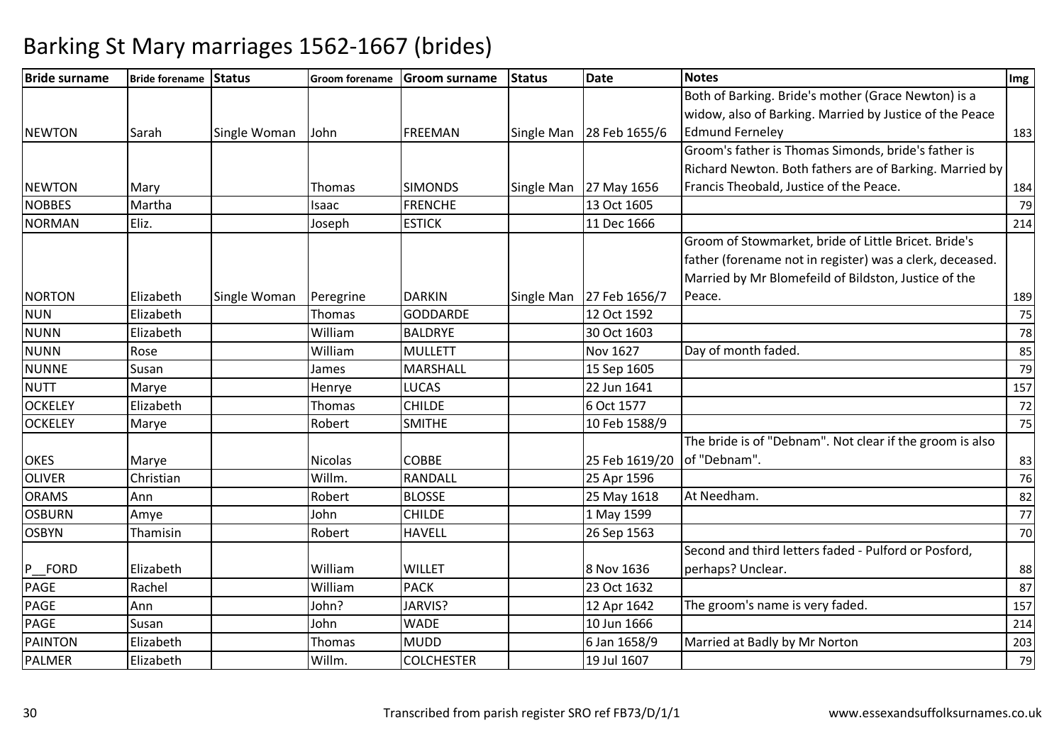# Barking St Mary marriages 1562-1667 (brides)

| Bride surname | Bride forename | Status | Groom forename | Groom surname | Status | Date | Notes | Img |
|---|---|---|---|---|---|---|---|---|
| NEWTON | Sarah | Single Woman | John | FREEMAN | Single Man | 28 Feb 1655/6 | Both of Barking. Bride's mother (Grace Newton) is a widow, also of Barking. Married by Justice of the Peace Edmund Ferneley | 183 |
| NEWTON | Mary | | Thomas | SIMONDS | Single Man | 27 May 1656 | Groom's father is Thomas Simonds, bride's father is Richard Newton. Both fathers are of Barking. Married by Francis Theobald, Justice of the Peace. | 184 |
| NOBBES | Martha | | Isaac | FRENCHE | | 13 Oct 1605 | | 79 |
| NORMAN | Eliz. | | Joseph | ESTICK | | 11 Dec 1666 | | 214 |
| NORTON | Elizabeth | Single Woman | Peregrine | DARKIN | Single Man | 27 Feb 1656/7 | Groom of Stowmarket, bride of Little Bricet. Bride's father (forename not in register) was a clerk, deceased. Married by Mr Blomefeild of Bildston, Justice of the Peace. | 189 |
| NUN | Elizabeth | | Thomas | GODDARDE | | 12 Oct 1592 | | 75 |
| NUNN | Elizabeth | | William | BALDRYE | | 30 Oct 1603 | | 78 |
| NUNN | Rose | | William | MULLETT | | Nov 1627 | Day of month faded. | 85 |
| NUNNE | Susan | | James | MARSHALL | | 15 Sep 1605 | | 79 |
| NUTT | Marye | | Henrye | LUCAS | | 22 Jun 1641 | | 157 |
| OCKELEY | Elizabeth | | Thomas | CHILDE | | 6 Oct 1577 | | 72 |
| OCKELEY | Marye | | Robert | SMITHE | | 10 Feb 1588/9 | | 75 |
| OKES | Marye | | Nicolas | COBBE | | 25 Feb 1619/20 | The bride is of "Debnam". Not clear if the groom is also of "Debnam". | 83 |
| OLIVER | Christian | | Willm. | RANDALL | | 25 Apr 1596 | | 76 |
| ORAMS | Ann | | Robert | BLOSSE | | 25 May 1618 | At Needham. | 82 |
| OSBURN | Amye | | John | CHILDE | | 1 May 1599 | | 77 |
| OSBYN | Thamisin | | Robert | HAVELL | | 26 Sep 1563 | | 70 |
| P__FORD | Elizabeth | | William | WILLET | | 8 Nov 1636 | Second and third letters faded - Pulford or Posford, perhaps? Unclear. | 88 |
| PAGE | Rachel | | William | PACK | | 23 Oct 1632 | | 87 |
| PAGE | Ann | | John? | JARVIS? | | 12 Apr 1642 | The groom's name is very faded. | 157 |
| PAGE | Susan | | John | WADE | | 10 Jun 1666 | | 214 |
| PAINTON | Elizabeth | | Thomas | MUDD | | 6 Jan 1658/9 | Married at Badly by Mr Norton | 203 |
| PALMER | Elizabeth | | Willm. | COLCHESTER | | 19 Jul 1607 | | 79 |

Transcribed from parish register SRO ref FB73/D/1/1 www.essexandsuffolksurnames.co.uk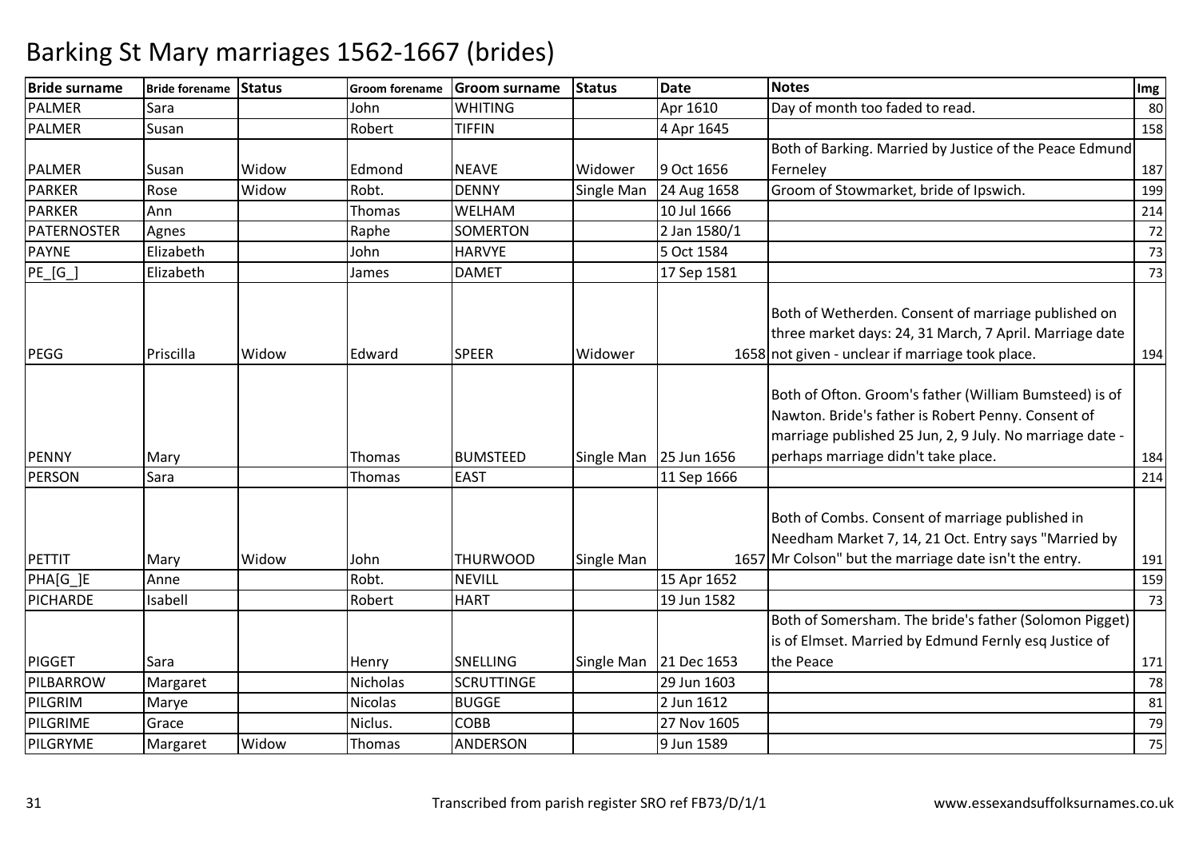# Barking St Mary marriages 1562-1667 (brides)

| Bride surname | Bride forename | Status | Groom forename | Groom surname | Status | Date | Notes | Img |
|---|---|---|---|---|---|---|---|---|
| PALMER | Sara | | John | WHITING | | Apr 1610 | Day of month too faded to read. | 80 |
| PALMER | Susan | | Robert | TIFFIN | | 4 Apr 1645 | | 158 |
| PALMER | Susan | Widow | Edmond | NEAVE | Widower | 9 Oct 1656 | Both of Barking. Married by Justice of the Peace Edmund Ferneley | 187 |
| PARKER | Rose | Widow | Robt. | DENNY | Single Man | 24 Aug 1658 | Groom of Stowmarket, bride of Ipswich. | 199 |
| PARKER | Ann | | Thomas | WELHAM | | 10 Jul 1666 | | 214 |
| PATERNOSTER | Agnes | | Raphe | SOMERTON | | 2 Jan 1580/1 | | 72 |
| PAYNE | Elizabeth | | John | HARVYE | | 5 Oct 1584 | | 73 |
| PE_[G_] | Elizabeth | | James | DAMET | | 17 Sep 1581 | | 73 |
| PEGG | Priscilla | Widow | Edward | SPEER | Widower | 1658 | Both of Wetherden. Consent of marriage published on three market days: 24, 31 March, 7 April. Marriage date not given - unclear if marriage took place. | 194 |
| PENNY | Mary | | Thomas | BUMSTEED | Single Man | 25 Jun 1656 | Both of Ofton. Groom's father (William Bumsteed) is of Nawton. Bride's father is Robert Penny. Consent of marriage published 25 Jun, 2, 9 July. No marriage date - perhaps marriage didn't take place. | 184 |
| PERSON | Sara | | Thomas | EAST | | 11 Sep 1666 | | 214 |
| PETTIT | Mary | Widow | John | THURWOOD | Single Man | 1657 | Both of Combs. Consent of marriage published in Needham Market 7, 14, 21 Oct. Entry says "Married by Mr Colson" but the marriage date isn't the entry. | 191 |
| PHA[G_]E | Anne | | Robt. | NEVILL | | 15 Apr 1652 | | 159 |
| PICHARDE | Isabell | | Robert | HART | | 19 Jun 1582 | | 73 |
| PIGGET | Sara | | Henry | SNELLING | Single Man | 21 Dec 1653 | Both of Somersham. The bride's father (Solomon Pigget) is of Elmset. Married by Edmund Fernly esq Justice of the Peace | 171 |
| PILBARROW | Margaret | | Nicholas | SCRUTTINGE | | 29 Jun 1603 | | 78 |
| PILGRIM | Marye | | Nicolas | BUGGE | | 2 Jun 1612 | | 81 |
| PILGRIME | Grace | | Niclus. | COBB | | 27 Nov 1605 | | 79 |
| PILGRYME | Margaret | Widow | Thomas | ANDERSON | | 9 Jun 1589 | | 75 |

Transcribed from parish register SRO ref FB73/D/1/1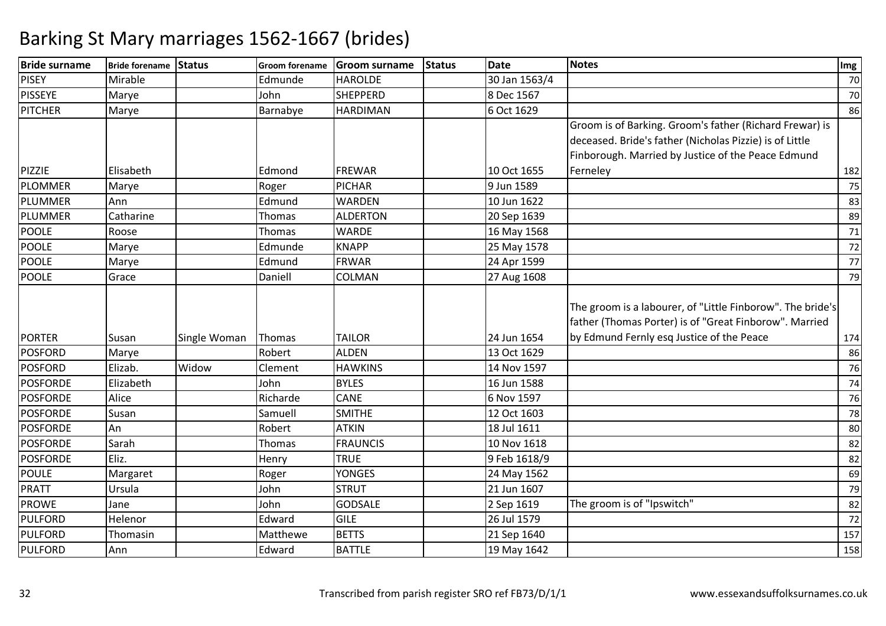# Barking St Mary marriages 1562-1667 (brides)

| Bride surname | Bride forename | Status | Groom forename | Groom surname | Status | Date | Notes | Img |
|---|---|---|---|---|---|---|---|---|
| PISEY | Mirable | | Edmunde | HAROLDE | | 30 Jan 1563/4 | | 70 |
| PISSEYE | Marye | | John | SHEPPERD | | 8 Dec 1567 | | 70 |
| PITCHER | Marye | | Barnabye | HARDIMAN | | 6 Oct 1629 | | 86 |
| PIZZIE | Elisabeth | | Edmond | FREWAR | | 10 Oct 1655 | Groom is of Barking. Groom's father (Richard Frewar) is deceased. Bride's father (Nicholas Pizzie) is of Little Finborough. Married by Justice of the Peace Edmund Ferneley | 182 |
| PLOMMER | Marye | | Roger | PICHAR | | 9 Jun 1589 | | 75 |
| PLUMMER | Ann | | Edmund | WARDEN | | 10 Jun 1622 | | 83 |
| PLUMMER | Catharine | | Thomas | ALDERTON | | 20 Sep 1639 | | 89 |
| POOLE | Roose | | Thomas | WARDE | | 16 May 1568 | | 71 |
| POOLE | Marye | | Edmunde | KNAPP | | 25 May 1578 | | 72 |
| POOLE | Marye | | Edmund | FRWAR | | 24 Apr 1599 | | 77 |
| POOLE | Grace | | Daniell | COLMAN | | 27 Aug 1608 | | 79 |
| PORTER | Susan | Single Woman | Thomas | TAILOR | | 24 Jun 1654 | The groom is a labourer, of "Little Finborow". The bride's father (Thomas Porter) is of "Great Finborow". Married by Edmund Fernly esq Justice of the Peace | 174 |
| POSFORD | Marye | | Robert | ALDEN | | 13 Oct 1629 | | 86 |
| POSFORD | Elizab. | Widow | Clement | HAWKINS | | 14 Nov 1597 | | 76 |
| POSFORDE | Elizabeth | | John | BYLES | | 16 Jun 1588 | | 74 |
| POSFORDE | Alice | | Richarde | CANE | | 6 Nov 1597 | | 76 |
| POSFORDE | Susan | | Samuell | SMITHE | | 12 Oct 1603 | | 78 |
| POSFORDE | An | | Robert | ATKIN | | 18 Jul 1611 | | 80 |
| POSFORDE | Sarah | | Thomas | FRAUNCIS | | 10 Nov 1618 | | 82 |
| POSFORDE | Eliz. | | Henry | TRUE | | 9 Feb 1618/9 | | 82 |
| POULE | Margaret | | Roger | YONGES | | 24 May 1562 | | 69 |
| PRATT | Ursula | | John | STRUT | | 21 Jun 1607 | | 79 |
| PROWE | Jane | | John | GODSALE | | 2 Sep 1619 | The groom is of "Ipswitch" | 82 |
| PULFORD | Helenor | | Edward | GILE | | 26 Jul 1579 | | 72 |
| PULFORD | Thomasin | | Matthewe | BETTS | | 21 Sep 1640 | | 157 |
| PULFORD | Ann | | Edward | BATTLE | | 19 May 1642 | | 158 |

Transcribed from parish register SRO ref FB73/D/1/1 www.essexandsuffolksurnames.co.uk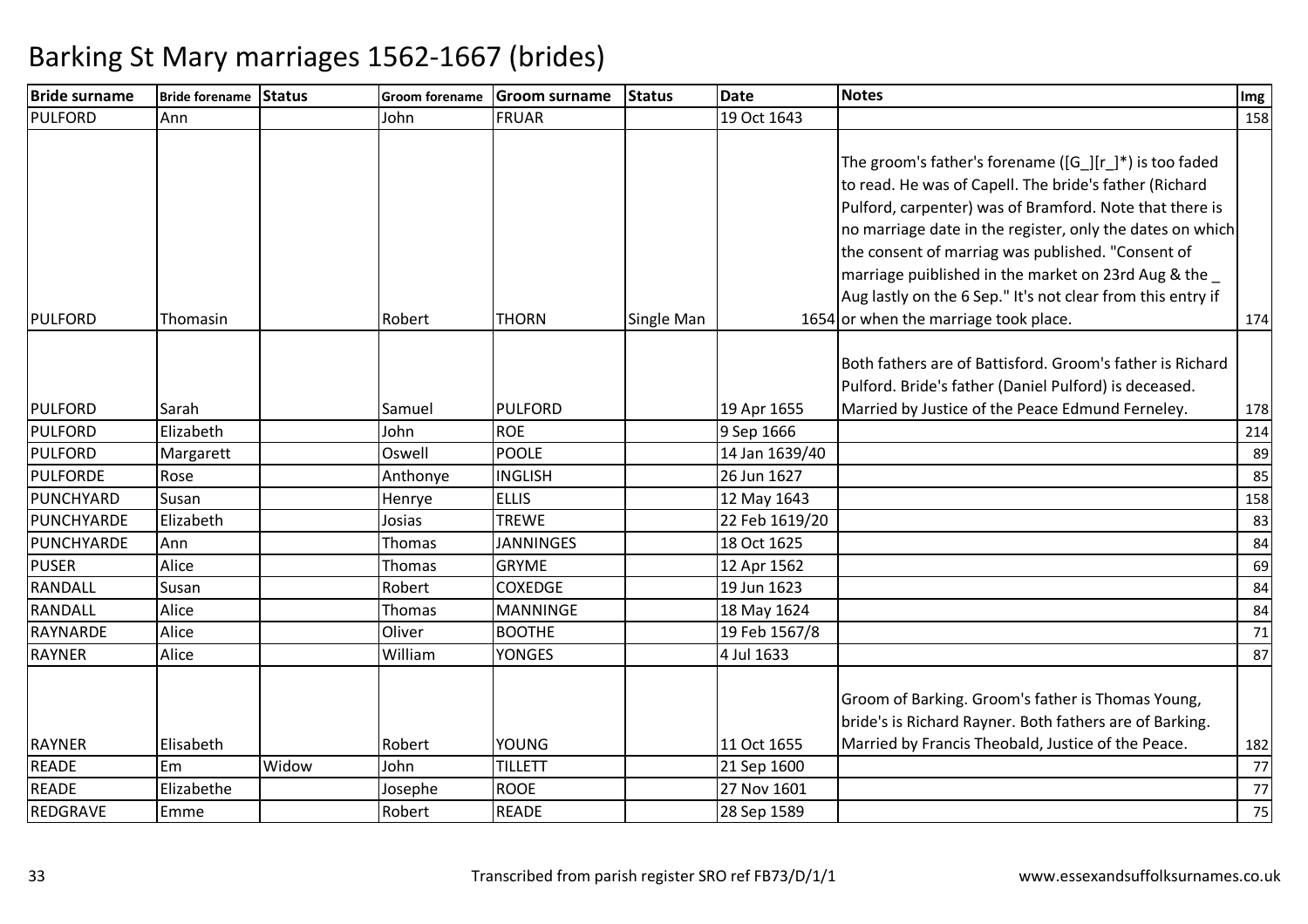# Barking St Mary marriages 1562-1667 (brides)

| Bride surname | Bride forename | Status | Groom forename | Groom surname | Status | Date | Notes | Img |
|---|---|---|---|---|---|---|---|---|
| PULFORD | Ann | | John | FRUAR | | 19 Oct 1643 | | 158 |
| PULFORD | Thomasin | | Robert | THORN | Single Man | 1654 | The groom's father's forename ([G_][r_]*) is too faded to read. He was of Capell. The bride's father (Richard Pulford, carpenter) was of Bramford. Note that there is no marriage date in the register, only the dates on which the consent of marriag was published. "Consent of marriage puiblished in the market on 23rd Aug & the _ Aug lastly on the 6 Sep." It's not clear from this entry if or when the marriage took place. | 174 |
| PULFORD | Sarah | | Samuel | PULFORD | | 19 Apr 1655 | Both fathers are of Battisford. Groom's father is Richard Pulford. Bride's father (Daniel Pulford) is deceased. Married by Justice of the Peace Edmund Ferneley. | 178 |
| PULFORD | Elizabeth | | John | ROE | | 9 Sep 1666 | | 214 |
| PULFORD | Margarett | | Oswell | POOLE | | 14 Jan 1639/40 | | 89 |
| PULFORDE | Rose | | Anthonye | INGLISH | | 26 Jun 1627 | | 85 |
| PUNCHYARD | Susan | | Henrye | ELLIS | | 12 May 1643 | | 158 |
| PUNCHYARDE | Elizabeth | | Josias | TREWE | | 22 Feb 1619/20 | | 83 |
| PUNCHYARDE | Ann | | Thomas | JANNINGES | | 18 Oct 1625 | | 84 |
| PUSER | Alice | | Thomas | GRYME | | 12 Apr 1562 | | 69 |
| RANDALL | Susan | | Robert | COXEDGE | | 19 Jun 1623 | | 84 |
| RANDALL | Alice | | Thomas | MANNINGE | | 18 May 1624 | | 84 |
| RAYNARDE | Alice | | Oliver | BOOTHE | | 19 Feb 1567/8 | | 71 |
| RAYNER | Alice | | William | YONGES | | 4 Jul 1633 | | 87 |
| RAYNER | Elisabeth | | Robert | YOUNG | | 11 Oct 1655 | Groom of Barking. Groom's father is Thomas Young, bride's is Richard Rayner. Both fathers are of Barking. Married by Francis Theobald, Justice of the Peace. | 182 |
| READE | Em | Widow | John | TILLETT | | 21 Sep 1600 | | 77 |
| READE | Elizabethe | | Josephe | ROOE | | 27 Nov 1601 | | 77 |
| REDGRAVE | Emme | | Robert | READE | | 28 Sep 1589 | | 75 |

Transcribed from parish register SRO ref FB73/D/1/1

www.essexandsuffolksurnames.co.uk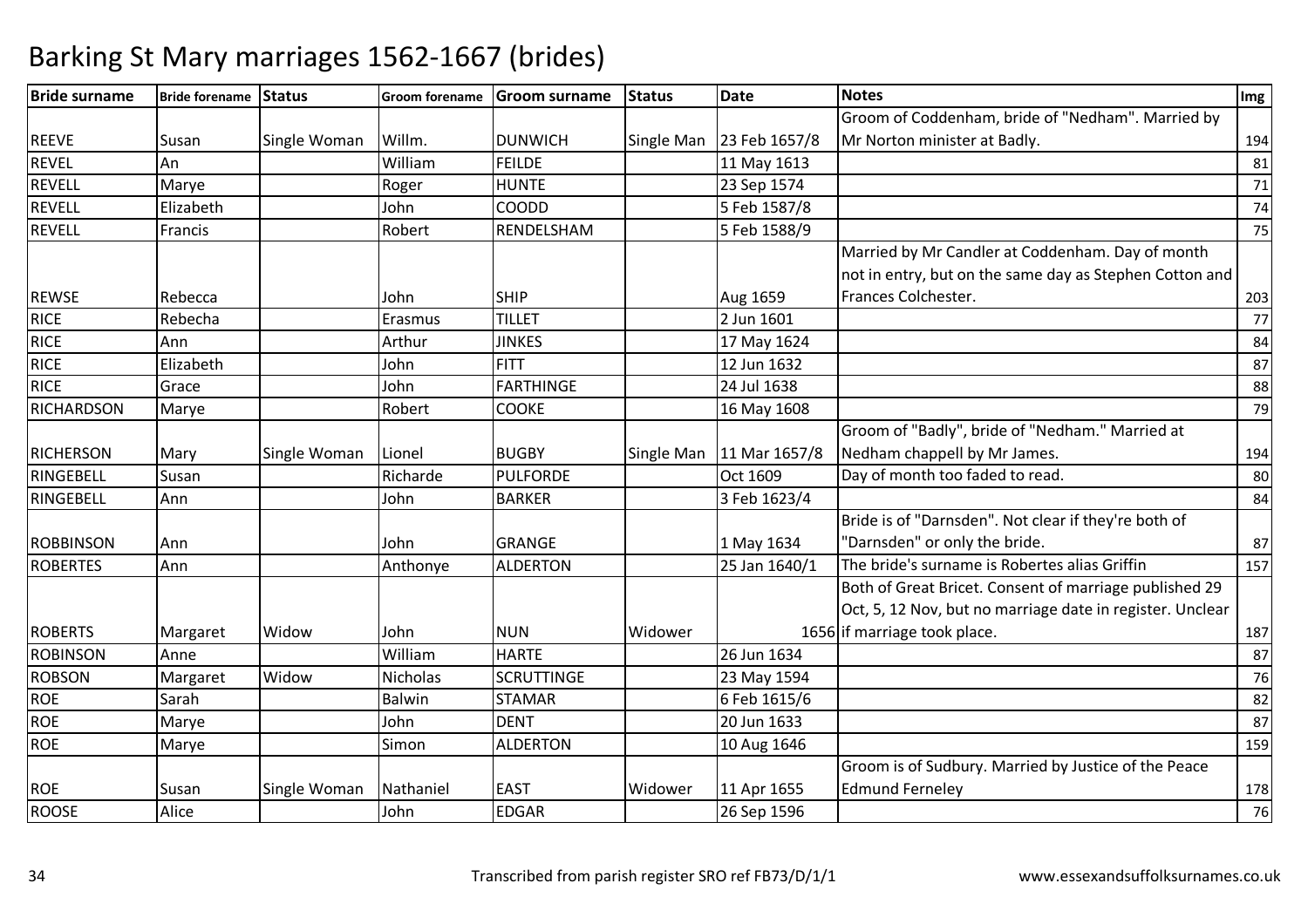# Barking St Mary marriages 1562-1667 (brides)

| Bride surname | Bride forename | Status | Groom forename | Groom surname | Status | Date | Notes | Img |
|---|---|---|---|---|---|---|---|---|
| REEVE | Susan | Single Woman | Willm. | DUNWICH | Single Man | 23 Feb 1657/8 | Groom of Coddenham, bride of "Nedham". Married by Mr Norton minister at Badly. | 194 |
| REVEL | An | | William | FEILDE | | 11 May 1613 | | 81 |
| REVELL | Marye | | Roger | HUNTE | | 23 Sep 1574 | | 71 |
| REVELL | Elizabeth | | John | COODD | | 5 Feb 1587/8 | | 74 |
| REVELL | Francis | | Robert | RENDELSHAM | | 5 Feb 1588/9 | | 75 |
| REWSE | Rebecca | | John | SHIP | | Aug 1659 | Married by Mr Candler at Coddenham. Day of month not in entry, but on the same day as Stephen Cotton and Frances Colchester. | 203 |
| RICE | Rebecha | | Erasmus | TILLET | | 2 Jun 1601 | | 77 |
| RICE | Ann | | Arthur | JINKES | | 17 May 1624 | | 84 |
| RICE | Elizabeth | | John | FITT | | 12 Jun 1632 | | 87 |
| RICE | Grace | | John | FARTHINGE | | 24 Jul 1638 | | 88 |
| RICHARDSON | Marye | | Robert | COOKE | | 16 May 1608 | | 79 |
| RICHERSON | Mary | Single Woman | Lionel | BUGBY | Single Man | 11 Mar 1657/8 | Groom of "Badly", bride of "Nedham." Married at Nedham chappell by Mr James. | 194 |
| RINGEBELL | Susan | | Richarde | PULFORDE | | Oct 1609 | Day of month too faded to read. | 80 |
| RINGEBELL | Ann | | John | BARKER | | 3 Feb 1623/4 | | 84 |
| ROBBINSON | Ann | | John | GRANGE | | 1 May 1634 | Bride is of "Darnsden". Not clear if they're both of "Darnsden" or only the bride. | 87 |
| ROBERTES | Ann | | Anthonye | ALDERTON | | 25 Jan 1640/1 | The bride's surname is Robertes alias Griffin | 157 |
| ROBERTS | Margaret | Widow | John | NUN | Widower | 1656 | Both of Great Bricet. Consent of marriage published 29 Oct, 5, 12 Nov, but no marriage date in register. Unclear if marriage took place. | 187 |
| ROBINSON | Anne | | William | HARTE | | 26 Jun 1634 | | 87 |
| ROBSON | Margaret | Widow | Nicholas | SCRUTTINGE | | 23 May 1594 | | 76 |
| ROE | Sarah | | Balwin | STAMAR | | 6 Feb 1615/6 | | 82 |
| ROE | Marye | | John | DENT | | 20 Jun 1633 | | 87 |
| ROE | Marye | | Simon | ALDERTON | | 10 Aug 1646 | | 159 |
| ROE | Susan | Single Woman | Nathaniel | EAST | Widower | 11 Apr 1655 | Groom is of Sudbury. Married by Justice of the Peace Edmund Ferneley | 178 |
| ROOSE | Alice | | John | EDGAR | | 26 Sep 1596 | | 76 |

Transcribed from parish register SRO ref FB73/D/1/1

www.essexandsuffolksurnames.co.uk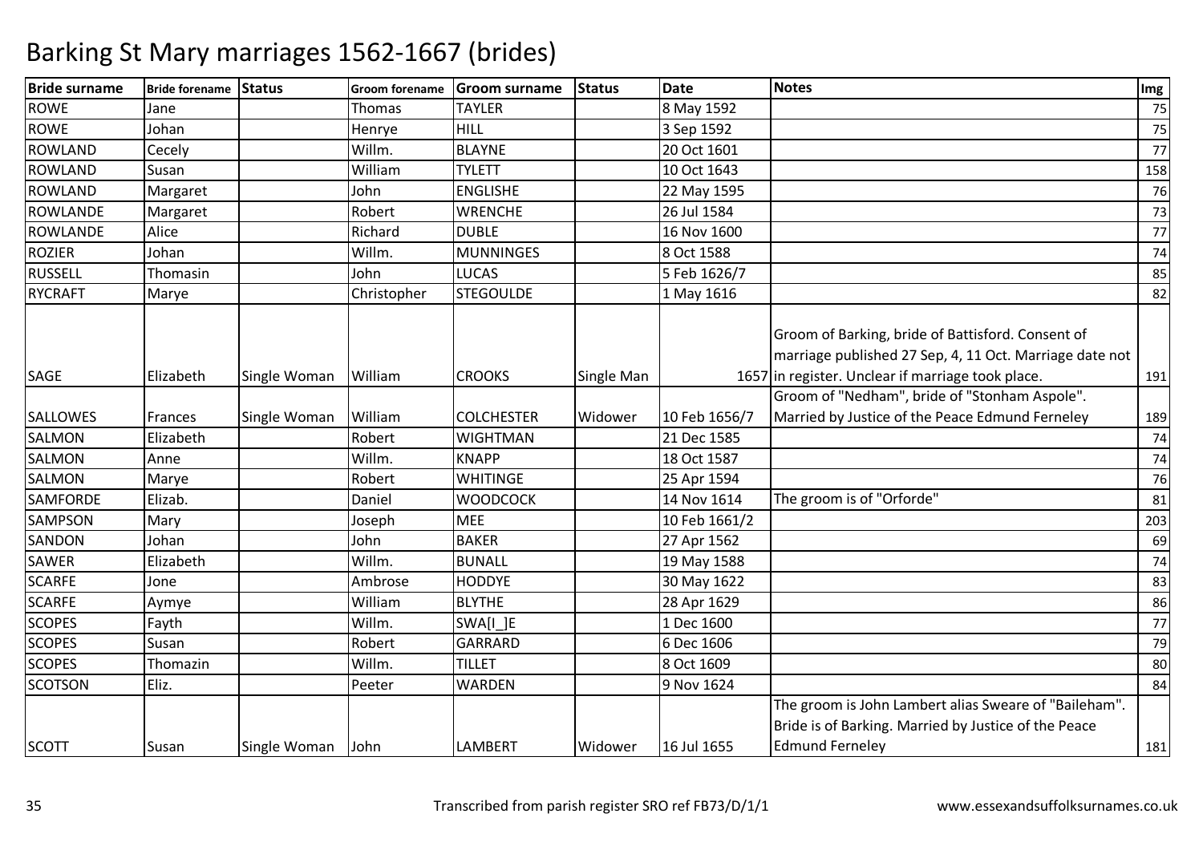# Barking St Mary marriages 1562-1667 (brides)

| Bride surname | Bride forename | Status | Groom forename | Groom surname | Status | Date | Notes | Img |
|---|---|---|---|---|---|---|---|---|
| ROWE | Jane | | Thomas | TAYLER | | 8 May 1592 | | 75 |
| ROWE | Johan | | Henrye | HILL | | 3 Sep 1592 | | 75 |
| ROWLAND | Cecely | | Willm. | BLAYNE | | 20 Oct 1601 | | 77 |
| ROWLAND | Susan | | William | TYLETT | | 10 Oct 1643 | | 158 |
| ROWLAND | Margaret | | John | ENGLISHE | | 22 May 1595 | | 76 |
| ROWLANDE | Margaret | | Robert | WRENCHE | | 26 Jul 1584 | | 73 |
| ROWLANDE | Alice | | Richard | DUBLE | | 16 Nov 1600 | | 77 |
| ROZIER | Johan | | Willm. | MUNNINGES | | 8 Oct 1588 | | 74 |
| RUSSELL | Thomasin | | John | LUCAS | | 5 Feb 1626/7 | | 85 |
| RYCRAFT | Marye | | Christopher | STEGOULDE | | 1 May 1616 | | 82 |
| SAGE | Elizabeth | Single Woman | William | CROOKS | Single Man | 1657 | Groom of Barking, bride of Battisford. Consent of marriage published 27 Sep, 4, 11 Oct. Marriage date not in register. Unclear if marriage took place. | 191 |
| SALLOWES | Frances | Single Woman | William | COLCHESTER | Widower | 10 Feb 1656/7 | Groom of "Nedham", bride of "Stonham Aspole". Married by Justice of the Peace Edmund Ferneley | 189 |
| SALMON | Elizabeth | | Robert | WIGHTMAN | | 21 Dec 1585 | | 74 |
| SALMON | Anne | | Willm. | KNAPP | | 18 Oct 1587 | | 74 |
| SALMON | Marye | | Robert | WHITINGE | | 25 Apr 1594 | | 76 |
| SAMFORDE | Elizab. | | Daniel | WOODCOCK | | 14 Nov 1614 | The groom is of "Orforde" | 81 |
| SAMPSON | Mary | | Joseph | MEE | | 10 Feb 1661/2 | | 203 |
| SANDON | Johan | | John | BAKER | | 27 Apr 1562 | | 69 |
| SAWER | Elizabeth | | Willm. | BUNALL | | 19 May 1588 | | 74 |
| SCARFE | Jone | | Ambrose | HODDYE | | 30 May 1622 | | 83 |
| SCARFE | Aymye | | William | BLYTHE | | 28 Apr 1629 | | 86 |
| SCOPES | Fayth | | Willm. | SWA[I_]E | | 1 Dec 1600 | | 77 |
| SCOPES | Susan | | Robert | GARRARD | | 6 Dec 1606 | | 79 |
| SCOPES | Thomazin | | Willm. | TILLET | | 8 Oct 1609 | | 80 |
| SCOTSON | Eliz. | | Peeter | WARDEN | | 9 Nov 1624 | | 84 |
| SCOTT | Susan | Single Woman | John | LAMBERT | Widower | 16 Jul 1655 | The groom is John Lambert alias Sweare of "Baileham". Bride is of Barking. Married by Justice of the Peace Edmund Ferneley | 181 |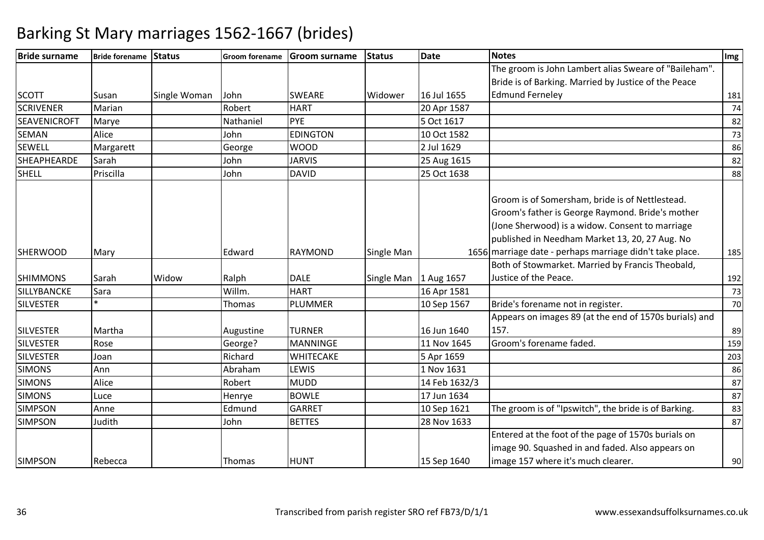# Barking St Mary marriages 1562-1667 (brides)

| Bride surname | Bride forename | Status | Groom forename | Groom surname | Status | Date | Notes | Img |
|---|---|---|---|---|---|---|---|---|
| SCOTT | Susan | Single Woman | John | SWEARE | Widower | 16 Jul 1655 | The groom is John Lambert alias Sweare of "Baileham". Bride is of Barking. Married by Justice of the Peace Edmund Ferneley | 181 |
| SCRIVENER | Marian | | Robert | HART | | 20 Apr 1587 | | 74 |
| SEAVENICROFT | Marye | | Nathaniel | PYE | | 5 Oct 1617 | | 82 |
| SEMAN | Alice | | John | EDINGTON | | 10 Oct 1582 | | 73 |
| SEWELL | Margarett | | George | WOOD | | 2 Jul 1629 | | 86 |
| SHEAPHEARDE | Sarah | | John | JARVIS | | 25 Aug 1615 | | 82 |
| SHELL | Priscilla | | John | DAVID | | 25 Oct 1638 | | 88 |
| SHERWOOD | Mary | | Edward | RAYMOND | Single Man | 1656 | Groom is of Somersham, bride is of Nettlestead. Groom's father is George Raymond. Bride's mother (Jone Sherwood) is a widow. Consent to marriage published in Needham Market 13, 20, 27 Aug. No marriage date - perhaps marriage didn't take place. | 185 |
| SHIMMONS | Sarah | Widow | Ralph | DALE | Single Man | 1 Aug 1657 | Both of Stowmarket. Married by Francis Theobald, Justice of the Peace. | 192 |
| SILLYBANCKE | Sara | | Willm. | HART | | 16 Apr 1581 | | 73 |
| SILVESTER | * | | Thomas | PLUMMER | | 10 Sep 1567 | Bride's forename not in register. | 70 |
| SILVESTER | Martha | | Augustine | TURNER | | 16 Jun 1640 | Appears on images 89 (at the end of 1570s burials) and 157. | 89 |
| SILVESTER | Rose | | George? | MANNINGE | | 11 Nov 1645 | Groom's forename faded. | 159 |
| SILVESTER | Joan | | Richard | WHITECAKE | | 5 Apr 1659 | | 203 |
| SIMONS | Ann | | Abraham | LEWIS | | 1 Nov 1631 | | 86 |
| SIMONS | Alice | | Robert | MUDD | | 14 Feb 1632/3 | | 87 |
| SIMONS | Luce | | Henrye | BOWLE | | 17 Jun 1634 | | 87 |
| SIMPSON | Anne | | Edmund | GARRET | | 10 Sep 1621 | The groom is of "Ipswitch", the bride is of Barking. | 83 |
| SIMPSON | Judith | | John | BETTES | | 28 Nov 1633 | | 87 |
| SIMPSON | Rebecca | | Thomas | HUNT | | 15 Sep 1640 | Entered at the foot of the page of 1570s burials on image 90. Squashed in and faded. Also appears on image 157 where it's much clearer. | 90 |

Transcribed from parish register SRO ref FB73/D/1/1 www.essexandsuffolksurnames.co.uk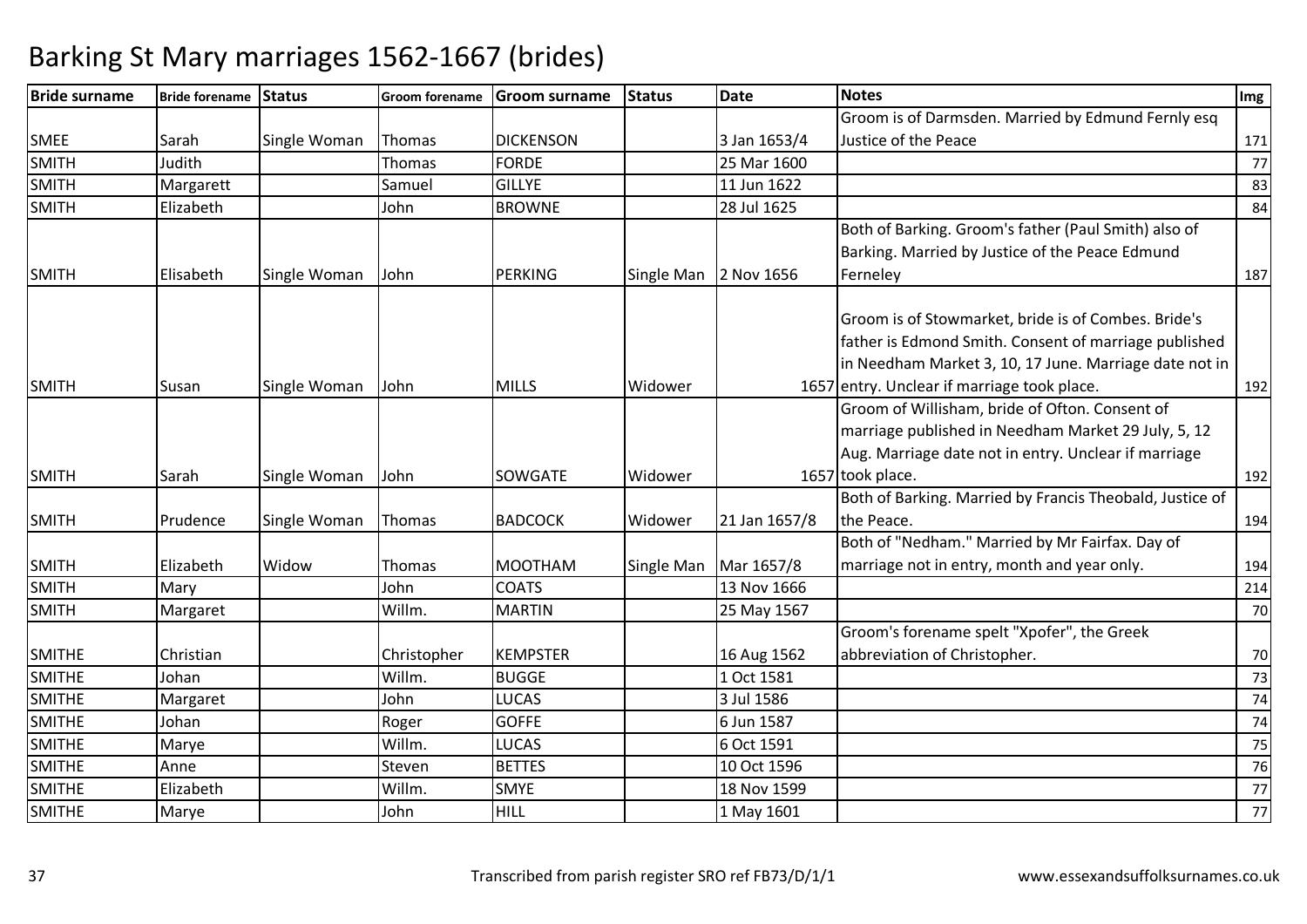# Barking St Mary marriages 1562-1667 (brides)

| Bride surname | Bride forename | Status | Groom forename | Groom surname | Status | Date | Notes | Img |
|---|---|---|---|---|---|---|---|---|
| SMEE | Sarah | Single Woman | Thomas | DICKENSON | | 3 Jan 1653/4 | Groom is of Darmsden. Married by Edmund Fernly esq Justice of the Peace | 171 |
| SMITH | Judith | | Thomas | FORDE | | 25 Mar 1600 | | 77 |
| SMITH | Margarett | | Samuel | GILLYE | | 11 Jun 1622 | | 83 |
| SMITH | Elizabeth | | John | BROWNE | | 28 Jul 1625 | | 84 |
| SMITH | Elisabeth | Single Woman | John | PERKING | Single Man | 2 Nov 1656 | Both of Barking. Groom's father (Paul Smith) also of Barking. Married by Justice of the Peace Edmund Ferneley | 187 |
| SMITH | Susan | Single Woman | John | MILLS | Widower | 1657 | Groom is of Stowmarket, bride is of Combes. Bride's father is Edmond Smith. Consent of marriage published in Needham Market 3, 10, 17 June. Marriage date not in entry. Unclear if marriage took place. | 192 |
| SMITH | Sarah | Single Woman | John | SOWGATE | Widower | 1657 | Groom of Willisham, bride of Ofton. Consent of marriage published in Needham Market 29 July, 5, 12 Aug. Marriage date not in entry. Unclear if marriage took place. | 192 |
| SMITH | Prudence | Single Woman | Thomas | BADCOCK | Widower | 21 Jan 1657/8 | Both of Barking. Married by Francis Theobald, Justice of the Peace. | 194 |
| SMITH | Elizabeth | Widow | Thomas | MOOTHAM | Single Man | Mar 1657/8 | Both of "Nedham." Married by Mr Fairfax. Day of marriage not in entry, month and year only. | 194 |
| SMITH | Mary | | John | COATS | | 13 Nov 1666 | | 214 |
| SMITH | Margaret | | Willm. | MARTIN | | 25 May 1567 | | 70 |
| SMITHE | Christian | | Christopher | KEMPSTER | | 16 Aug 1562 | Groom's forename spelt "Xpofer", the Greek abbreviation of Christopher. | 70 |
| SMITHE | Johan | | Willm. | BUGGE | | 1 Oct 1581 | | 73 |
| SMITHE | Margaret | | John | LUCAS | | 3 Jul 1586 | | 74 |
| SMITHE | Johan | | Roger | GOFFE | | 6 Jun 1587 | | 74 |
| SMITHE | Marye | | Willm. | LUCAS | | 6 Oct 1591 | | 75 |
| SMITHE | Anne | | Steven | BETTES | | 10 Oct 1596 | | 76 |
| SMITHE | Elizabeth | | Willm. | SMYE | | 18 Nov 1599 | | 77 |
| SMITHE | Marye | | John | HILL | | 1 May 1601 | | 77 |

Transcribed from parish register SRO ref FB73/D/1/1 www.essexandsuffolksurnames.co.uk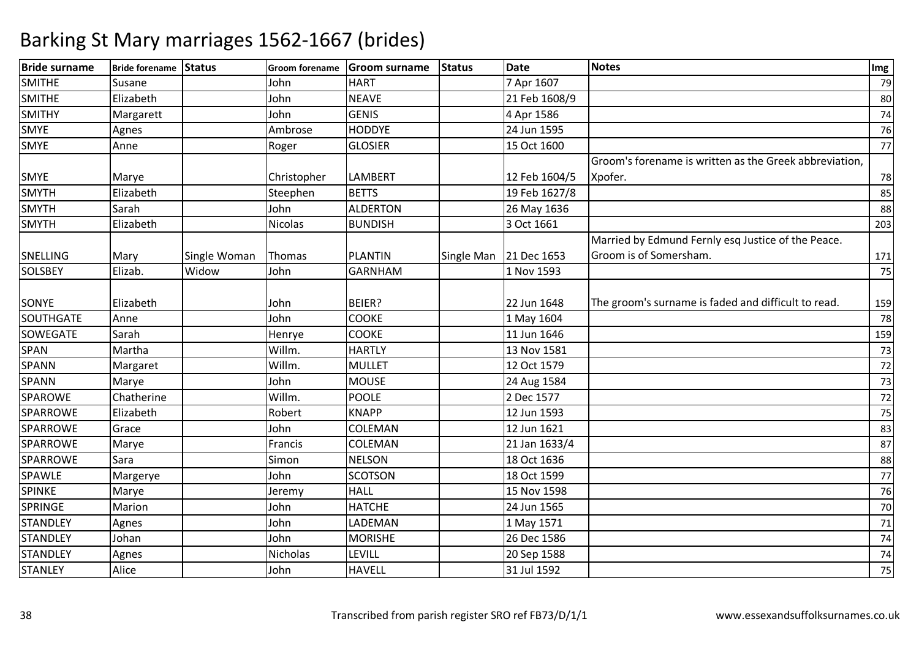# Barking St Mary marriages 1562-1667 (brides)

| Bride surname | Bride forename | Status | Groom forename | Groom surname | Status | Date | Notes | Img |
|---|---|---|---|---|---|---|---|---|
| SMITHE | Susane | | John | HART | | 7 Apr 1607 | | 79 |
| SMITHE | Elizabeth | | John | NEAVE | | 21 Feb 1608/9 | | 80 |
| SMITHY | Margarett | | John | GENIS | | 4 Apr 1586 | | 74 |
| SMYE | Agnes | | Ambrose | HODDYE | | 24 Jun 1595 | | 76 |
| SMYE | Anne | | Roger | GLOSIER | | 15 Oct 1600 | | 77 |
| SMYE | Marye | | Christopher | LAMBERT | | 12 Feb 1604/5 | Groom's forename is written as the Greek abbreviation, Xpofer. | 78 |
| SMYTH | Elizabeth | | Steephen | BETTS | | 19 Feb 1627/8 | | 85 |
| SMYTH | Sarah | | John | ALDERTON | | 26 May 1636 | | 88 |
| SMYTH | Elizabeth | | Nicolas | BUNDISH | | 3 Oct 1661 | | 203 |
| SNELLING | Mary | Single Woman | Thomas | PLANTIN | Single Man | 21 Dec 1653 | Married by Edmund Fernly esq Justice of the Peace. Groom is of Somersham. | 171 |
| SOLSBEY | Elizab. | Widow | John | GARNHAM | | 1 Nov 1593 | | 75 |
| SONYE | Elizabeth | | John | BEIER? | | 22 Jun 1648 | The groom's surname is faded and difficult to read. | 159 |
| SOUTHGATE | Anne | | John | COOKE | | 1 May 1604 | | 78 |
| SOWEGATE | Sarah | | Henrye | COOKE | | 11 Jun 1646 | | 159 |
| SPAN | Martha | | Willm. | HARTLY | | 13 Nov 1581 | | 73 |
| SPANN | Margaret | | Willm. | MULLET | | 12 Oct 1579 | | 72 |
| SPANN | Marye | | John | MOUSE | | 24 Aug 1584 | | 73 |
| SPAROWE | Chatherine | | Willm. | POOLE | | 2 Dec 1577 | | 72 |
| SPARROWE | Elizabeth | | Robert | KNAPP | | 12 Jun 1593 | | 75 |
| SPARROWE | Grace | | John | COLEMAN | | 12 Jun 1621 | | 83 |
| SPARROWE | Marye | | Francis | COLEMAN | | 21 Jan 1633/4 | | 87 |
| SPARROWE | Sara | | Simon | NELSON | | 18 Oct 1636 | | 88 |
| SPAWLE | Margerye | | John | SCOTSON | | 18 Oct 1599 | | 77 |
| SPINKE | Marye | | Jeremy | HALL | | 15 Nov 1598 | | 76 |
| SPRINGE | Marion | | John | HATCHE | | 24 Jun 1565 | | 70 |
| STANDLEY | Agnes | | John | LADEMAN | | 1 May 1571 | | 71 |
| STANDLEY | Johan | | John | MORISHE | | 26 Dec 1586 | | 74 |
| STANDLEY | Agnes | | Nicholas | LEVILL | | 20 Sep 1588 | | 74 |
| STANLEY | Alice | | John | HAVELL | | 31 Jul 1592 | | 75 |

Transcribed from parish register SRO ref FB73/D/1/1 www.essexandsuffolksurnames.co.uk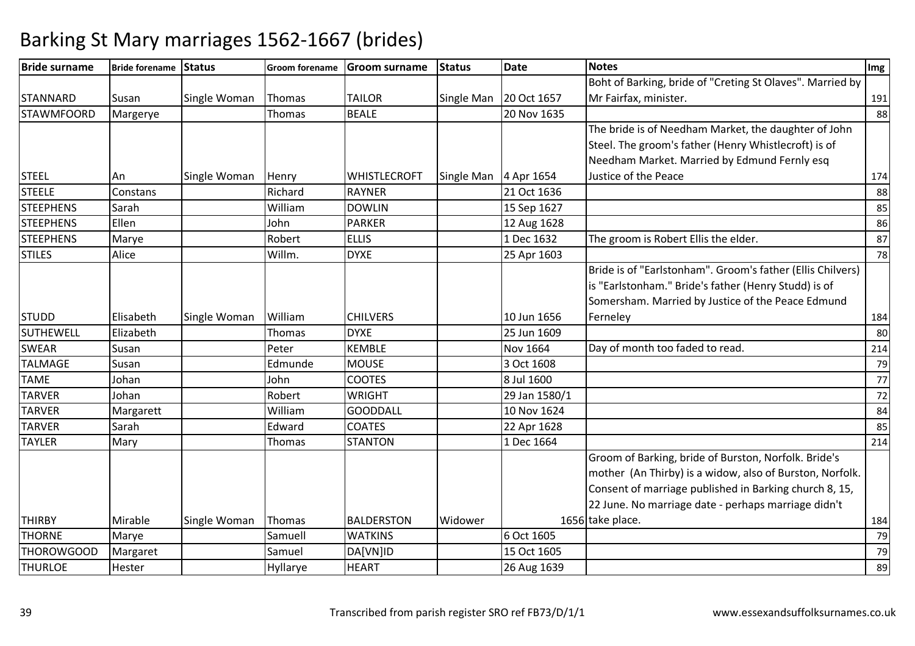# Barking St Mary marriages 1562-1667 (brides)

| Bride surname | Bride forename | Status | Groom forename | Groom surname | Status | Date | Notes | Img |
|---|---|---|---|---|---|---|---|---|
| STANNARD | Susan | Single Woman | Thomas | TAILOR | Single Man | 20 Oct 1657 | Boht of Barking, bride of "Creting St Olaves". Married by Mr Fairfax, minister. | 191 |
| STAWMFOORD | Margerye | | Thomas | BEALE | | 20 Nov 1635 | | 88 |
| STEEL | An | Single Woman | Henry | WHISTLECROFT | Single Man | 4 Apr 1654 | The bride is of Needham Market, the daughter of John Steel. The groom's father (Henry Whistlecroft) is of Needham Market. Married by Edmund Fernly esq Justice of the Peace | 174 |
| STEELE | Constans | | Richard | RAYNER | | 21 Oct 1636 | | 88 |
| STEEPHENS | Sarah | | William | DOWLIN | | 15 Sep 1627 | | 85 |
| STEEPHENS | Ellen | | John | PARKER | | 12 Aug 1628 | | 86 |
| STEEPHENS | Marye | | Robert | ELLIS | | 1 Dec 1632 | The groom is Robert Ellis the elder. | 87 |
| STILES | Alice | | Willm. | DYXE | | 25 Apr 1603 | | 78 |
| STUDD | Elisabeth | Single Woman | William | CHILVERS | | 10 Jun 1656 | Bride is of "Earlstonham". Groom's father (Ellis Chilvers) is "Earlstonham." Bride's father (Henry Studd) is of Somersham. Married by Justice of the Peace Edmund Ferneley | 184 |
| SUTHEWELL | Elizabeth | | Thomas | DYXE | | 25 Jun 1609 | | 80 |
| SWEAR | Susan | | Peter | KEMBLE | | Nov 1664 | Day of month too faded to read. | 214 |
| TALMAGE | Susan | | Edmunde | MOUSE | | 3 Oct 1608 | | 79 |
| TAME | Johan | | John | COOTES | | 8 Jul 1600 | | 77 |
| TARVER | Johan | | Robert | WRIGHT | | 29 Jan 1580/1 | | 72 |
| TARVER | Margarett | | William | GOODDALL | | 10 Nov 1624 | | 84 |
| TARVER | Sarah | | Edward | COATES | | 22 Apr 1628 | | 85 |
| TAYLER | Mary | | Thomas | STANTON | | 1 Dec 1664 | | 214 |
| THIRBY | Mirable | Single Woman | Thomas | BALDERSTON | Widower | 1656 | Groom of Barking, bride of Burston, Norfolk. Bride's mother (An Thirby) is a widow, also of Burston, Norfolk. Consent of marriage published in Barking church 8, 15, 22 June. No marriage date - perhaps marriage didn't take place. | 184 |
| THORNE | Marye | | Samuell | WATKINS | | 6 Oct 1605 | | 79 |
| THOROWGOOD | Margaret | | Samuel | DA[VN]ID | | 15 Oct 1605 | | 79 |
| THURLOE | Hester | | Hyllarye | HEART | | 26 Aug 1639 | | 89 |

Transcribed from parish register SRO ref FB73/D/1/1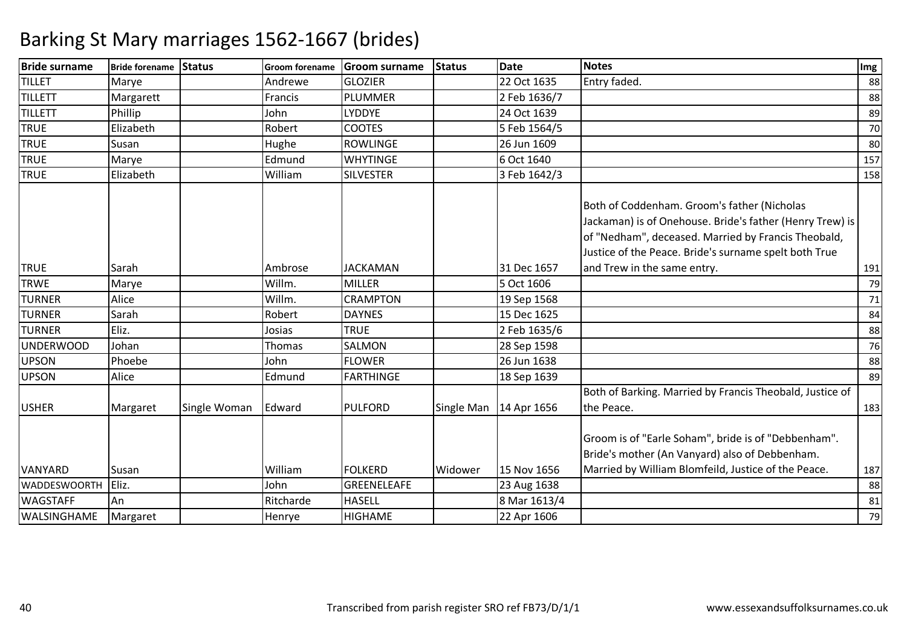# Barking St Mary marriages 1562-1667 (brides)

| Bride surname | Bride forename | Status | Groom forename | Groom surname | Status | Date | Notes | Img |
|---|---|---|---|---|---|---|---|---|
| TILLET | Marye | | Andrewe | GLOZIER | | 22 Oct 1635 | Entry faded. | 88 |
| TILLETT | Margarett | | Francis | PLUMMER | | 2 Feb 1636/7 | | 88 |
| TILLETT | Phillip | | John | LYDDYE | | 24 Oct 1639 | | 89 |
| TRUE | Elizabeth | | Robert | COOTES | | 5 Feb 1564/5 | | 70 |
| TRUE | Susan | | Hughe | ROWLINGE | | 26 Jun 1609 | | 80 |
| TRUE | Marye | | Edmund | WHYTINGE | | 6 Oct 1640 | | 157 |
| TRUE | Elizabeth | | William | SILVESTER | | 3 Feb 1642/3 | | 158 |
| TRUE | Sarah | | Ambrose | JACKAMAN | | 31 Dec 1657 | Both of Coddenham. Groom's father (Nicholas Jackaman) is of Onehouse. Bride's father (Henry Trew) is of "Nedham", deceased. Married by Francis Theobald, Justice of the Peace. Bride's surname spelt both True and Trew in the same entry. | 191 |
| TRWE | Marye | | Willm. | MILLER | | 5 Oct 1606 | | 79 |
| TURNER | Alice | | Willm. | CRAMPTON | | 19 Sep 1568 | | 71 |
| TURNER | Sarah | | Robert | DAYNES | | 15 Dec 1625 | | 84 |
| TURNER | Eliz. | | Josias | TRUE | | 2 Feb 1635/6 | | 88 |
| UNDERWOOD | Johan | | Thomas | SALMON | | 28 Sep 1598 | | 76 |
| UPSON | Phoebe | | John | FLOWER | | 26 Jun 1638 | | 88 |
| UPSON | Alice | | Edmund | FARTHINGE | | 18 Sep 1639 | | 89 |
| USHER | Margaret | Single Woman | Edward | PULFORD | Single Man | 14 Apr 1656 | Both of Barking. Married by Francis Theobald, Justice of the Peace. | 183 |
| VANYARD | Susan | | William | FOLKERD | Widower | 15 Nov 1656 | Groom is of "Earle Soham", bride is of "Debbenham". Bride's mother (An Vanyard) also of Debbenham. Married by William Blomfeild, Justice of the Peace. | 187 |
| WADDESWOORTH | Eliz. | | John | GREENELEAFE | | 23 Aug 1638 | | 88 |
| WAGSTAFF | An | | Ritcharde | HASELL | | 8 Mar 1613/4 | | 81 |
| WALSINGHAME | Margaret | | Henrye | HIGHAME | | 22 Apr 1606 | | 79 |

Transcribed from parish register SRO ref FB73/D/1/1 www.essexandsuffolksurnames.co.uk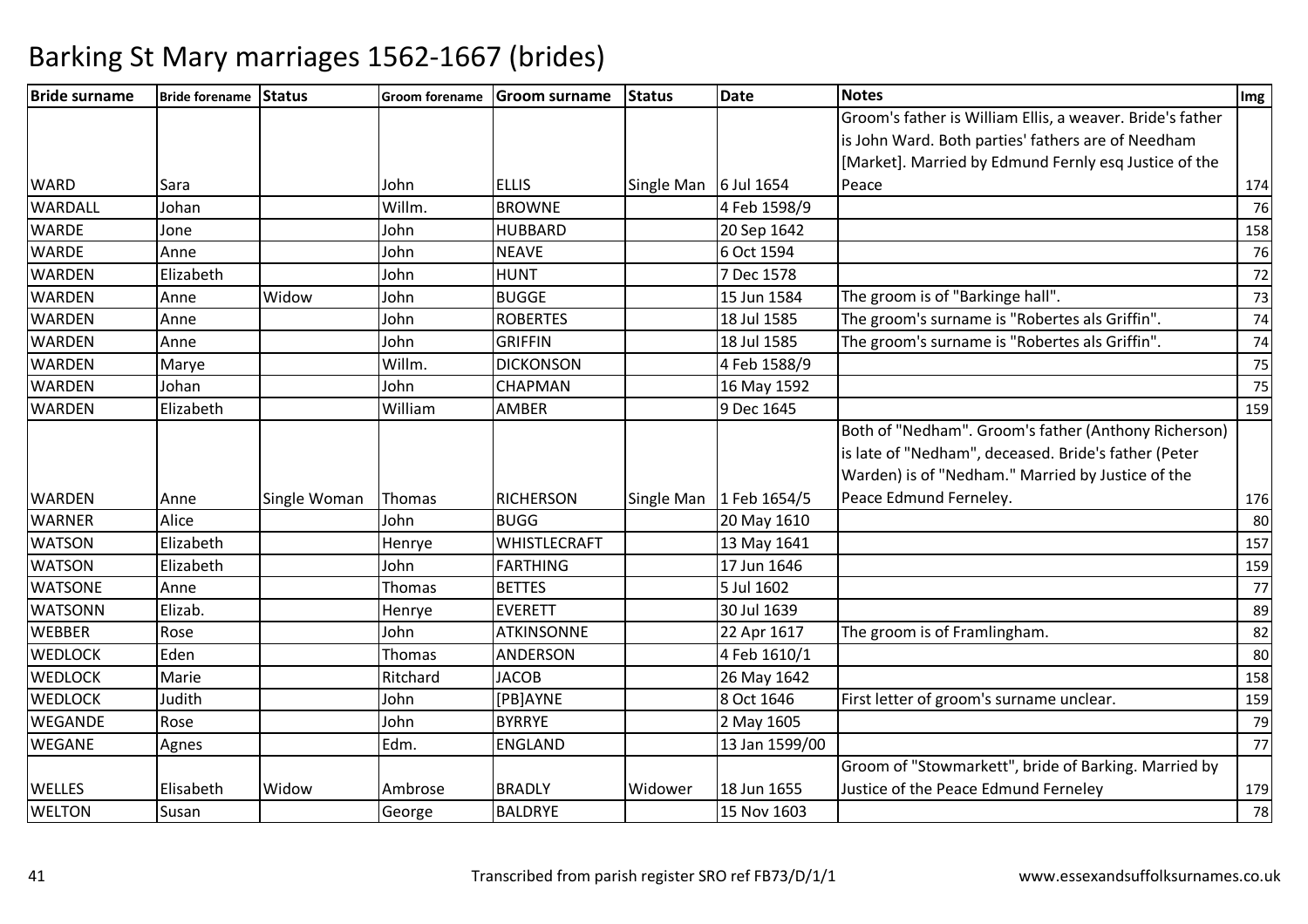# Barking St Mary marriages 1562-1667 (brides)

| Bride surname | Bride forename | Status | Groom forename | Groom surname | Status | Date | Notes | Img |
|---|---|---|---|---|---|---|---|---|
| WARD | Sara | | John | ELLIS | Single Man | 6 Jul 1654 | Groom's father is William Ellis, a weaver. Bride's father is John Ward. Both parties' fathers are of Needham [Market]. Married by Edmund Fernly esq Justice of the Peace | 174 |
| WARDALL | Johan | | Willm. | BROWNE | | 4 Feb 1598/9 | | 76 |
| WARDE | Jone | | John | HUBBARD | | 20 Sep 1642 | | 158 |
| WARDE | Anne | | John | NEAVE | | 6 Oct 1594 | | 76 |
| WARDEN | Elizabeth | | John | HUNT | | 7 Dec 1578 | | 72 |
| WARDEN | Anne | Widow | John | BUGGE | | 15 Jun 1584 | The groom is of "Barkinge hall". | 73 |
| WARDEN | Anne | | John | ROBERTES | | 18 Jul 1585 | The groom's surname is "Robertes als Griffin". | 74 |
| WARDEN | Anne | | John | GRIFFIN | | 18 Jul 1585 | The groom's surname is "Robertes als Griffin". | 74 |
| WARDEN | Marye | | Willm. | DICKONSON | | 4 Feb 1588/9 | | 75 |
| WARDEN | Johan | | John | CHAPMAN | | 16 May 1592 | | 75 |
| WARDEN | Elizabeth | | William | AMBER | | 9 Dec 1645 | | 159 |
| WARDEN | Anne | Single Woman | Thomas | RICHERSON | Single Man | 1 Feb 1654/5 | Both of "Nedham". Groom's father (Anthony Richerson) is late of "Nedham", deceased. Bride's father (Peter Warden) is of "Nedham." Married by Justice of the Peace Edmund Ferneley. | 176 |
| WARNER | Alice | | John | BUGG | | 20 May 1610 | | 80 |
| WATSON | Elizabeth | | Henrye | WHISTLECRAFT | | 13 May 1641 | | 157 |
| WATSON | Elizabeth | | John | FARTHING | | 17 Jun 1646 | | 159 |
| WATSONE | Anne | | Thomas | BETTES | | 5 Jul 1602 | | 77 |
| WATSONN | Elizab. | | Henrye | EVERETT | | 30 Jul 1639 | | 89 |
| WEBBER | Rose | | John | ATKINSONNE | | 22 Apr 1617 | The groom is of Framlingham. | 82 |
| WEDLOCK | Eden | | Thomas | ANDERSON | | 4 Feb 1610/1 | | 80 |
| WEDLOCK | Marie | | Ritchard | JACOB | | 26 May 1642 | | 158 |
| WEDLOCK | Judith | | John | [PB]AYNE | | 8 Oct 1646 | First letter of groom's surname unclear. | 159 |
| WEGANDE | Rose | | John | BYRRYE | | 2 May 1605 | | 79 |
| WEGANE | Agnes | | Edm. | ENGLAND | | 13 Jan 1599/00 | | 77 |
| WELLES | Elisabeth | Widow | Ambrose | BRADLY | Widower | 18 Jun 1655 | Groom of "Stowmarkett", bride of Barking. Married by Justice of the Peace Edmund Ferneley | 179 |
| WELTON | Susan | | George | BALDRYE | | 15 Nov 1603 | | 78 |

Transcribed from parish register SRO ref FB73/D/1/1 www.essexandsuffolksurnames.co.uk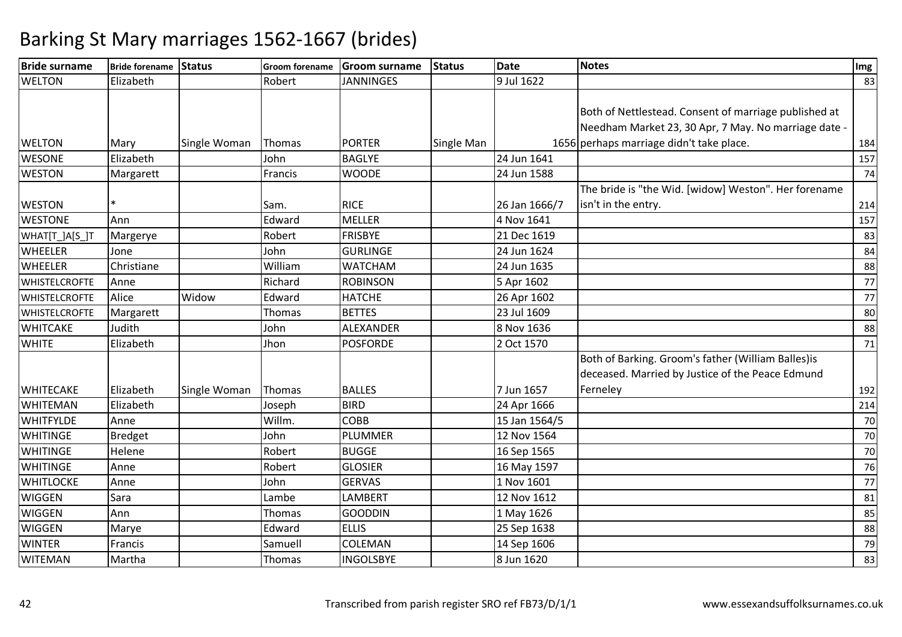# Barking St Mary marriages 1562-1667 (brides)

| Bride surname | Bride forename | Status | Groom forename | Groom surname | Status | Date | Notes | Img |
|---|---|---|---|---|---|---|---|---|
| WELTON | Elizabeth | | Robert | JANNINGES | | 9 Jul 1622 | | 83 |
| WELTON | Mary | Single Woman | Thomas | PORTER | Single Man | 1656 | Both of Nettlestead. Consent of marriage published at Needham Market 23, 30 Apr, 7 May. No marriage date - perhaps marriage didn't take place. | 184 |
| WESONE | Elizabeth | | John | BAGLYE | | 24 Jun 1641 | | 157 |
| WESTON | Margarett | | Francis | WOODE | | 24 Jun 1588 | | 74 |
| WESTON | * | | Sam. | RICE | | 26 Jan 1666/7 | The bride is "the Wid. [widow] Weston". Her forename isn't in the entry. | 214 |
| WESTONE | Ann | | Edward | MELLER | | 4 Nov 1641 | | 157 |
| WHAT[T_]A[S_]T | Margerye | | Robert | FRISBYE | | 21 Dec 1619 | | 83 |
| WHEELER | Jone | | John | GURLINGE | | 24 Jun 1624 | | 84 |
| WHEELER | Christiane | | William | WATCHAM | | 24 Jun 1635 | | 88 |
| WHISTELCROFTE | Anne | | Richard | ROBINSON | | 5 Apr 1602 | | 77 |
| WHISTELCROFTE | Alice | Widow | Edward | HATCHE | | 26 Apr 1602 | | 77 |
| WHISTELCROFTE | Margarett | | Thomas | BETTES | | 23 Jul 1609 | | 80 |
| WHITCAKE | Judith | | John | ALEXANDER | | 8 Nov 1636 | | 88 |
| WHITE | Elizabeth | | Jhon | POSFORDE | | 2 Oct 1570 | | 71 |
| WHITECAKE | Elizabeth | Single Woman | Thomas | BALLES | | 7 Jun 1657 | Both of Barking. Groom's father (William Balles)is deceased. Married by Justice of the Peace Edmund Ferneley | 192 |
| WHITEMAN | Elizabeth | | Joseph | BIRD | | 24 Apr 1666 | | 214 |
| WHITFYLDE | Anne | | Willm. | COBB | | 15 Jan 1564/5 | | 70 |
| WHITINGE | Bredget | | John | PLUMMER | | 12 Nov 1564 | | 70 |
| WHITINGE | Helene | | Robert | BUGGE | | 16 Sep 1565 | | 70 |
| WHITINGE | Anne | | Robert | GLOSIER | | 16 May 1597 | | 76 |
| WHITLOCKE | Anne | | John | GERVAS | | 1 Nov 1601 | | 77 |
| WIGGEN | Sara | | Lambe | LAMBERT | | 12 Nov 1612 | | 81 |
| WIGGEN | Ann | | Thomas | GOODDIN | | 1 May 1626 | | 85 |
| WIGGEN | Marye | | Edward | ELLIS | | 25 Sep 1638 | | 88 |
| WINTER | Francis | | Samuell | COLEMAN | | 14 Sep 1606 | | 79 |
| WITEMAN | Martha | | Thomas | INGOLSBYE | | 8 Jun 1620 | | 83 |

Transcribed from parish register SRO ref FB73/D/1/1

www.essexandsuffolksurnames.co.uk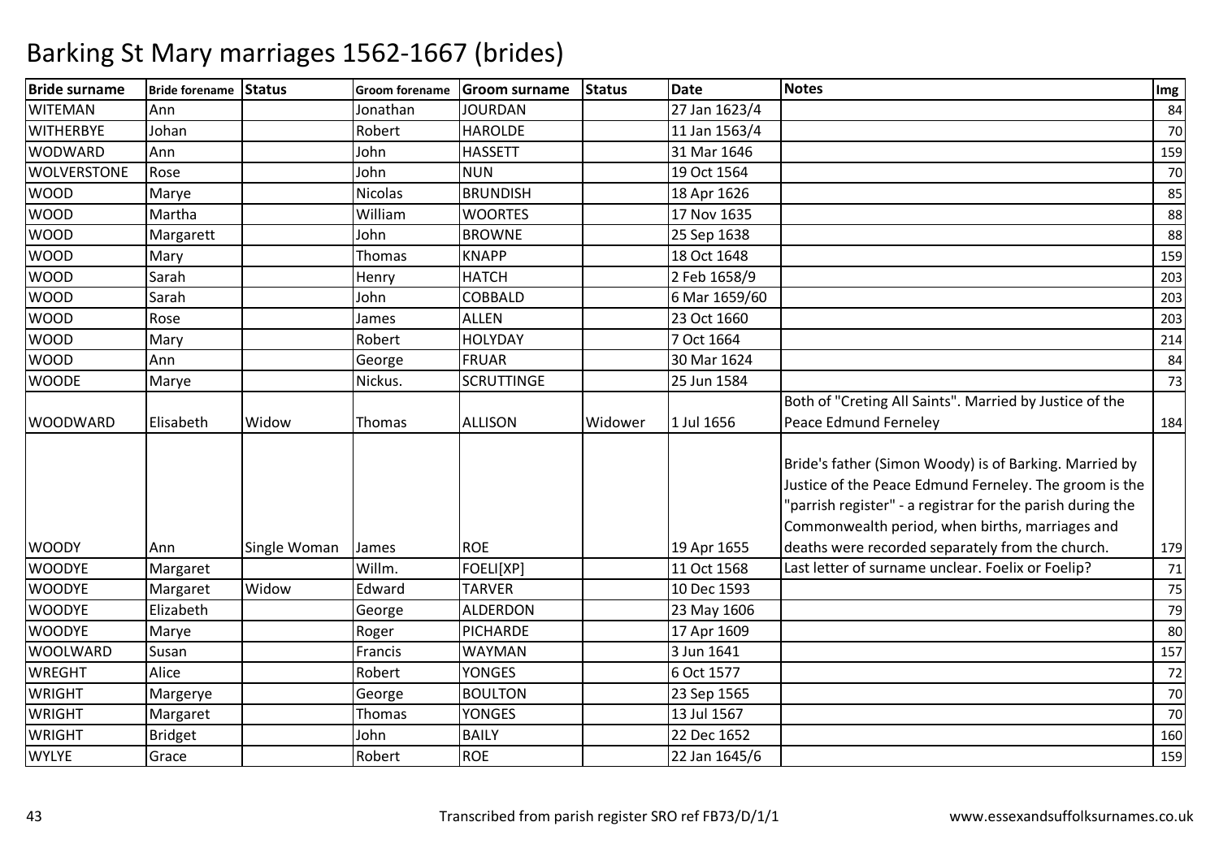# Barking St Mary marriages 1562-1667 (brides)

| Bride surname | Bride forename | Status | Groom forename | Groom surname | Status | Date | Notes | Img |
|---|---|---|---|---|---|---|---|---|
| WITEMAN | Ann | | Jonathan | JOURDAN | | 27 Jan 1623/4 | | 84 |
| WITHERBYE | Johan | | Robert | HAROLDE | | 11 Jan 1563/4 | | 70 |
| WODWARD | Ann | | John | HASSETT | | 31 Mar 1646 | | 159 |
| WOLVERSTONE | Rose | | John | NUN | | 19 Oct 1564 | | 70 |
| WOOD | Marye | | Nicolas | BRUNDISH | | 18 Apr 1626 | | 85 |
| WOOD | Martha | | William | WOORTES | | 17 Nov 1635 | | 88 |
| WOOD | Margarett | | John | BROWNE | | 25 Sep 1638 | | 88 |
| WOOD | Mary | | Thomas | KNAPP | | 18 Oct 1648 | | 159 |
| WOOD | Sarah | | Henry | HATCH | | 2 Feb 1658/9 | | 203 |
| WOOD | Sarah | | John | COBBALD | | 6 Mar 1659/60 | | 203 |
| WOOD | Rose | | James | ALLEN | | 23 Oct 1660 | | 203 |
| WOOD | Mary | | Robert | HOLYDAY | | 7 Oct 1664 | | 214 |
| WOOD | Ann | | George | FRUAR | | 30 Mar 1624 | | 84 |
| WOODE | Marye | | Nickus. | SCRUTTINGE | | 25 Jun 1584 | | 73 |
| WOODWARD | Elisabeth | Widow | Thomas | ALLISON | Widower | 1 Jul 1656 | Both of "Creting All Saints". Married by Justice of the Peace Edmund Ferneley | 184 |
| WOODY | Ann | Single Woman | James | ROE | | 19 Apr 1655 | Bride's father (Simon Woody) is of Barking. Married by Justice of the Peace Edmund Ferneley. The groom is the "parrish register" - a registrar for the parish during the Commonwealth period, when births, marriages and deaths were recorded separately from the church. | 179 |
| WOODYE | Margaret | | Willm. | FOELI[XP] | | 11 Oct 1568 | Last letter of surname unclear. Foelix or Foelip? | 71 |
| WOODYE | Margaret | Widow | Edward | TARVER | | 10 Dec 1593 | | 75 |
| WOODYE | Elizabeth | | George | ALDERDON | | 23 May 1606 | | 79 |
| WOODYE | Marye | | Roger | PICHARDE | | 17 Apr 1609 | | 80 |
| WOOLWARD | Susan | | Francis | WAYMAN | | 3 Jun 1641 | | 157 |
| WREGHT | Alice | | Robert | YONGES | | 6 Oct 1577 | | 72 |
| WRIGHT | Margerye | | George | BOULTON | | 23 Sep 1565 | | 70 |
| WRIGHT | Margaret | | Thomas | YONGES | | 13 Jul 1567 | | 70 |
| WRIGHT | Bridget | | John | BAILY | | 22 Dec 1652 | | 160 |
| WYLYE | Grace | | Robert | ROE | | 22 Jan 1645/6 | | 159 |

Transcribed from parish register SRO ref FB73/D/1/1

www.essexandsuffolksurnames.co.uk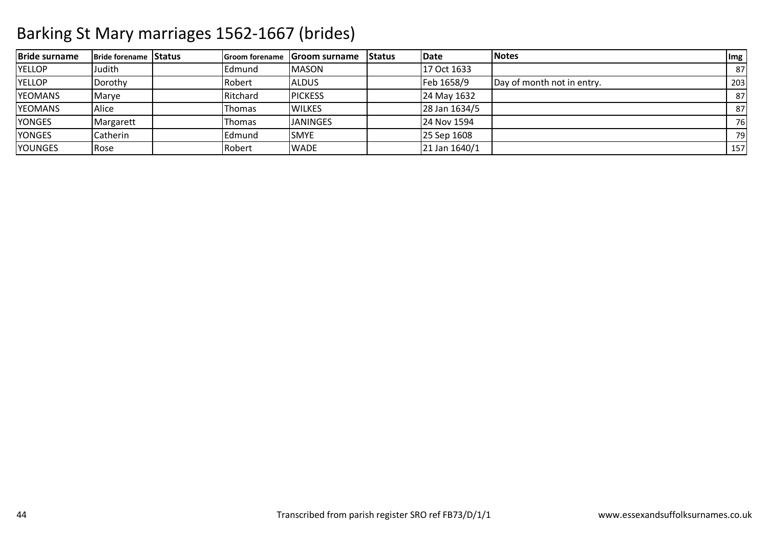# Barking St Mary marriages 1562-1667 (brides)

| Bride surname | Bride forename | Status | Groom forename | Groom surname | Status | Date | Notes | Img |
|---|---|---|---|---|---|---|---|---|
| YELLOP | Judith | | Edmund | MASON | | 17 Oct 1633 | | 87 |
| YELLOP | Dorothy | | Robert | ALDUS | | Feb 1658/9 | Day of month not in entry. | 203 |
| YEOMANS | Marye | | Ritchard | PICKESS | | 24 May 1632 | | 87 |
| YEOMANS | Alice | | Thomas | WILKES | | 28 Jan 1634/5 | | 87 |
| YONGES | Margarett | | Thomas | JANINGES | | 24 Nov 1594 | | 76 |
| YONGES | Catherin | | Edmund | SMYE | | 25 Sep 1608 | | 79 |
| YOUNGES | Rose | | Robert | WADE | | 21 Jan 1640/1 | | 157 |

Transcribed from parish register SRO ref FB73/D/1/1

www.essexandsuffolksurnames.co.uk